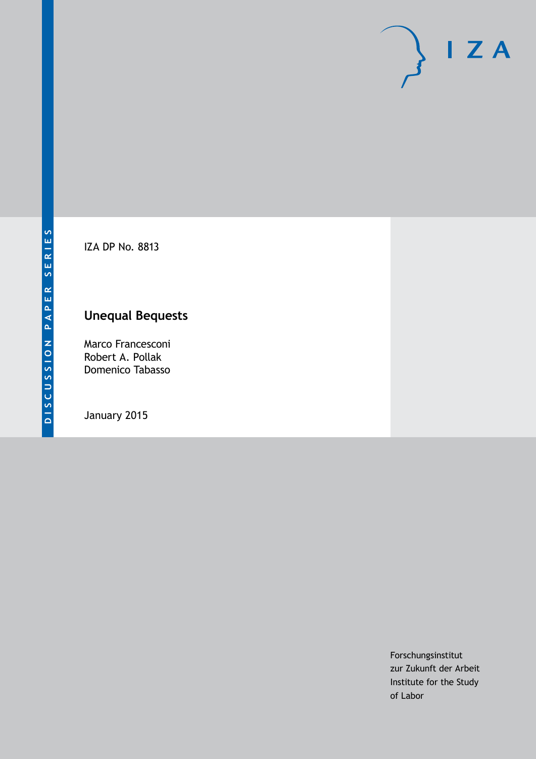DISCUSSION PAPER SERIES

IZA DP No. 8813

# Unequal Bequests

Marco Francesconi
Robert A. Pollak
Domenico Tabasso

January 2015

Forschungsinstitut
zur Zukunft der Arbeit
Institute for the Study
of Labor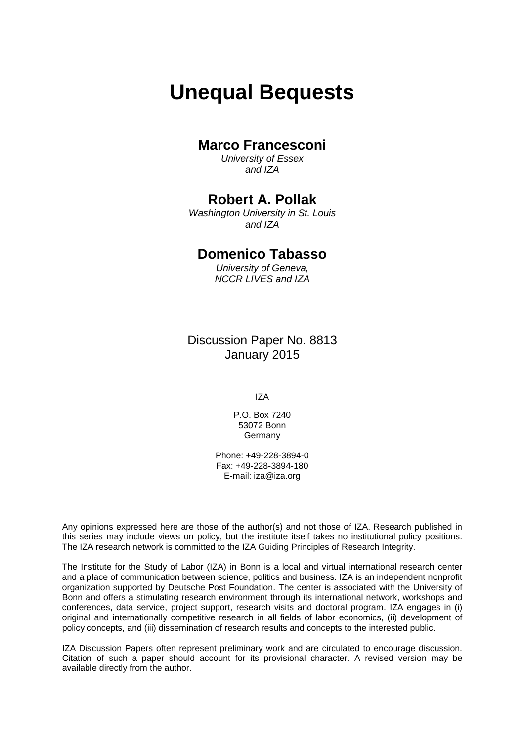# Unequal Bequests

## Marco Francesconi

*University of Essex and IZA*

## Robert A. Pollak

*Washington University in St. Louis and IZA*

## Domenico Tabasso

*University of Geneva, NCCR LIVES and IZA*

Discussion Paper No. 8813
January 2015

IZA

P.O. Box 7240
53072 Bonn
Germany

Phone: +49-228-3894-0
Fax: +49-228-3894-180
E-mail: iza@iza.org

Any opinions expressed here are those of the author(s) and not those of IZA. Research published in this series may include views on policy, but the institute itself takes no institutional policy positions. The IZA research network is committed to the IZA Guiding Principles of Research Integrity.

The Institute for the Study of Labor (IZA) in Bonn is a local and virtual international research center and a place of communication between science, politics and business. IZA is an independent nonprofit organization supported by Deutsche Post Foundation. The center is associated with the University of Bonn and offers a stimulating research environment through its international network, workshops and conferences, data service, project support, research visits and doctoral program. IZA engages in (i) original and internationally competitive research in all fields of labor economics, (ii) development of policy concepts, and (iii) dissemination of research results and concepts to the interested public.

IZA Discussion Papers often represent preliminary work and are circulated to encourage discussion. Citation of such a paper should account for its provisional character. A revised version may be available directly from the author.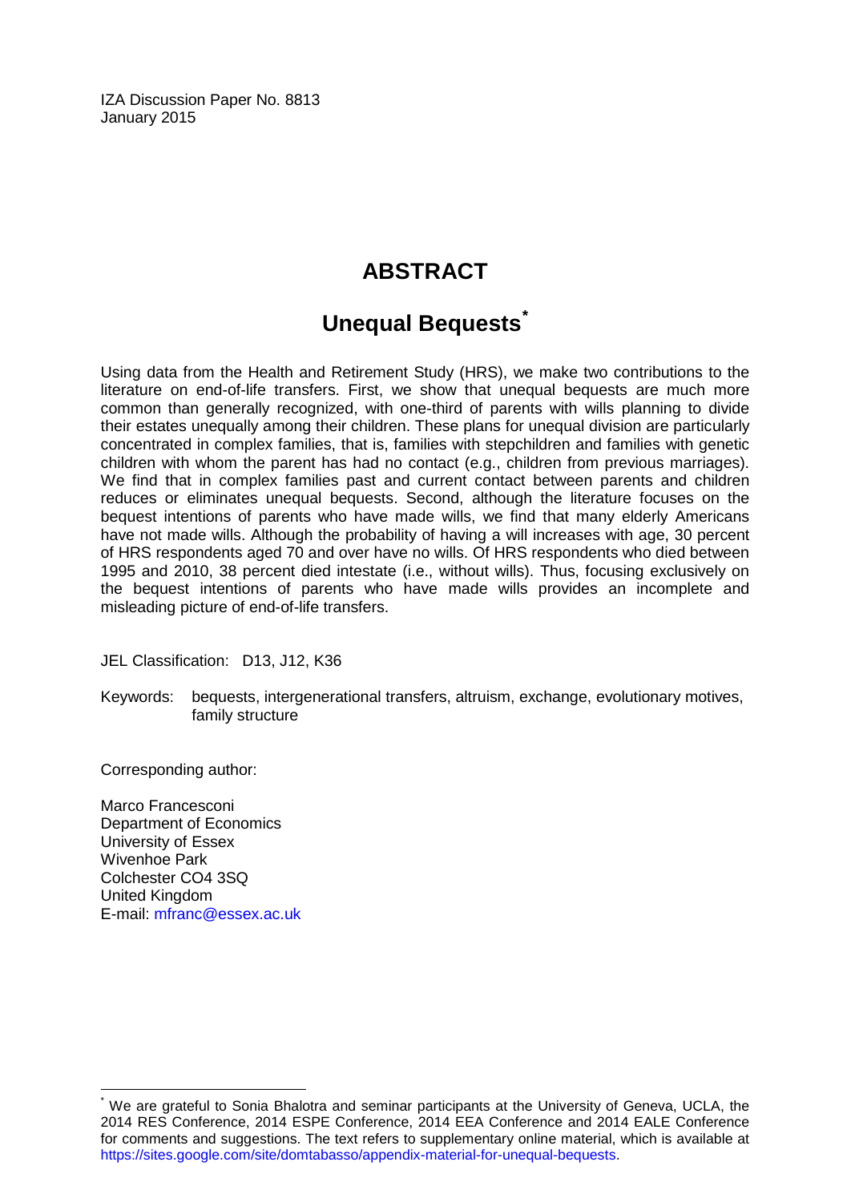IZA Discussion Paper No. 8813
January 2015

# ABSTRACT

## Unequal Bequests*

Using data from the Health and Retirement Study (HRS), we make two contributions to the literature on end-of-life transfers. First, we show that unequal bequests are much more common than generally recognized, with one-third of parents with wills planning to divide their estates unequally among their children. These plans for unequal division are particularly concentrated in complex families, that is, families with stepchildren and families with genetic children with whom the parent has had no contact (e.g., children from previous marriages). We find that in complex families past and current contact between parents and children reduces or eliminates unequal bequests. Second, although the literature focuses on the bequest intentions of parents who have made wills, we find that many elderly Americans have not made wills. Although the probability of having a will increases with age, 30 percent of HRS respondents aged 70 and over have no wills. Of HRS respondents who died between 1995 and 2010, 38 percent died intestate (i.e., without wills). Thus, focusing exclusively on the bequest intentions of parents who have made wills provides an incomplete and misleading picture of end-of-life transfers.

JEL Classification: D13, J12, K36

Keywords: bequests, intergenerational transfers, altruism, exchange, evolutionary motives, family structure

Corresponding author:

Marco Francesconi
Department of Economics
University of Essex
Wivenhoe Park
Colchester CO4 3SQ
United Kingdom
E-mail: mfranc@essex.ac.uk

---

* We are grateful to Sonia Bhalotra and seminar participants at the University of Geneva, UCLA, the 2014 RES Conference, 2014 ESPE Conference, 2014 EEA Conference and 2014 EALE Conference for comments and suggestions. The text refers to supplementary online material, which is available at https://sites.google.com/site/domtabasso/appendix-material-for-unequal-bequests.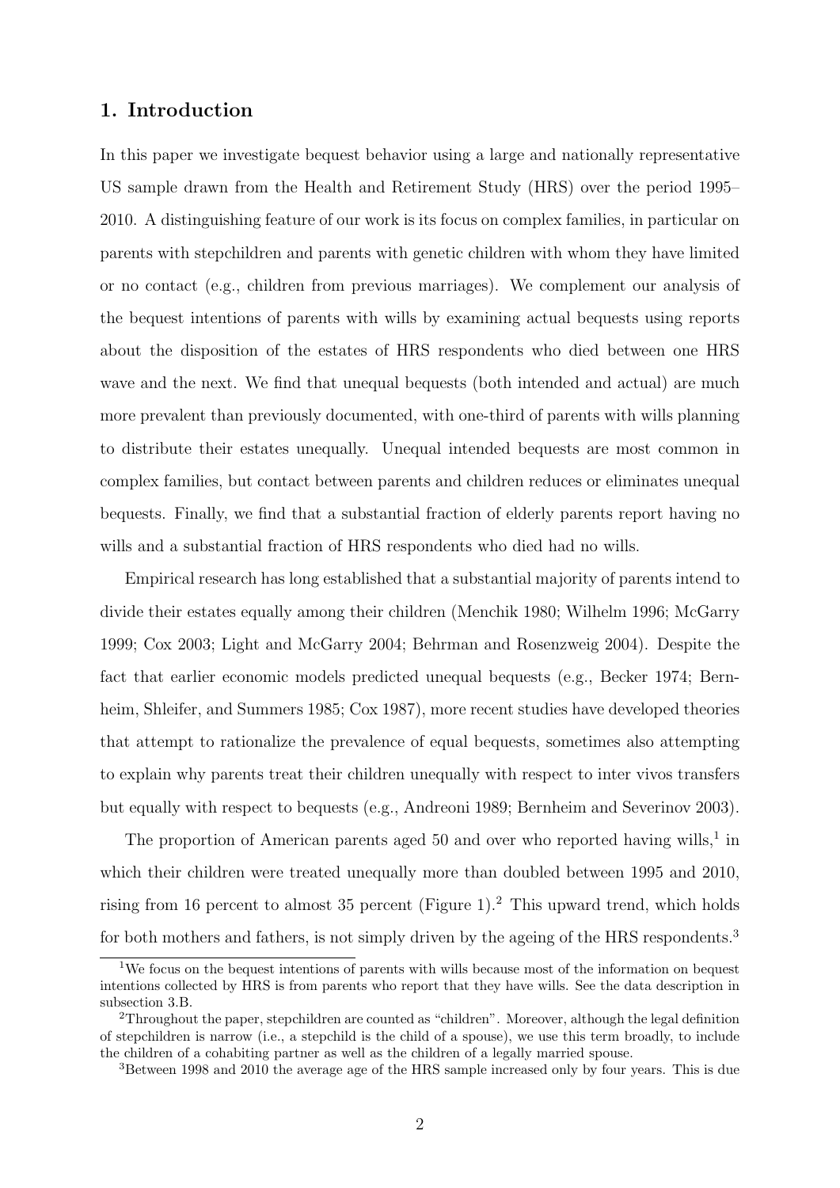## 1. Introduction

In this paper we investigate bequest behavior using a large and nationally representative US sample drawn from the Health and Retirement Study (HRS) over the period 1995–2010. A distinguishing feature of our work is its focus on complex families, in particular on parents with stepchildren and parents with genetic children with whom they have limited or no contact (e.g., children from previous marriages). We complement our analysis of the bequest intentions of parents with wills by examining actual bequests using reports about the disposition of the estates of HRS respondents who died between one HRS wave and the next. We find that unequal bequests (both intended and actual) are much more prevalent than previously documented, with one-third of parents with wills planning to distribute their estates unequally. Unequal intended bequests are most common in complex families, but contact between parents and children reduces or eliminates unequal bequests. Finally, we find that a substantial fraction of elderly parents report having no wills and a substantial fraction of HRS respondents who died had no wills.

Empirical research has long established that a substantial majority of parents intend to divide their estates equally among their children (Menchik 1980; Wilhelm 1996; McGarry 1999; Cox 2003; Light and McGarry 2004; Behrman and Rosenzweig 2004). Despite the fact that earlier economic models predicted unequal bequests (e.g., Becker 1974; Bernheim, Shleifer, and Summers 1985; Cox 1987), more recent studies have developed theories that attempt to rationalize the prevalence of equal bequests, sometimes also attempting to explain why parents treat their children unequally with respect to inter vivos transfers but equally with respect to bequests (e.g., Andreoni 1989; Bernheim and Severinov 2003).

The proportion of American parents aged 50 and over who reported having wills,[1] in which their children were treated unequally more than doubled between 1995 and 2010, rising from 16 percent to almost 35 percent (Figure 1).[2] This upward trend, which holds for both mothers and fathers, is not simply driven by the ageing of the HRS respondents.[3]

[1] We focus on the bequest intentions of parents with wills because most of the information on bequest intentions collected by HRS is from parents who report that they have wills. See the data description in subsection 3.B.

[2] Throughout the paper, stepchildren are counted as "children". Moreover, although the legal definition of stepchildren is narrow (i.e., a stepchild is the child of a spouse), we use this term broadly, to include the children of a cohabiting partner as well as the children of a legally married spouse.

[3] Between 1998 and 2010 the average age of the HRS sample increased only by four years. This is due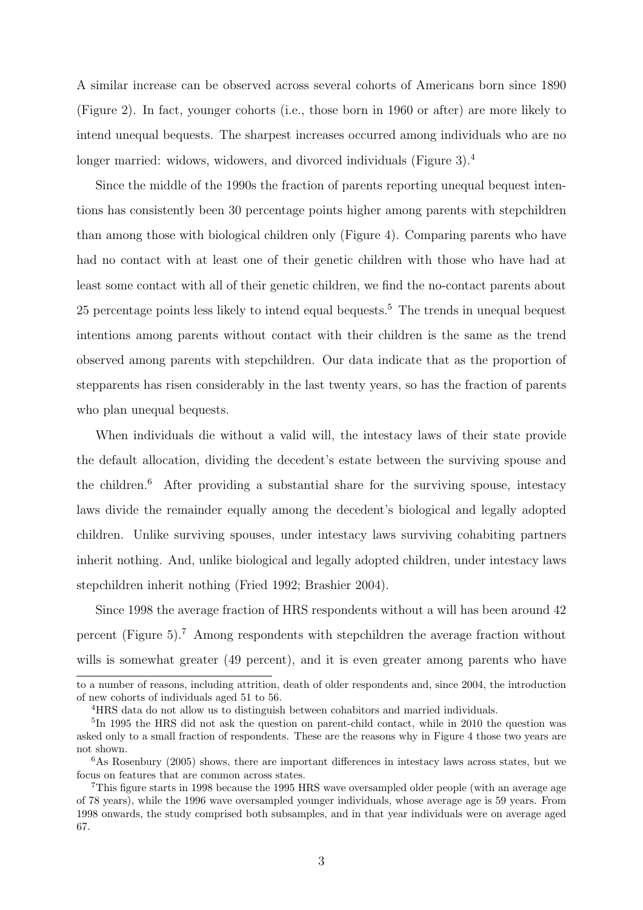A similar increase can be observed across several cohorts of Americans born since 1890 (Figure 2). In fact, younger cohorts (i.e., those born in 1960 or after) are more likely to intend unequal bequests. The sharpest increases occurred among individuals who are no longer married: widows, widowers, and divorced individuals (Figure 3).[4]

Since the middle of the 1990s the fraction of parents reporting unequal bequest intentions has consistently been 30 percentage points higher among parents with stepchildren than among those with biological children only (Figure 4). Comparing parents who have had no contact with at least one of their genetic children with those who have had at least some contact with all of their genetic children, we find the no-contact parents about 25 percentage points less likely to intend equal bequests.[5] The trends in unequal bequest intentions among parents without contact with their children is the same as the trend observed among parents with stepchildren. Our data indicate that as the proportion of stepparents has risen considerably in the last twenty years, so has the fraction of parents who plan unequal bequests.

When individuals die without a valid will, the intestacy laws of their state provide the default allocation, dividing the decedent's estate between the surviving spouse and the children.[6] After providing a substantial share for the surviving spouse, intestacy laws divide the remainder equally among the decedent's biological and legally adopted children. Unlike surviving spouses, under intestacy laws surviving cohabiting partners inherit nothing. And, unlike biological and legally adopted children, under intestacy laws stepchildren inherit nothing (Fried 1992; Brashier 2004).

Since 1998 the average fraction of HRS respondents without a will has been around 42 percent (Figure 5).[7] Among respondents with stepchildren the average fraction without wills is somewhat greater (49 percent), and it is even greater among parents who have

---

to a number of reasons, including attrition, death of older respondents and, since 2004, the introduction of new cohorts of individuals aged 51 to 56.

[4] HRS data do not allow us to distinguish between cohabitors and married individuals.

[5] In 1995 the HRS did not ask the question on parent-child contact, while in 2010 the question was asked only to a small fraction of respondents. These are the reasons why in Figure 4 those two years are not shown.

[6] As Rosenbury (2005) shows, there are important differences in intestacy laws across states, but we focus on features that are common across states.

[7] This figure starts in 1998 because the 1995 HRS wave oversampled older people (with an average age of 78 years), while the 1996 wave oversampled younger individuals, whose average age is 59 years. From 1998 onwards, the study comprised both subsamples, and in that year individuals were on average aged 67.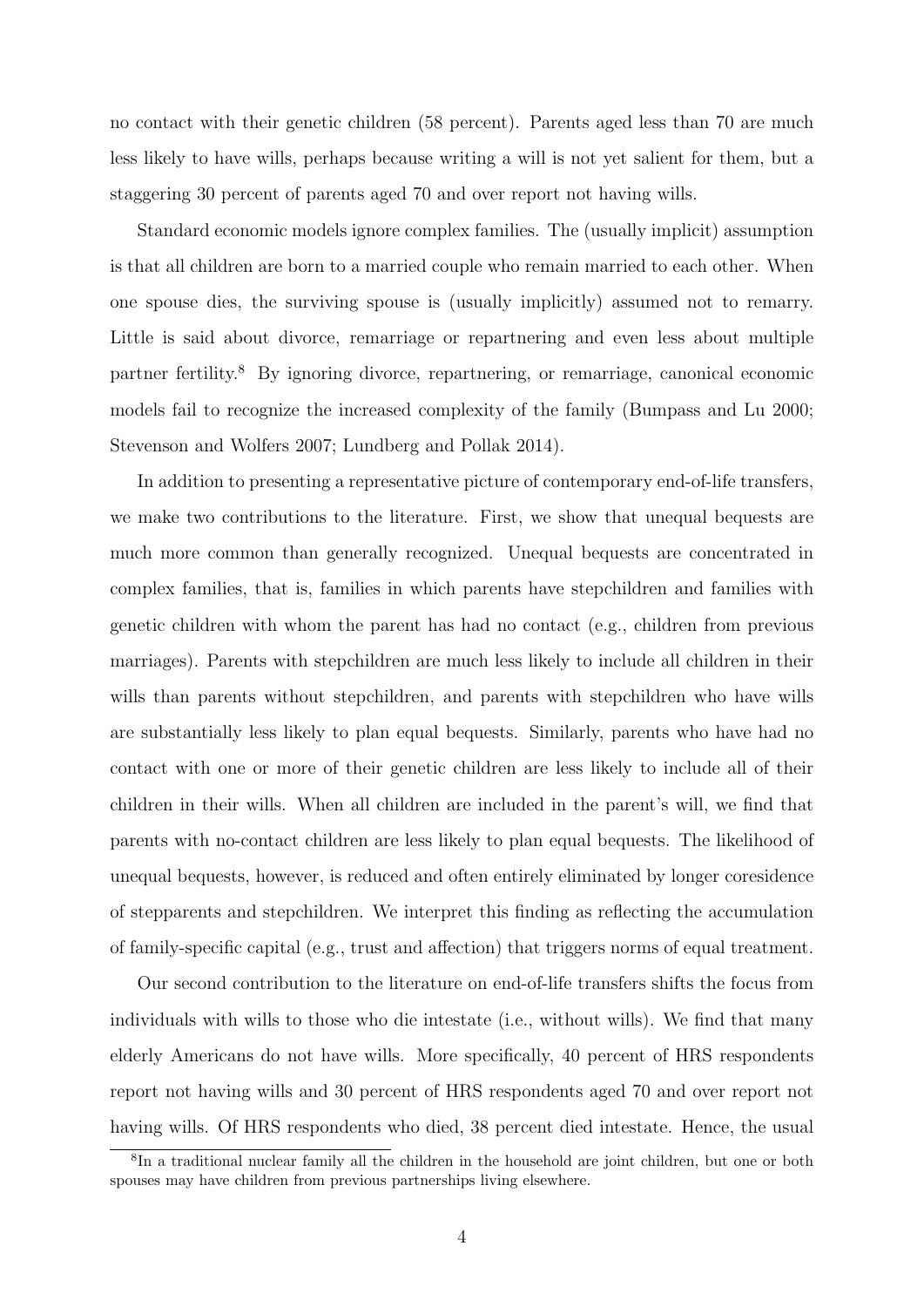no contact with their genetic children (58 percent). Parents aged less than 70 are much less likely to have wills, perhaps because writing a will is not yet salient for them, but a staggering 30 percent of parents aged 70 and over report not having wills.

Standard economic models ignore complex families. The (usually implicit) assumption is that all children are born to a married couple who remain married to each other. When one spouse dies, the surviving spouse is (usually implicitly) assumed not to remarry. Little is said about divorce, remarriage or repartnering and even less about multiple partner fertility.[8] By ignoring divorce, repartnering, or remarriage, canonical economic models fail to recognize the increased complexity of the family (Bumpass and Lu 2000; Stevenson and Wolfers 2007; Lundberg and Pollak 2014).

In addition to presenting a representative picture of contemporary end-of-life transfers, we make two contributions to the literature. First, we show that unequal bequests are much more common than generally recognized. Unequal bequests are concentrated in complex families, that is, families in which parents have stepchildren and families with genetic children with whom the parent has had no contact (e.g., children from previous marriages). Parents with stepchildren are much less likely to include all children in their wills than parents without stepchildren, and parents with stepchildren who have wills are substantially less likely to plan equal bequests. Similarly, parents who have had no contact with one or more of their genetic children are less likely to include all of their children in their wills. When all children are included in the parent's will, we find that parents with no-contact children are less likely to plan equal bequests. The likelihood of unequal bequests, however, is reduced and often entirely eliminated by longer coresidence of stepparents and stepchildren. We interpret this finding as reflecting the accumulation of family-specific capital (e.g., trust and affection) that triggers norms of equal treatment.

Our second contribution to the literature on end-of-life transfers shifts the focus from individuals with wills to those who die intestate (i.e., without wills). We find that many elderly Americans do not have wills. More specifically, 40 percent of HRS respondents report not having wills and 30 percent of HRS respondents aged 70 and over report not having wills. Of HRS respondents who died, 38 percent died intestate. Hence, the usual

[8]In a traditional nuclear family all the children in the household are joint children, but one or both spouses may have children from previous partnerships living elsewhere.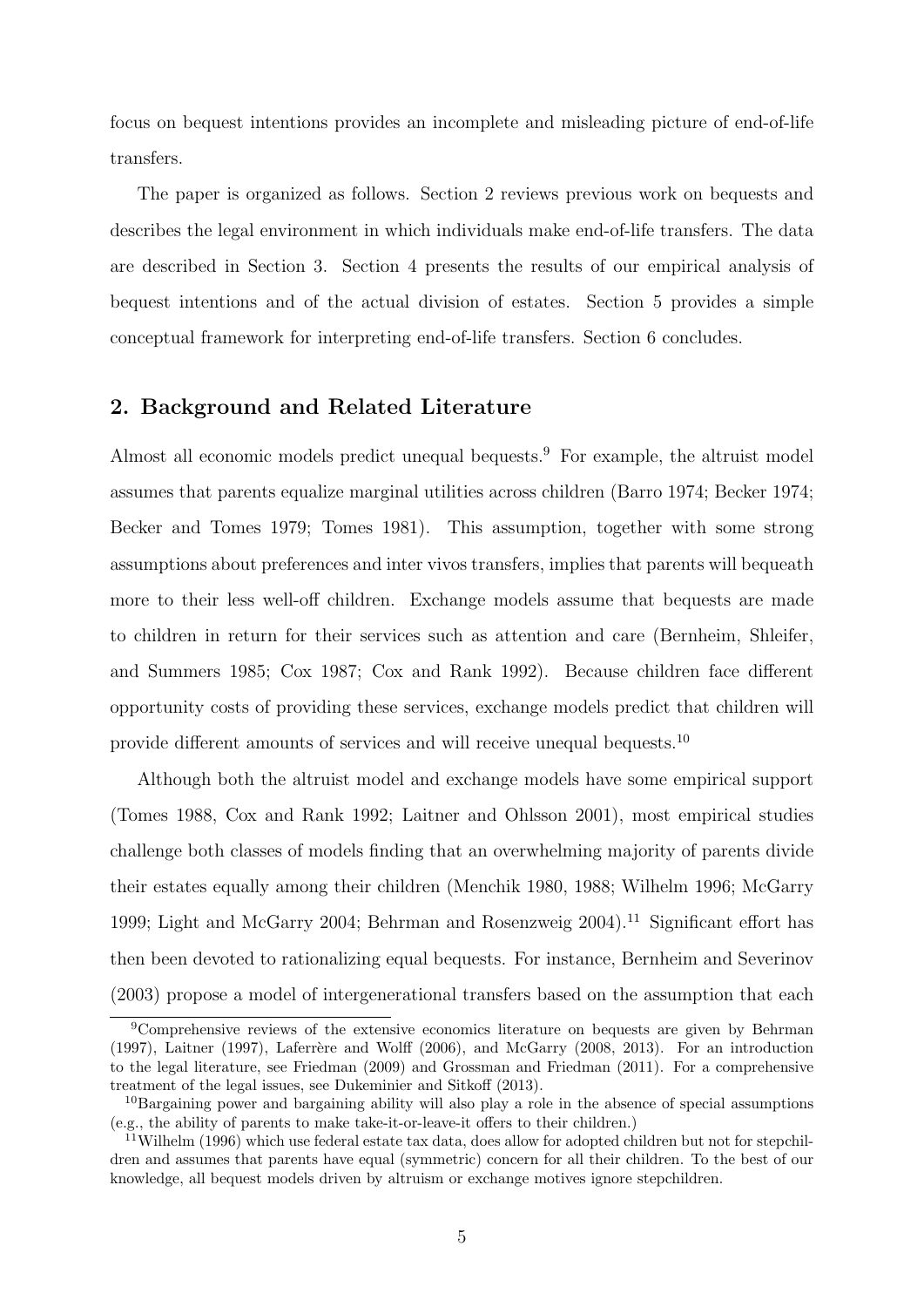focus on bequest intentions provides an incomplete and misleading picture of end-of-life transfers.

The paper is organized as follows. Section 2 reviews previous work on bequests and describes the legal environment in which individuals make end-of-life transfers. The data are described in Section 3. Section 4 presents the results of our empirical analysis of bequest intentions and of the actual division of estates. Section 5 provides a simple conceptual framework for interpreting end-of-life transfers. Section 6 concludes.

## 2. Background and Related Literature

Almost all economic models predict unequal bequests.[9] For example, the altruist model assumes that parents equalize marginal utilities across children (Barro 1974; Becker 1974; Becker and Tomes 1979; Tomes 1981). This assumption, together with some strong assumptions about preferences and inter vivos transfers, implies that parents will bequeath more to their less well-off children. Exchange models assume that bequests are made to children in return for their services such as attention and care (Bernheim, Shleifer, and Summers 1985; Cox 1987; Cox and Rank 1992). Because children face different opportunity costs of providing these services, exchange models predict that children will provide different amounts of services and will receive unequal bequests.[10]

Although both the altruist model and exchange models have some empirical support (Tomes 1988, Cox and Rank 1992; Laitner and Ohlsson 2001), most empirical studies challenge both classes of models finding that an overwhelming majority of parents divide their estates equally among their children (Menchik 1980, 1988; Wilhelm 1996; McGarry 1999; Light and McGarry 2004; Behrman and Rosenzweig 2004).[11] Significant effort has then been devoted to rationalizing equal bequests. For instance, Bernheim and Severinov (2003) propose a model of intergenerational transfers based on the assumption that each

[9] Comprehensive reviews of the extensive economics literature on bequests are given by Behrman (1997), Laitner (1997), Laferrère and Wolff (2006), and McGarry (2008, 2013). For an introduction to the legal literature, see Friedman (2009) and Grossman and Friedman (2011). For a comprehensive treatment of the legal issues, see Dukeminier and Sitkoff (2013).

[10] Bargaining power and bargaining ability will also play a role in the absence of special assumptions (e.g., the ability of parents to make take-it-or-leave-it offers to their children.)

[11] Wilhelm (1996) which use federal estate tax data, does allow for adopted children but not for stepchildren and assumes that parents have equal (symmetric) concern for all their children. To the best of our knowledge, all bequest models driven by altruism or exchange motives ignore stepchildren.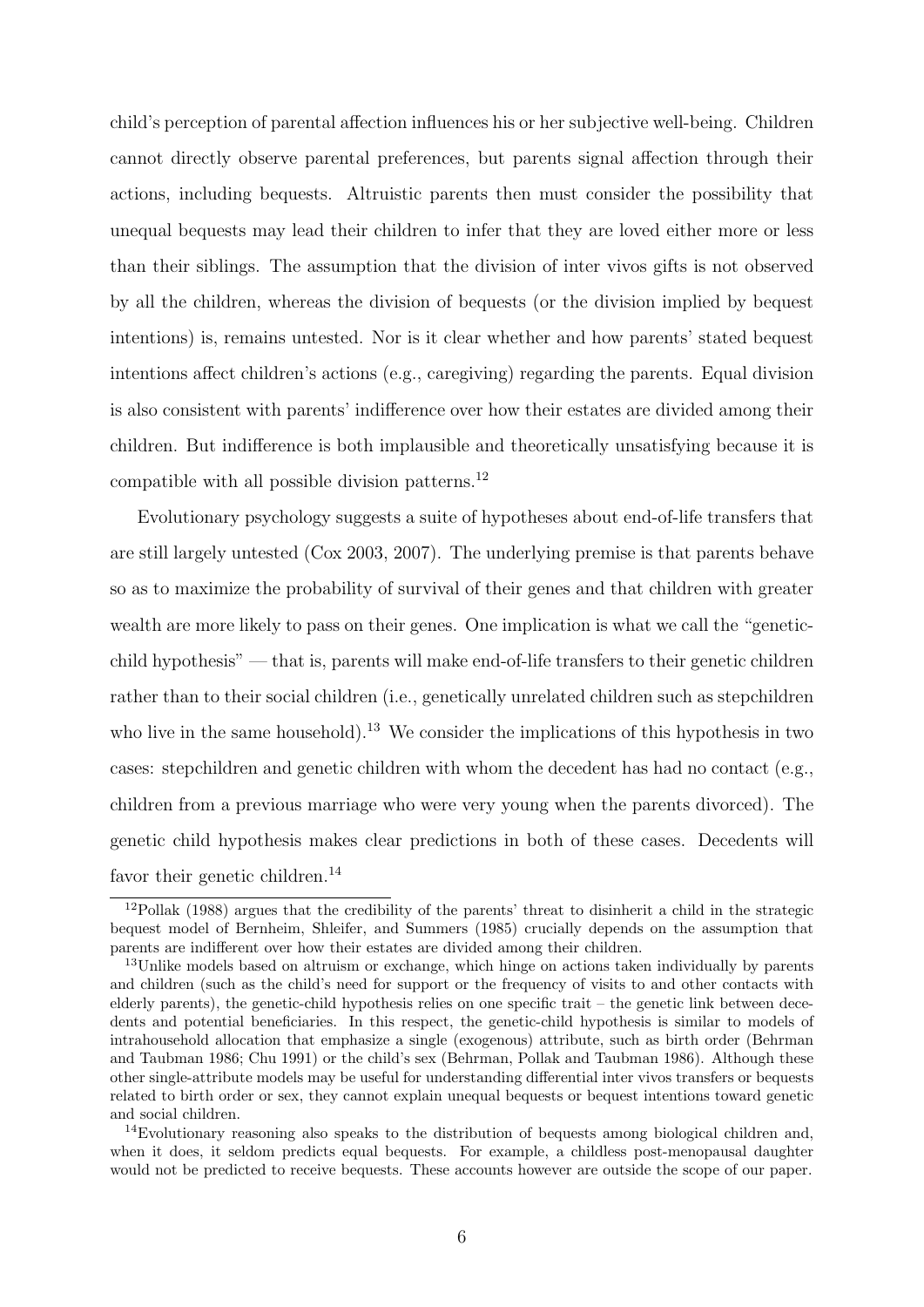child's perception of parental affection influences his or her subjective well-being. Children cannot directly observe parental preferences, but parents signal affection through their actions, including bequests. Altruistic parents then must consider the possibility that unequal bequests may lead their children to infer that they are loved either more or less than their siblings. The assumption that the division of inter vivos gifts is not observed by all the children, whereas the division of bequests (or the division implied by bequest intentions) is, remains untested. Nor is it clear whether and how parents' stated bequest intentions affect children's actions (e.g., caregiving) regarding the parents. Equal division is also consistent with parents' indifference over how their estates are divided among their children. But indifference is both implausible and theoretically unsatisfying because it is compatible with all possible division patterns.[12]

Evolutionary psychology suggests a suite of hypotheses about end-of-life transfers that are still largely untested (Cox 2003, 2007). The underlying premise is that parents behave so as to maximize the probability of survival of their genes and that children with greater wealth are more likely to pass on their genes. One implication is what we call the "genetic-child hypothesis" — that is, parents will make end-of-life transfers to their genetic children rather than to their social children (i.e., genetically unrelated children such as stepchildren who live in the same household).[13] We consider the implications of this hypothesis in two cases: stepchildren and genetic children with whom the decedent has had no contact (e.g., children from a previous marriage who were very young when the parents divorced). The genetic child hypothesis makes clear predictions in both of these cases. Decedents will favor their genetic children.[14]

[12] Pollak (1988) argues that the credibility of the parents' threat to disinherit a child in the strategic bequest model of Bernheim, Shleifer, and Summers (1985) crucially depends on the assumption that parents are indifferent over how their estates are divided among their children.

[13] Unlike models based on altruism or exchange, which hinge on actions taken individually by parents and children (such as the child's need for support or the frequency of visits to and other contacts with elderly parents), the genetic-child hypothesis relies on one specific trait – the genetic link between decedents and potential beneficiaries. In this respect, the genetic-child hypothesis is similar to models of intrahousehold allocation that emphasize a single (exogenous) attribute, such as birth order (Behrman and Taubman 1986; Chu 1991) or the child's sex (Behrman, Pollak and Taubman 1986). Although these other single-attribute models may be useful for understanding differential inter vivos transfers or bequests related to birth order or sex, they cannot explain unequal bequests or bequest intentions toward genetic and social children.

[14] Evolutionary reasoning also speaks to the distribution of bequests among biological children and, when it does, it seldom predicts equal bequests. For example, a childless post-menopausal daughter would not be predicted to receive bequests. These accounts however are outside the scope of our paper.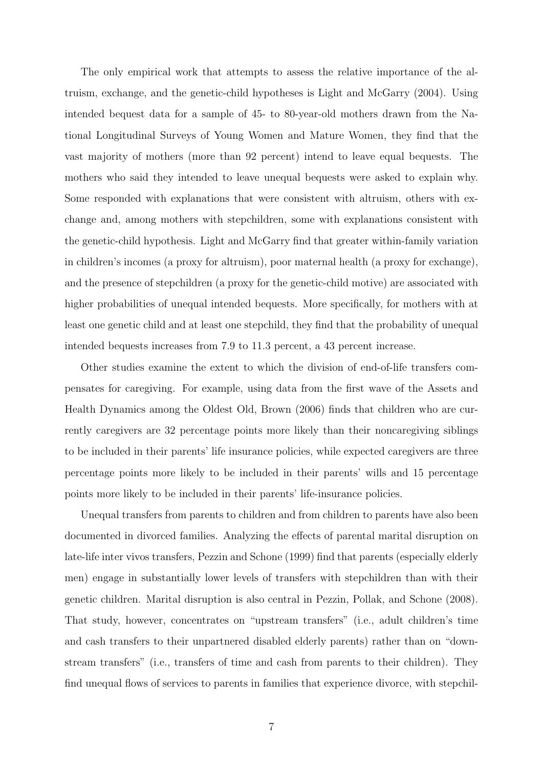The only empirical work that attempts to assess the relative importance of the altruism, exchange, and the genetic-child hypotheses is Light and McGarry (2004). Using intended bequest data for a sample of 45- to 80-year-old mothers drawn from the National Longitudinal Surveys of Young Women and Mature Women, they find that the vast majority of mothers (more than 92 percent) intend to leave equal bequests. The mothers who said they intended to leave unequal bequests were asked to explain why. Some responded with explanations that were consistent with altruism, others with exchange and, among mothers with stepchildren, some with explanations consistent with the genetic-child hypothesis. Light and McGarry find that greater within-family variation in children's incomes (a proxy for altruism), poor maternal health (a proxy for exchange), and the presence of stepchildren (a proxy for the genetic-child motive) are associated with higher probabilities of unequal intended bequests. More specifically, for mothers with at least one genetic child and at least one stepchild, they find that the probability of unequal intended bequests increases from 7.9 to 11.3 percent, a 43 percent increase.

Other studies examine the extent to which the division of end-of-life transfers compensates for caregiving. For example, using data from the first wave of the Assets and Health Dynamics among the Oldest Old, Brown (2006) finds that children who are currently caregivers are 32 percentage points more likely than their noncaregiving siblings to be included in their parents' life insurance policies, while expected caregivers are three percentage points more likely to be included in their parents' wills and 15 percentage points more likely to be included in their parents' life-insurance policies.

Unequal transfers from parents to children and from children to parents have also been documented in divorced families. Analyzing the effects of parental marital disruption on late-life inter vivos transfers, Pezzin and Schone (1999) find that parents (especially elderly men) engage in substantially lower levels of transfers with stepchildren than with their genetic children. Marital disruption is also central in Pezzin, Pollak, and Schone (2008). That study, however, concentrates on "upstream transfers" (i.e., adult children's time and cash transfers to their unpartnered disabled elderly parents) rather than on "downstream transfers" (i.e., transfers of time and cash from parents to their children). They find unequal flows of services to parents in families that experience divorce, with stepchil-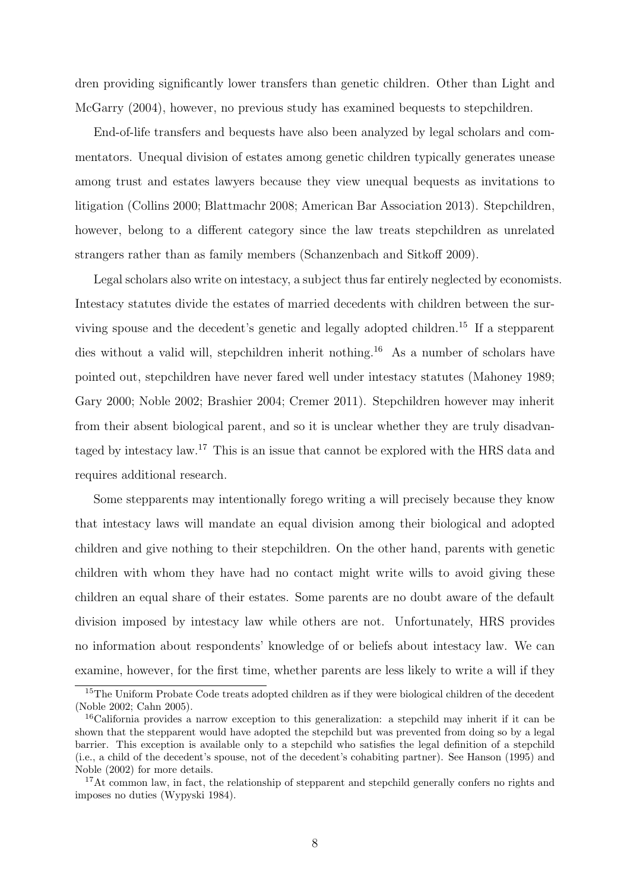dren providing significantly lower transfers than genetic children. Other than Light and McGarry (2004), however, no previous study has examined bequests to stepchildren.

End-of-life transfers and bequests have also been analyzed by legal scholars and commentators. Unequal division of estates among genetic children typically generates unease among trust and estates lawyers because they view unequal bequests as invitations to litigation (Collins 2000; Blattmachr 2008; American Bar Association 2013). Stepchildren, however, belong to a different category since the law treats stepchildren as unrelated strangers rather than as family members (Schanzenbach and Sitkoff 2009).

Legal scholars also write on intestacy, a subject thus far entirely neglected by economists. Intestacy statutes divide the estates of married decedents with children between the surviving spouse and the decedent's genetic and legally adopted children.[15] If a stepparent dies without a valid will, stepchildren inherit nothing.[16] As a number of scholars have pointed out, stepchildren have never fared well under intestacy statutes (Mahoney 1989; Gary 2000; Noble 2002; Brashier 2004; Cremer 2011). Stepchildren however may inherit from their absent biological parent, and so it is unclear whether they are truly disadvantaged by intestacy law.[17] This is an issue that cannot be explored with the HRS data and requires additional research.

Some stepparents may intentionally forego writing a will precisely because they know that intestacy laws will mandate an equal division among their biological and adopted children and give nothing to their stepchildren. On the other hand, parents with genetic children with whom they have had no contact might write wills to avoid giving these children an equal share of their estates. Some parents are no doubt aware of the default division imposed by intestacy law while others are not. Unfortunately, HRS provides no information about respondents' knowledge of or beliefs about intestacy law. We can examine, however, for the first time, whether parents are less likely to write a will if they

[15] The Uniform Probate Code treats adopted children as if they were biological children of the decedent (Noble 2002; Cahn 2005).

[16] California provides a narrow exception to this generalization: a stepchild may inherit if it can be shown that the stepparent would have adopted the stepchild but was prevented from doing so by a legal barrier. This exception is available only to a stepchild who satisfies the legal definition of a stepchild (i.e., a child of the decedent's spouse, not of the decedent's cohabiting partner). See Hanson (1995) and Noble (2002) for more details.

[17] At common law, in fact, the relationship of stepparent and stepchild generally confers no rights and imposes no duties (Wypyski 1984).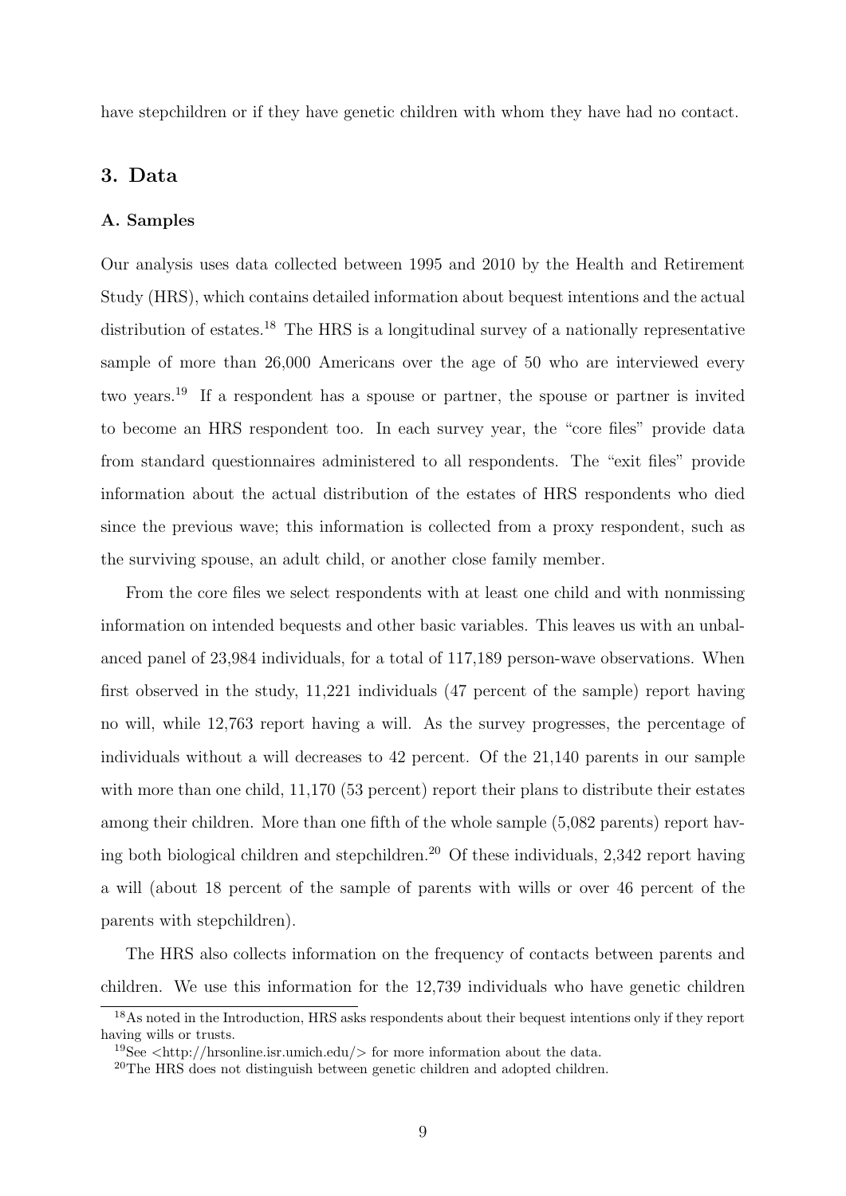have stepchildren or if they have genetic children with whom they have had no contact.

## 3. Data

### A. Samples

Our analysis uses data collected between 1995 and 2010 by the Health and Retirement Study (HRS), which contains detailed information about bequest intentions and the actual distribution of estates.[18] The HRS is a longitudinal survey of a nationally representative sample of more than 26,000 Americans over the age of 50 who are interviewed every two years.[19] If a respondent has a spouse or partner, the spouse or partner is invited to become an HRS respondent too. In each survey year, the "core files" provide data from standard questionnaires administered to all respondents. The "exit files" provide information about the actual distribution of the estates of HRS respondents who died since the previous wave; this information is collected from a proxy respondent, such as the surviving spouse, an adult child, or another close family member.

From the core files we select respondents with at least one child and with nonmissing information on intended bequests and other basic variables. This leaves us with an unbalanced panel of 23,984 individuals, for a total of 117,189 person-wave observations. When first observed in the study, 11,221 individuals (47 percent of the sample) report having no will, while 12,763 report having a will. As the survey progresses, the percentage of individuals without a will decreases to 42 percent. Of the 21,140 parents in our sample with more than one child, 11,170 (53 percent) report their plans to distribute their estates among their children. More than one fifth of the whole sample (5,082 parents) report having both biological children and stepchildren.[20] Of these individuals, 2,342 report having a will (about 18 percent of the sample of parents with wills or over 46 percent of the parents with stepchildren).

The HRS also collects information on the frequency of contacts between parents and children. We use this information for the 12,739 individuals who have genetic children

[18] As noted in the Introduction, HRS asks respondents about their bequest intentions only if they report having wills or trusts.

[19] See <http://hrsonline.isr.umich.edu/> for more information about the data.

[20] The HRS does not distinguish between genetic children and adopted children.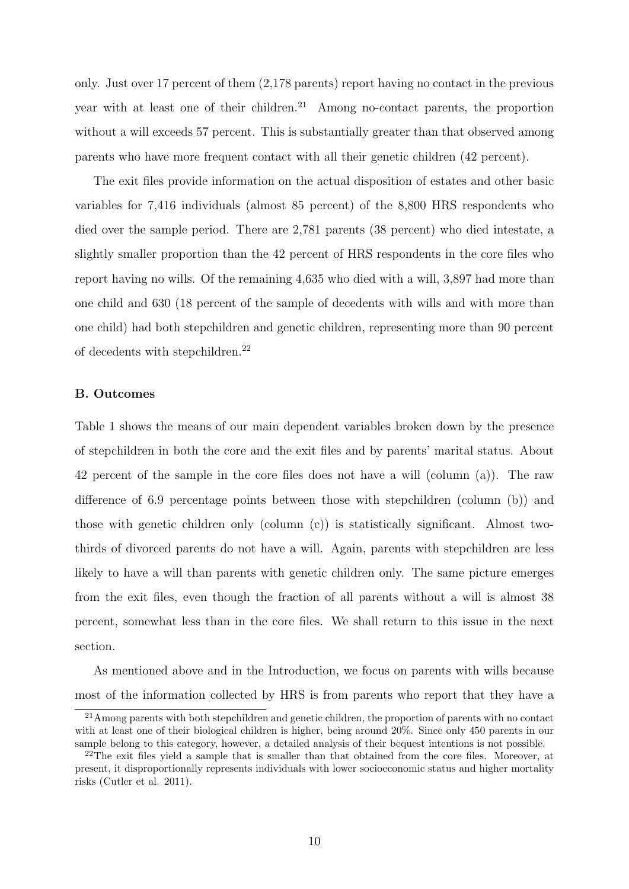only. Just over 17 percent of them (2,178 parents) report having no contact in the previous year with at least one of their children.[21] Among no-contact parents, the proportion without a will exceeds 57 percent. This is substantially greater than that observed among parents who have more frequent contact with all their genetic children (42 percent).

The exit files provide information on the actual disposition of estates and other basic variables for 7,416 individuals (almost 85 percent) of the 8,800 HRS respondents who died over the sample period. There are 2,781 parents (38 percent) who died intestate, a slightly smaller proportion than the 42 percent of HRS respondents in the core files who report having no wills. Of the remaining 4,635 who died with a will, 3,897 had more than one child and 630 (18 percent of the sample of decedents with wills and with more than one child) had both stepchildren and genetic children, representing more than 90 percent of decedents with stepchildren.[22]

**B. Outcomes**

Table 1 shows the means of our main dependent variables broken down by the presence of stepchildren in both the core and the exit files and by parents' marital status. About 42 percent of the sample in the core files does not have a will (column (a)). The raw difference of 6.9 percentage points between those with stepchildren (column (b)) and those with genetic children only (column (c)) is statistically significant. Almost two-thirds of divorced parents do not have a will. Again, parents with stepchildren are less likely to have a will than parents with genetic children only. The same picture emerges from the exit files, even though the fraction of all parents without a will is almost 38 percent, somewhat less than in the core files. We shall return to this issue in the next section.

As mentioned above and in the Introduction, we focus on parents with wills because most of the information collected by HRS is from parents who report that they have a

[21] Among parents with both stepchildren and genetic children, the proportion of parents with no contact with at least one of their biological children is higher, being around 20%. Since only 450 parents in our sample belong to this category, however, a detailed analysis of their bequest intentions is not possible.

[22] The exit files yield a sample that is smaller than that obtained from the core files. Moreover, at present, it disproportionally represents individuals with lower socioeconomic status and higher mortality risks (Cutler et al. 2011).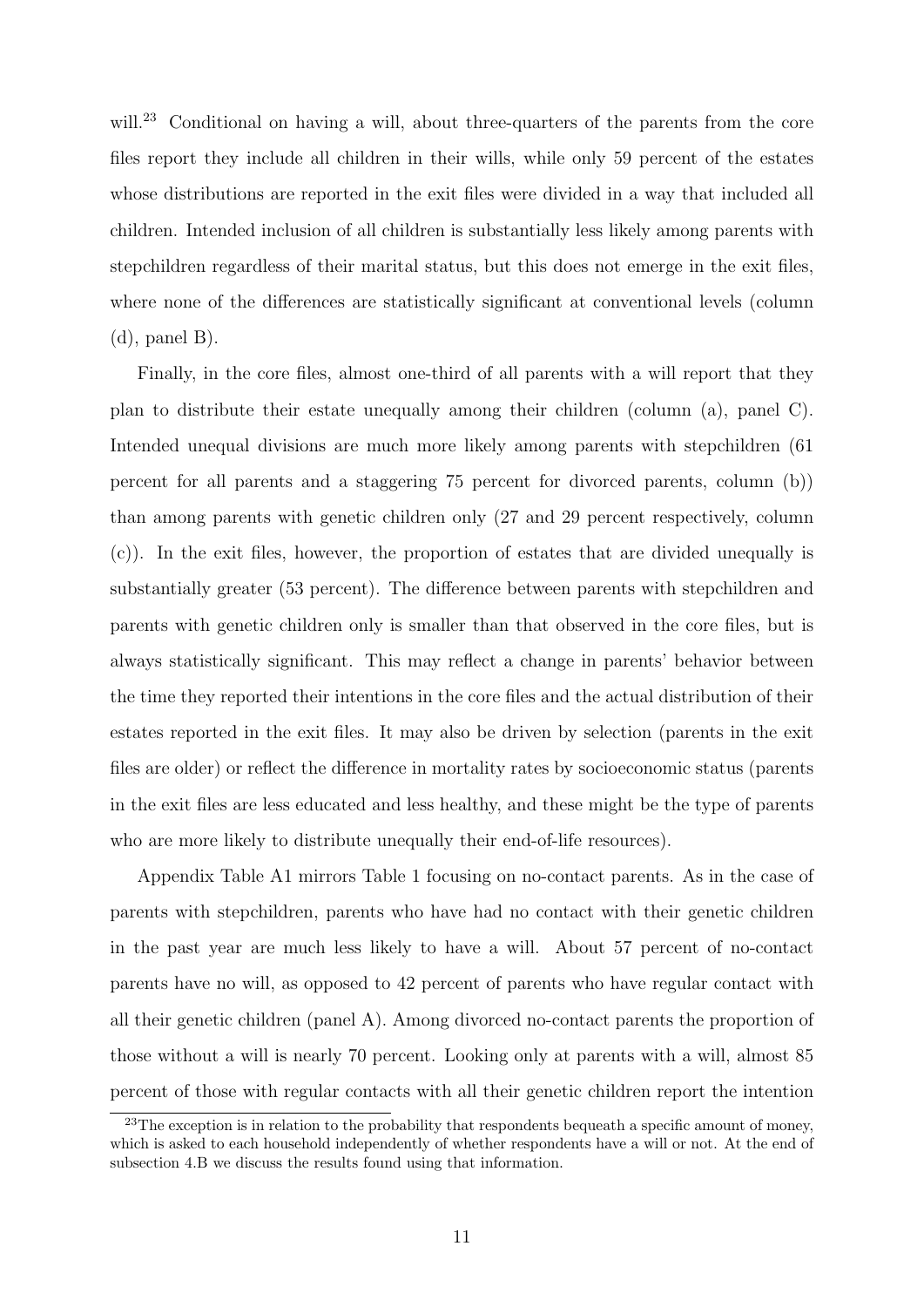will.[23] Conditional on having a will, about three-quarters of the parents from the core files report they include all children in their wills, while only 59 percent of the estates whose distributions are reported in the exit files were divided in a way that included all children. Intended inclusion of all children is substantially less likely among parents with stepchildren regardless of their marital status, but this does not emerge in the exit files, where none of the differences are statistically significant at conventional levels (column (d), panel B).

Finally, in the core files, almost one-third of all parents with a will report that they plan to distribute their estate unequally among their children (column (a), panel C). Intended unequal divisions are much more likely among parents with stepchildren (61 percent for all parents and a staggering 75 percent for divorced parents, column (b)) than among parents with genetic children only (27 and 29 percent respectively, column (c)). In the exit files, however, the proportion of estates that are divided unequally is substantially greater (53 percent). The difference between parents with stepchildren and parents with genetic children only is smaller than that observed in the core files, but is always statistically significant. This may reflect a change in parents' behavior between the time they reported their intentions in the core files and the actual distribution of their estates reported in the exit files. It may also be driven by selection (parents in the exit files are older) or reflect the difference in mortality rates by socioeconomic status (parents in the exit files are less educated and less healthy, and these might be the type of parents who are more likely to distribute unequally their end-of-life resources).

Appendix Table A1 mirrors Table 1 focusing on no-contact parents. As in the case of parents with stepchildren, parents who have had no contact with their genetic children in the past year are much less likely to have a will. About 57 percent of no-contact parents have no will, as opposed to 42 percent of parents who have regular contact with all their genetic children (panel A). Among divorced no-contact parents the proportion of those without a will is nearly 70 percent. Looking only at parents with a will, almost 85 percent of those with regular contacts with all their genetic children report the intention

[23] The exception is in relation to the probability that respondents bequeath a specific amount of money, which is asked to each household independently of whether respondents have a will or not. At the end of subsection 4.B we discuss the results found using that information.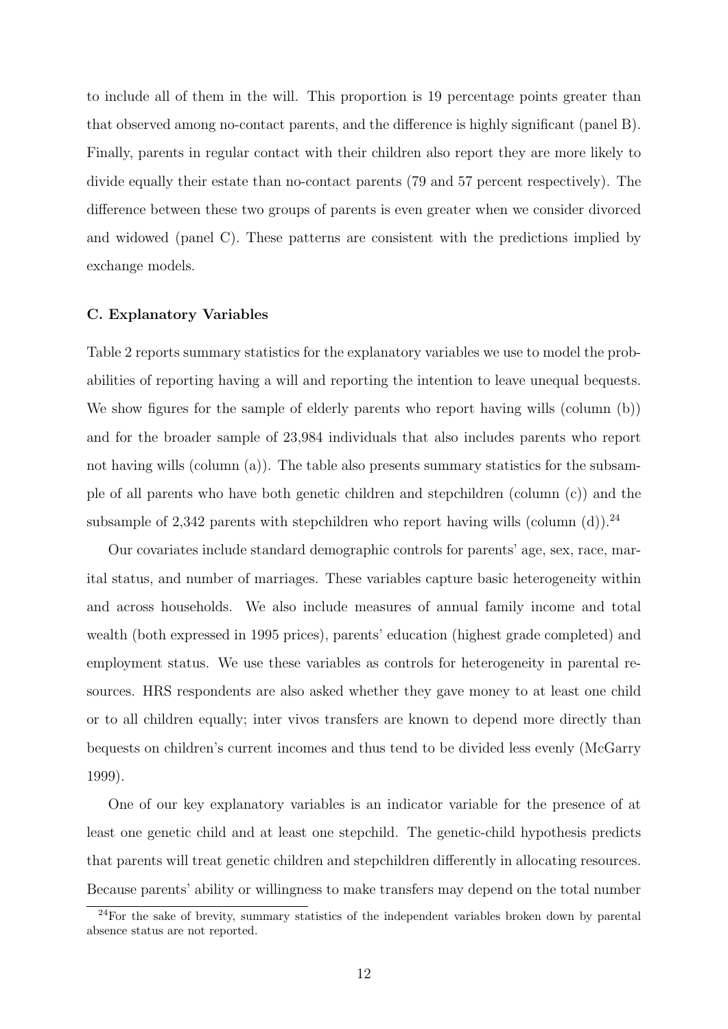to include all of them in the will. This proportion is 19 percentage points greater than that observed among no-contact parents, and the difference is highly significant (panel B). Finally, parents in regular contact with their children also report they are more likely to divide equally their estate than no-contact parents (79 and 57 percent respectively). The difference between these two groups of parents is even greater when we consider divorced and widowed (panel C). These patterns are consistent with the predictions implied by exchange models.

### C. Explanatory Variables

Table 2 reports summary statistics for the explanatory variables we use to model the probabilities of reporting having a will and reporting the intention to leave unequal bequests. We show figures for the sample of elderly parents who report having wills (column (b)) and for the broader sample of 23,984 individuals that also includes parents who report not having wills (column (a)). The table also presents summary statistics for the subsample of all parents who have both genetic children and stepchildren (column (c)) and the subsample of 2,342 parents with stepchildren who report having wills (column (d)).[24]

Our covariates include standard demographic controls for parents' age, sex, race, marital status, and number of marriages. These variables capture basic heterogeneity within and across households. We also include measures of annual family income and total wealth (both expressed in 1995 prices), parents' education (highest grade completed) and employment status. We use these variables as controls for heterogeneity in parental resources. HRS respondents are also asked whether they gave money to at least one child or to all children equally; inter vivos transfers are known to depend more directly than bequests on children's current incomes and thus tend to be divided less evenly (McGarry 1999).

One of our key explanatory variables is an indicator variable for the presence of at least one genetic child and at least one stepchild. The genetic-child hypothesis predicts that parents will treat genetic children and stepchildren differently in allocating resources. Because parents' ability or willingness to make transfers may depend on the total number

[24] For the sake of brevity, summary statistics of the independent variables broken down by parental absence status are not reported.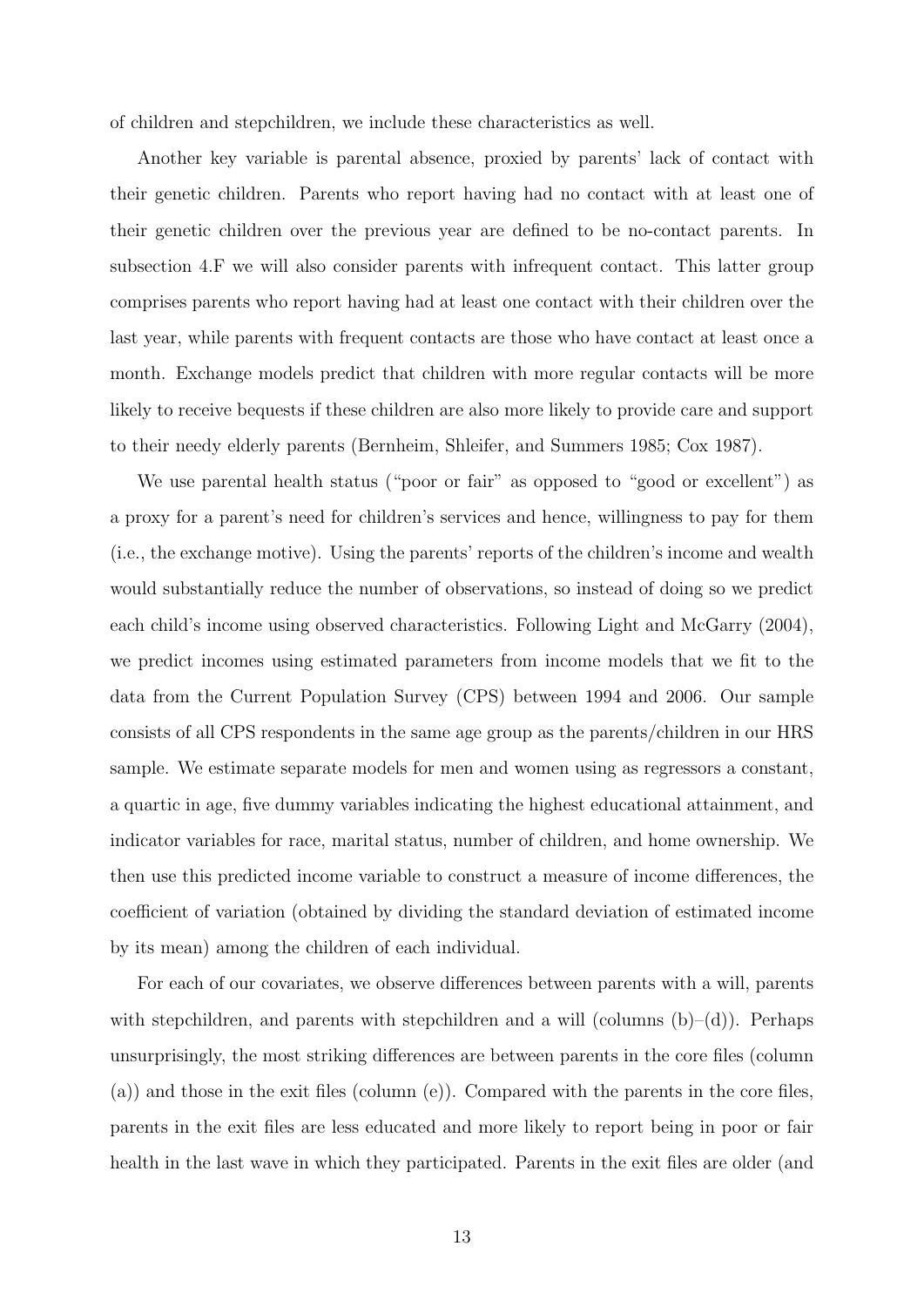of children and stepchildren, we include these characteristics as well.

Another key variable is parental absence, proxied by parents' lack of contact with their genetic children. Parents who report having had no contact with at least one of their genetic children over the previous year are defined to be no-contact parents. In subsection 4.F we will also consider parents with infrequent contact. This latter group comprises parents who report having had at least one contact with their children over the last year, while parents with frequent contacts are those who have contact at least once a month. Exchange models predict that children with more regular contacts will be more likely to receive bequests if these children are also more likely to provide care and support to their needy elderly parents (Bernheim, Shleifer, and Summers 1985; Cox 1987).

We use parental health status ("poor or fair" as opposed to "good or excellent") as a proxy for a parent's need for children's services and hence, willingness to pay for them (i.e., the exchange motive). Using the parents' reports of the children's income and wealth would substantially reduce the number of observations, so instead of doing so we predict each child's income using observed characteristics. Following Light and McGarry (2004), we predict incomes using estimated parameters from income models that we fit to the data from the Current Population Survey (CPS) between 1994 and 2006. Our sample consists of all CPS respondents in the same age group as the parents/children in our HRS sample. We estimate separate models for men and women using as regressors a constant, a quartic in age, five dummy variables indicating the highest educational attainment, and indicator variables for race, marital status, number of children, and home ownership. We then use this predicted income variable to construct a measure of income differences, the coefficient of variation (obtained by dividing the standard deviation of estimated income by its mean) among the children of each individual.

For each of our covariates, we observe differences between parents with a will, parents with stepchildren, and parents with stepchildren and a will (columns (b)–(d)). Perhaps unsurprisingly, the most striking differences are between parents in the core files (column (a)) and those in the exit files (column (e)). Compared with the parents in the core files, parents in the exit files are less educated and more likely to report being in poor or fair health in the last wave in which they participated. Parents in the exit files are older (and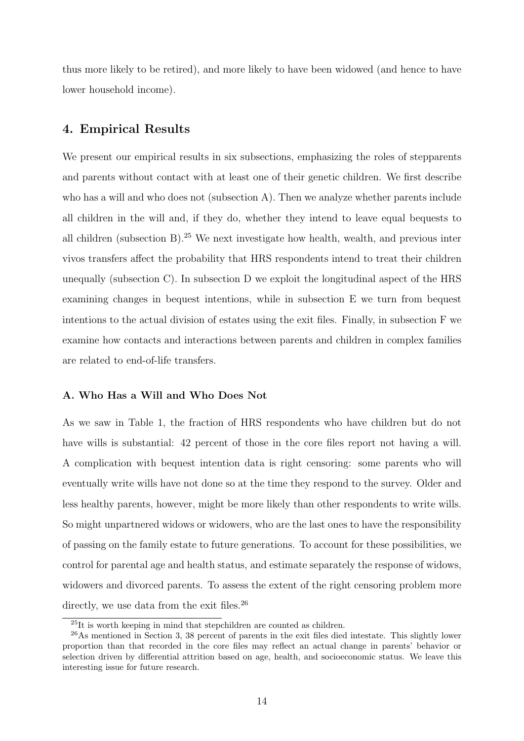thus more likely to be retired), and more likely to have been widowed (and hence to have lower household income).

## 4. Empirical Results

We present our empirical results in six subsections, emphasizing the roles of stepparents and parents without contact with at least one of their genetic children. We first describe who has a will and who does not (subsection A). Then we analyze whether parents include all children in the will and, if they do, whether they intend to leave equal bequests to all children (subsection B).[25] We next investigate how health, wealth, and previous inter vivos transfers affect the probability that HRS respondents intend to treat their children unequally (subsection C). In subsection D we exploit the longitudinal aspect of the HRS examining changes in bequest intentions, while in subsection E we turn from bequest intentions to the actual division of estates using the exit files. Finally, in subsection F we examine how contacts and interactions between parents and children in complex families are related to end-of-life transfers.

### A. Who Has a Will and Who Does Not

As we saw in Table 1, the fraction of HRS respondents who have children but do not have wills is substantial: 42 percent of those in the core files report not having a will. A complication with bequest intention data is right censoring: some parents who will eventually write wills have not done so at the time they respond to the survey. Older and less healthy parents, however, might be more likely than other respondents to write wills. So might unpartnered widows or widowers, who are the last ones to have the responsibility of passing on the family estate to future generations. To account for these possibilities, we control for parental age and health status, and estimate separately the response of widows, widowers and divorced parents. To assess the extent of the right censoring problem more directly, we use data from the exit files.[26]

[25] It is worth keeping in mind that stepchildren are counted as children.

[26] As mentioned in Section 3, 38 percent of parents in the exit files died intestate. This slightly lower proportion than that recorded in the core files may reflect an actual change in parents' behavior or selection driven by differential attrition based on age, health, and socioeconomic status. We leave this interesting issue for future research.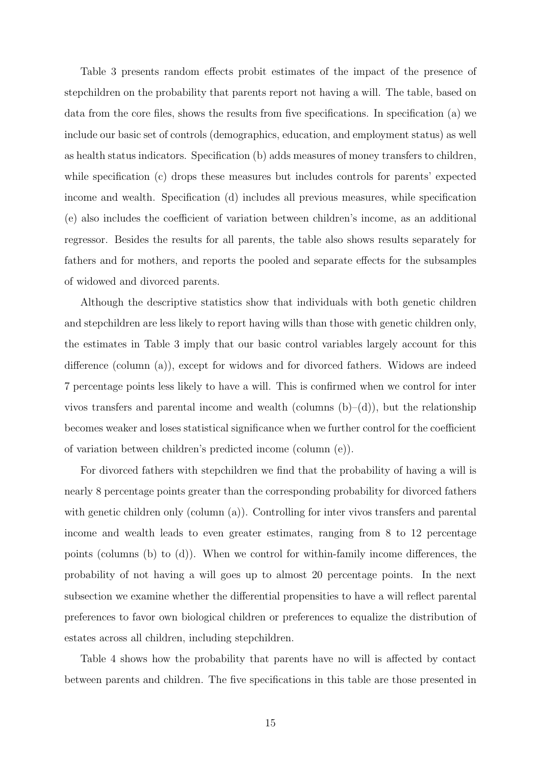Table 3 presents random effects probit estimates of the impact of the presence of stepchildren on the probability that parents report not having a will. The table, based on data from the core files, shows the results from five specifications. In specification (a) we include our basic set of controls (demographics, education, and employment status) as well as health status indicators. Specification (b) adds measures of money transfers to children, while specification (c) drops these measures but includes controls for parents' expected income and wealth. Specification (d) includes all previous measures, while specification (e) also includes the coefficient of variation between children's income, as an additional regressor. Besides the results for all parents, the table also shows results separately for fathers and for mothers, and reports the pooled and separate effects for the subsamples of widowed and divorced parents.

Although the descriptive statistics show that individuals with both genetic children and stepchildren are less likely to report having wills than those with genetic children only, the estimates in Table 3 imply that our basic control variables largely account for this difference (column (a)), except for widows and for divorced fathers. Widows are indeed 7 percentage points less likely to have a will. This is confirmed when we control for inter vivos transfers and parental income and wealth (columns (b)–(d)), but the relationship becomes weaker and loses statistical significance when we further control for the coefficient of variation between children's predicted income (column (e)).

For divorced fathers with stepchildren we find that the probability of having a will is nearly 8 percentage points greater than the corresponding probability for divorced fathers with genetic children only (column (a)). Controlling for inter vivos transfers and parental income and wealth leads to even greater estimates, ranging from 8 to 12 percentage points (columns (b) to (d)). When we control for within-family income differences, the probability of not having a will goes up to almost 20 percentage points. In the next subsection we examine whether the differential propensities to have a will reflect parental preferences to favor own biological children or preferences to equalize the distribution of estates across all children, including stepchildren.

Table 4 shows how the probability that parents have no will is affected by contact between parents and children. The five specifications in this table are those presented in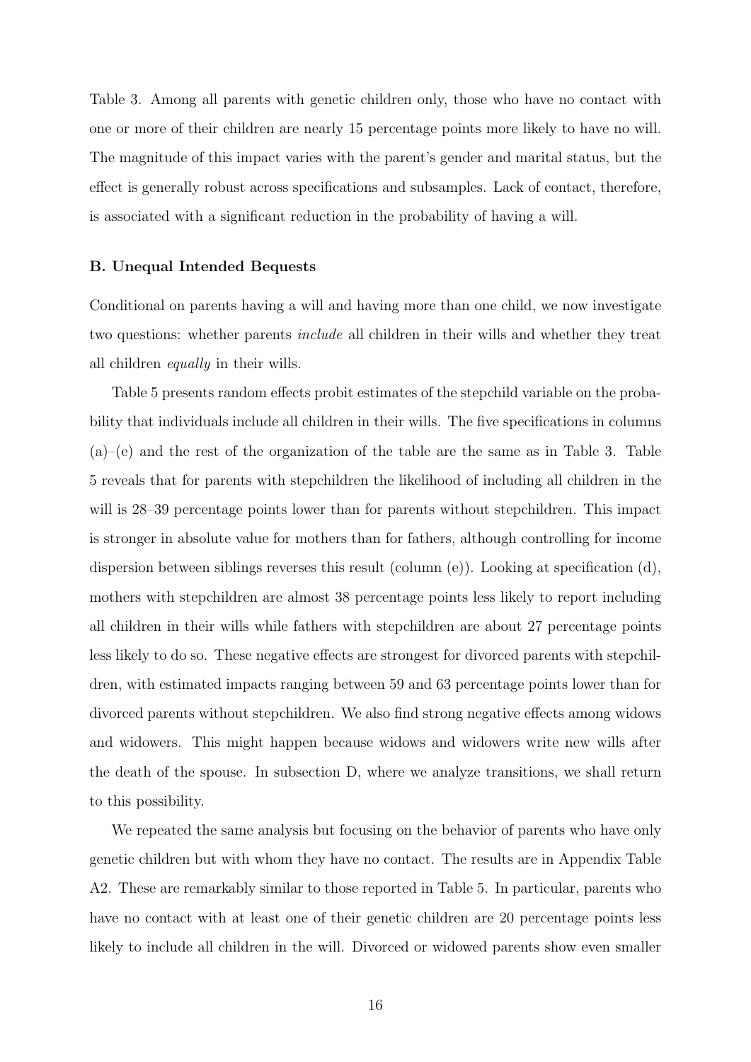Table 3. Among all parents with genetic children only, those who have no contact with one or more of their children are nearly 15 percentage points more likely to have no will. The magnitude of this impact varies with the parent's gender and marital status, but the effect is generally robust across specifications and subsamples. Lack of contact, therefore, is associated with a significant reduction in the probability of having a will.

### B. Unequal Intended Bequests

Conditional on parents having a will and having more than one child, we now investigate two questions: whether parents *include* all children in their wills and whether they treat all children *equally* in their wills.

Table 5 presents random effects probit estimates of the stepchild variable on the probability that individuals include all children in their wills. The five specifications in columns (a)–(e) and the rest of the organization of the table are the same as in Table 3. Table 5 reveals that for parents with stepchildren the likelihood of including all children in the will is 28–39 percentage points lower than for parents without stepchildren. This impact is stronger in absolute value for mothers than for fathers, although controlling for income dispersion between siblings reverses this result (column (e)). Looking at specification (d), mothers with stepchildren are almost 38 percentage points less likely to report including all children in their wills while fathers with stepchildren are about 27 percentage points less likely to do so. These negative effects are strongest for divorced parents with stepchildren, with estimated impacts ranging between 59 and 63 percentage points lower than for divorced parents without stepchildren. We also find strong negative effects among widows and widowers. This might happen because widows and widowers write new wills after the death of the spouse. In subsection D, where we analyze transitions, we shall return to this possibility.

We repeated the same analysis but focusing on the behavior of parents who have only genetic children but with whom they have no contact. The results are in Appendix Table A2. These are remarkably similar to those reported in Table 5. In particular, parents who have no contact with at least one of their genetic children are 20 percentage points less likely to include all children in the will. Divorced or widowed parents show even smaller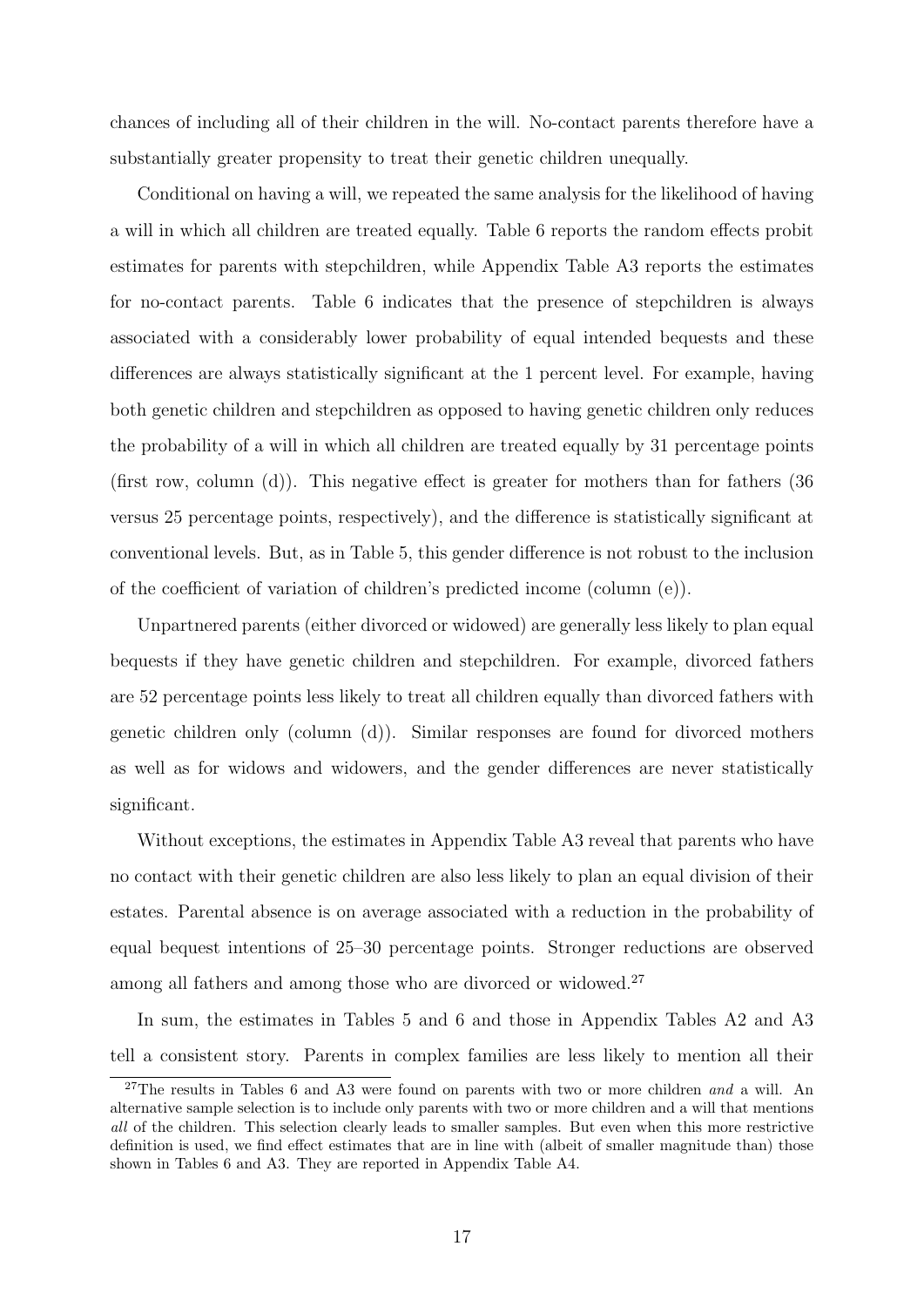chances of including all of their children in the will. No-contact parents therefore have a substantially greater propensity to treat their genetic children unequally.

Conditional on having a will, we repeated the same analysis for the likelihood of having a will in which all children are treated equally. Table 6 reports the random effects probit estimates for parents with stepchildren, while Appendix Table A3 reports the estimates for no-contact parents. Table 6 indicates that the presence of stepchildren is always associated with a considerably lower probability of equal intended bequests and these differences are always statistically significant at the 1 percent level. For example, having both genetic children and stepchildren as opposed to having genetic children only reduces the probability of a will in which all children are treated equally by 31 percentage points (first row, column (d)). This negative effect is greater for mothers than for fathers (36 versus 25 percentage points, respectively), and the difference is statistically significant at conventional levels. But, as in Table 5, this gender difference is not robust to the inclusion of the coefficient of variation of children's predicted income (column (e)).

Unpartnered parents (either divorced or widowed) are generally less likely to plan equal bequests if they have genetic children and stepchildren. For example, divorced fathers are 52 percentage points less likely to treat all children equally than divorced fathers with genetic children only (column (d)). Similar responses are found for divorced mothers as well as for widows and widowers, and the gender differences are never statistically significant.

Without exceptions, the estimates in Appendix Table A3 reveal that parents who have no contact with their genetic children are also less likely to plan an equal division of their estates. Parental absence is on average associated with a reduction in the probability of equal bequest intentions of 25–30 percentage points. Stronger reductions are observed among all fathers and among those who are divorced or widowed.[27]

In sum, the estimates in Tables 5 and 6 and those in Appendix Tables A2 and A3 tell a consistent story. Parents in complex families are less likely to mention all their

[27] The results in Tables 6 and A3 were found on parents with two or more children *and* a will. An alternative sample selection is to include only parents with two or more children and a will that mentions *all* of the children. This selection clearly leads to smaller samples. But even when this more restrictive definition is used, we find effect estimates that are in line with (albeit of smaller magnitude than) those shown in Tables 6 and A3. They are reported in Appendix Table A4.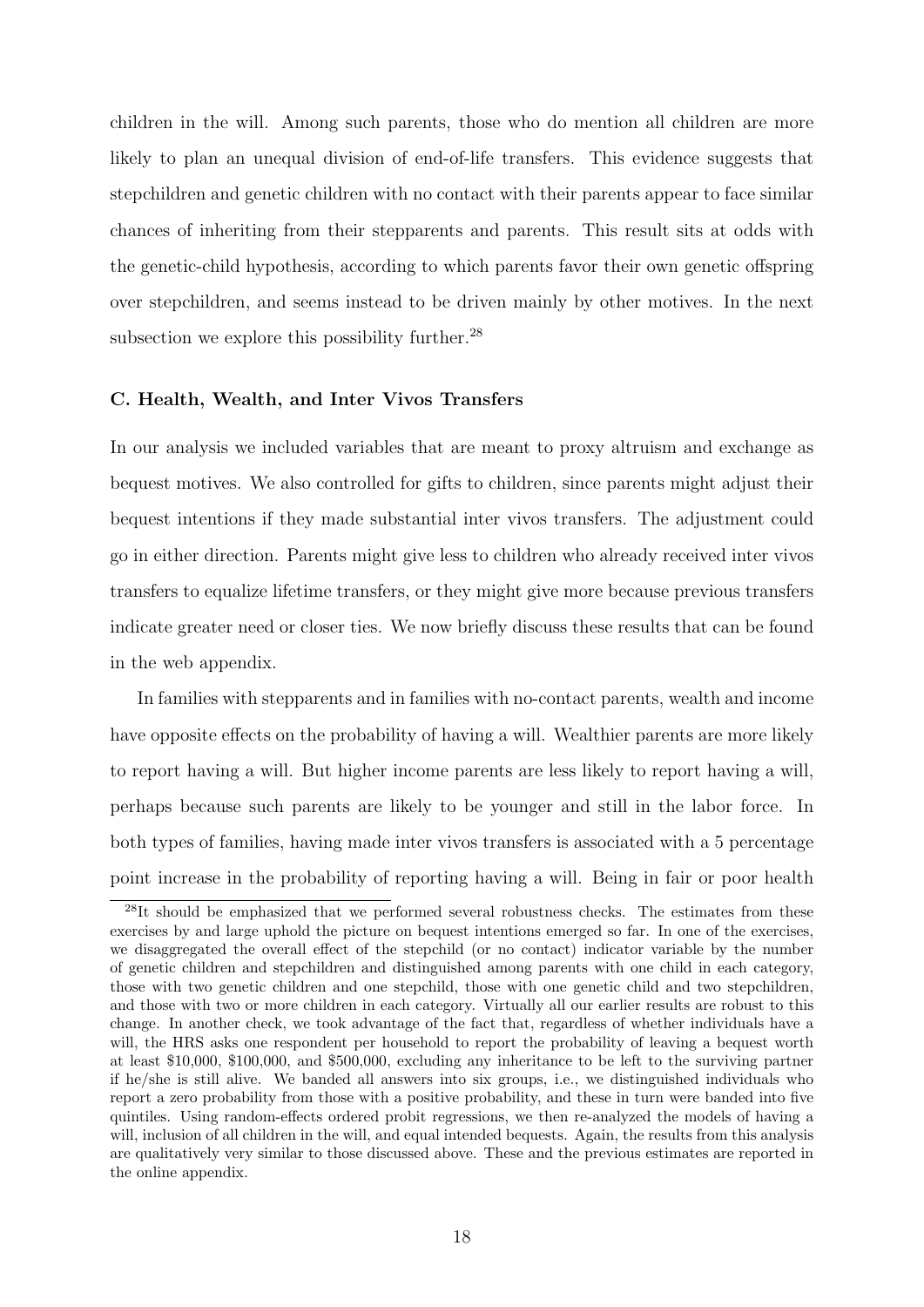children in the will. Among such parents, those who do mention all children are more likely to plan an unequal division of end-of-life transfers. This evidence suggests that stepchildren and genetic children with no contact with their parents appear to face similar chances of inheriting from their stepparents and parents. This result sits at odds with the genetic-child hypothesis, according to which parents favor their own genetic offspring over stepchildren, and seems instead to be driven mainly by other motives. In the next subsection we explore this possibility further.[28]

### C. Health, Wealth, and Inter Vivos Transfers

In our analysis we included variables that are meant to proxy altruism and exchange as bequest motives. We also controlled for gifts to children, since parents might adjust their bequest intentions if they made substantial inter vivos transfers. The adjustment could go in either direction. Parents might give less to children who already received inter vivos transfers to equalize lifetime transfers, or they might give more because previous transfers indicate greater need or closer ties. We now briefly discuss these results that can be found in the web appendix.

In families with stepparents and in families with no-contact parents, wealth and income have opposite effects on the probability of having a will. Wealthier parents are more likely to report having a will. But higher income parents are less likely to report having a will, perhaps because such parents are likely to be younger and still in the labor force. In both types of families, having made inter vivos transfers is associated with a 5 percentage point increase in the probability of reporting having a will. Being in fair or poor health

[28]It should be emphasized that we performed several robustness checks. The estimates from these exercises by and large uphold the picture on bequest intentions emerged so far. In one of the exercises, we disaggregated the overall effect of the stepchild (or no contact) indicator variable by the number of genetic children and stepchildren and distinguished among parents with one child in each category, those with two genetic children and one stepchild, those with one genetic child and two stepchildren, and those with two or more children in each category. Virtually all our earlier results are robust to this change. In another check, we took advantage of the fact that, regardless of whether individuals have a will, the HRS asks one respondent per household to report the probability of leaving a bequest worth at least \$10,000, \$100,000, and \$500,000, excluding any inheritance to be left to the surviving partner if he/she is still alive. We banded all answers into six groups, i.e., we distinguished individuals who report a zero probability from those with a positive probability, and these in turn were banded into five quintiles. Using random-effects ordered probit regressions, we then re-analyzed the models of having a will, inclusion of all children in the will, and equal intended bequests. Again, the results from this analysis are qualitatively very similar to those discussed above. These and the previous estimates are reported in the online appendix.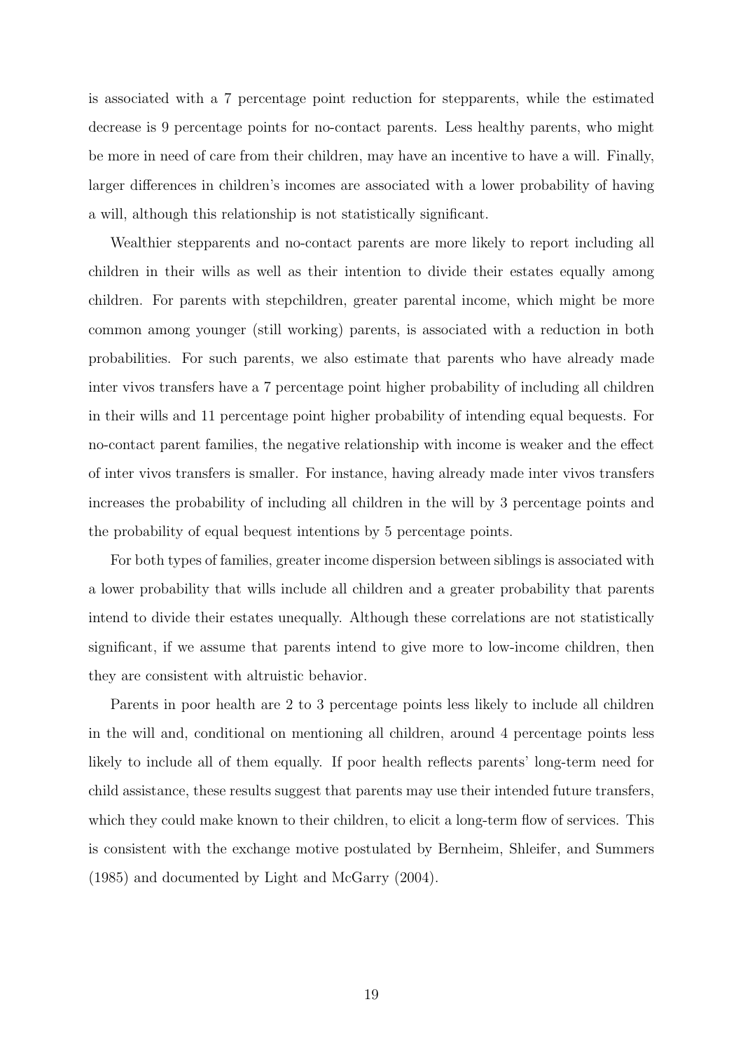is associated with a 7 percentage point reduction for stepparents, while the estimated decrease is 9 percentage points for no-contact parents. Less healthy parents, who might be more in need of care from their children, may have an incentive to have a will. Finally, larger differences in children's incomes are associated with a lower probability of having a will, although this relationship is not statistically significant.

Wealthier stepparents and no-contact parents are more likely to report including all children in their wills as well as their intention to divide their estates equally among children. For parents with stepchildren, greater parental income, which might be more common among younger (still working) parents, is associated with a reduction in both probabilities. For such parents, we also estimate that parents who have already made inter vivos transfers have a 7 percentage point higher probability of including all children in their wills and 11 percentage point higher probability of intending equal bequests. For no-contact parent families, the negative relationship with income is weaker and the effect of inter vivos transfers is smaller. For instance, having already made inter vivos transfers increases the probability of including all children in the will by 3 percentage points and the probability of equal bequest intentions by 5 percentage points.

For both types of families, greater income dispersion between siblings is associated with a lower probability that wills include all children and a greater probability that parents intend to divide their estates unequally. Although these correlations are not statistically significant, if we assume that parents intend to give more to low-income children, then they are consistent with altruistic behavior.

Parents in poor health are 2 to 3 percentage points less likely to include all children in the will and, conditional on mentioning all children, around 4 percentage points less likely to include all of them equally. If poor health reflects parents' long-term need for child assistance, these results suggest that parents may use their intended future transfers, which they could make known to their children, to elicit a long-term flow of services. This is consistent with the exchange motive postulated by Bernheim, Shleifer, and Summers (1985) and documented by Light and McGarry (2004).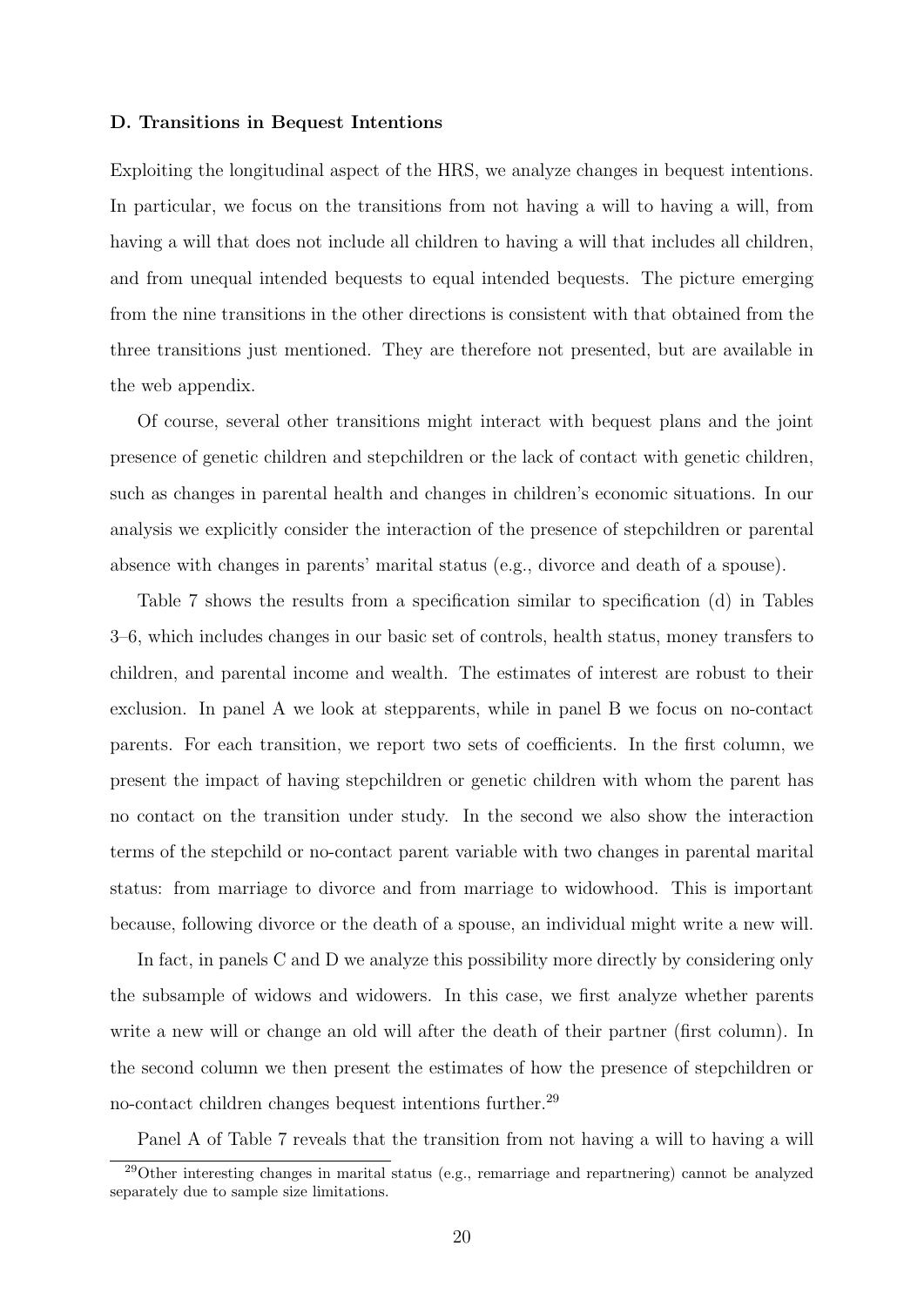#### D. Transitions in Bequest Intentions

Exploiting the longitudinal aspect of the HRS, we analyze changes in bequest intentions. In particular, we focus on the transitions from not having a will to having a will, from having a will that does not include all children to having a will that includes all children, and from unequal intended bequests to equal intended bequests. The picture emerging from the nine transitions in the other directions is consistent with that obtained from the three transitions just mentioned. They are therefore not presented, but are available in the web appendix.

Of course, several other transitions might interact with bequest plans and the joint presence of genetic children and stepchildren or the lack of contact with genetic children, such as changes in parental health and changes in children's economic situations. In our analysis we explicitly consider the interaction of the presence of stepchildren or parental absence with changes in parents' marital status (e.g., divorce and death of a spouse).

Table 7 shows the results from a specification similar to specification (d) in Tables 3–6, which includes changes in our basic set of controls, health status, money transfers to children, and parental income and wealth. The estimates of interest are robust to their exclusion. In panel A we look at stepparents, while in panel B we focus on no-contact parents. For each transition, we report two sets of coefficients. In the first column, we present the impact of having stepchildren or genetic children with whom the parent has no contact on the transition under study. In the second we also show the interaction terms of the stepchild or no-contact parent variable with two changes in parental marital status: from marriage to divorce and from marriage to widowhood. This is important because, following divorce or the death of a spouse, an individual might write a new will.

In fact, in panels C and D we analyze this possibility more directly by considering only the subsample of widows and widowers. In this case, we first analyze whether parents write a new will or change an old will after the death of their partner (first column). In the second column we then present the estimates of how the presence of stepchildren or no-contact children changes bequest intentions further.[29]

Panel A of Table 7 reveals that the transition from not having a will to having a will

[29]Other interesting changes in marital status (e.g., remarriage and repartnering) cannot be analyzed separately due to sample size limitations.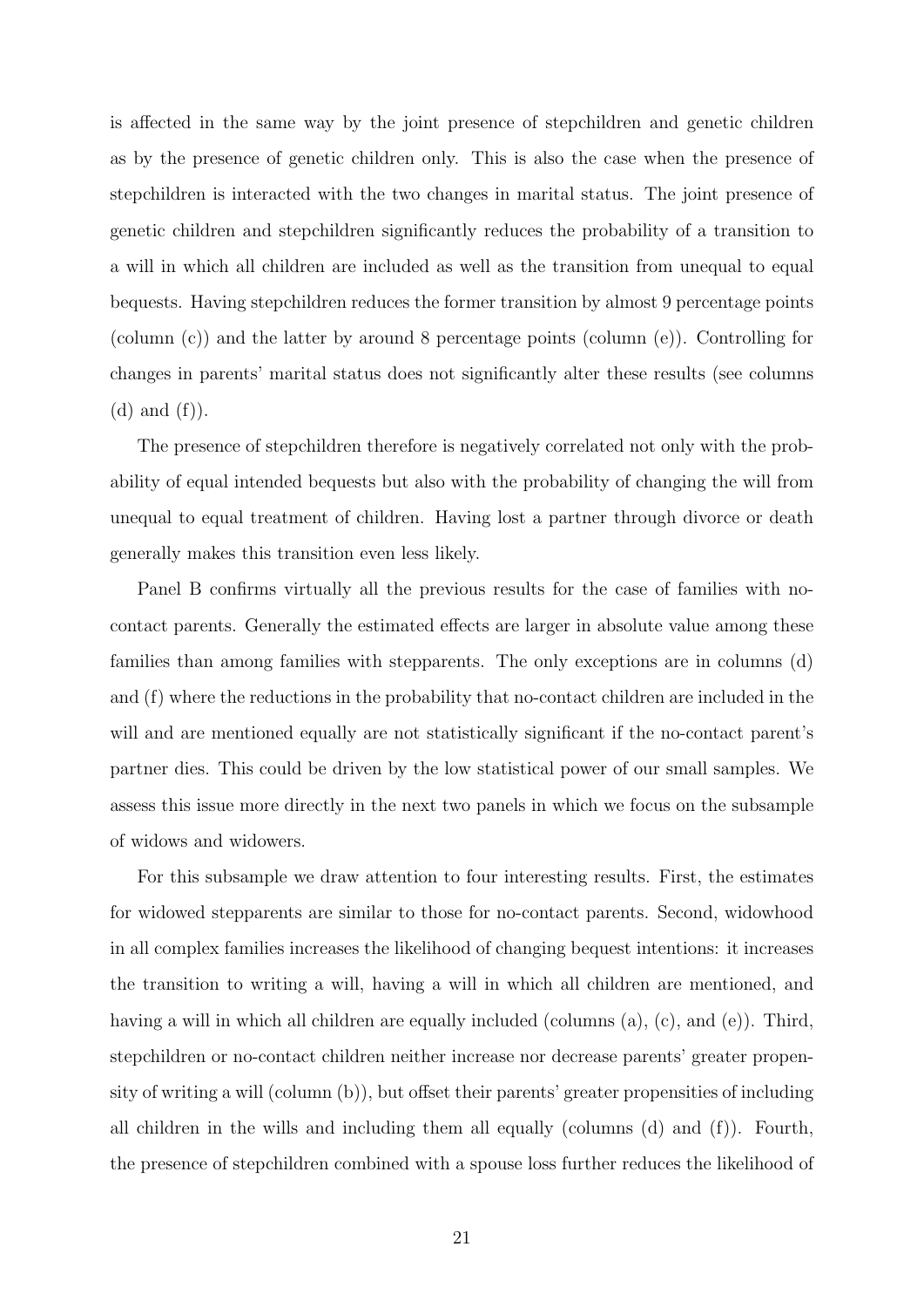is affected in the same way by the joint presence of stepchildren and genetic children as by the presence of genetic children only. This is also the case when the presence of stepchildren is interacted with the two changes in marital status. The joint presence of genetic children and stepchildren significantly reduces the probability of a transition to a will in which all children are included as well as the transition from unequal to equal bequests. Having stepchildren reduces the former transition by almost 9 percentage points (column (c)) and the latter by around 8 percentage points (column (e)). Controlling for changes in parents' marital status does not significantly alter these results (see columns (d) and (f)).

The presence of stepchildren therefore is negatively correlated not only with the probability of equal intended bequests but also with the probability of changing the will from unequal to equal treatment of children. Having lost a partner through divorce or death generally makes this transition even less likely.

Panel B confirms virtually all the previous results for the case of families with no-contact parents. Generally the estimated effects are larger in absolute value among these families than among families with stepparents. The only exceptions are in columns (d) and (f) where the reductions in the probability that no-contact children are included in the will and are mentioned equally are not statistically significant if the no-contact parent's partner dies. This could be driven by the low statistical power of our small samples. We assess this issue more directly in the next two panels in which we focus on the subsample of widows and widowers.

For this subsample we draw attention to four interesting results. First, the estimates for widowed stepparents are similar to those for no-contact parents. Second, widowhood in all complex families increases the likelihood of changing bequest intentions: it increases the transition to writing a will, having a will in which all children are mentioned, and having a will in which all children are equally included (columns (a), (c), and (e)). Third, stepchildren or no-contact children neither increase nor decrease parents' greater propensity of writing a will (column (b)), but offset their parents' greater propensities of including all children in the wills and including them all equally (columns (d) and (f)). Fourth, the presence of stepchildren combined with a spouse loss further reduces the likelihood of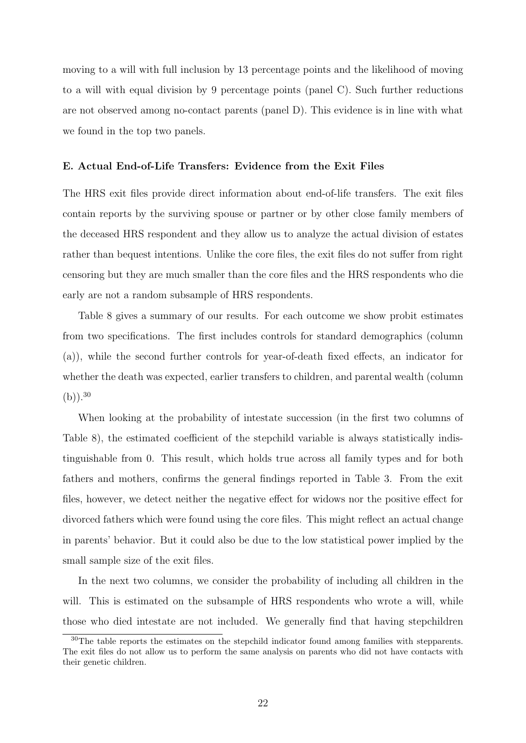moving to a will with full inclusion by 13 percentage points and the likelihood of moving to a will with equal division by 9 percentage points (panel C). Such further reductions are not observed among no-contact parents (panel D). This evidence is in line with what we found in the top two panels.

### E. Actual End-of-Life Transfers: Evidence from the Exit Files

The HRS exit files provide direct information about end-of-life transfers. The exit files contain reports by the surviving spouse or partner or by other close family members of the deceased HRS respondent and they allow us to analyze the actual division of estates rather than bequest intentions. Unlike the core files, the exit files do not suffer from right censoring but they are much smaller than the core files and the HRS respondents who die early are not a random subsample of HRS respondents.

Table 8 gives a summary of our results. For each outcome we show probit estimates from two specifications. The first includes controls for standard demographics (column (a)), while the second further controls for year-of-death fixed effects, an indicator for whether the death was expected, earlier transfers to children, and parental wealth (column (b)).[30]

When looking at the probability of intestate succession (in the first two columns of Table 8), the estimated coefficient of the stepchild variable is always statistically indistinguishable from 0. This result, which holds true across all family types and for both fathers and mothers, confirms the general findings reported in Table 3. From the exit files, however, we detect neither the negative effect for widows nor the positive effect for divorced fathers which were found using the core files. This might reflect an actual change in parents' behavior. But it could also be due to the low statistical power implied by the small sample size of the exit files.

In the next two columns, we consider the probability of including all children in the will. This is estimated on the subsample of HRS respondents who wrote a will, while those who died intestate are not included. We generally find that having stepchildren

[30] The table reports the estimates on the stepchild indicator found among families with stepparents. The exit files do not allow us to perform the same analysis on parents who did not have contacts with their genetic children.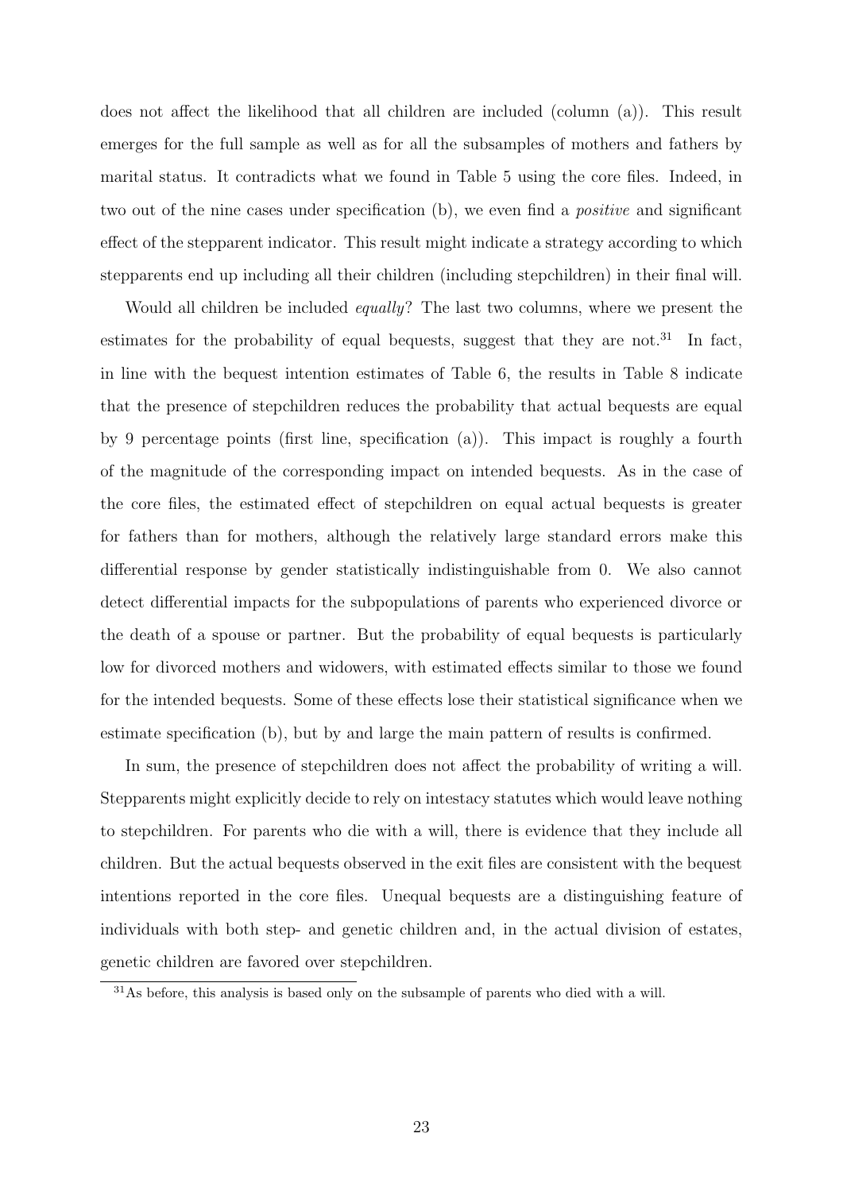does not affect the likelihood that all children are included (column (a)). This result emerges for the full sample as well as for all the subsamples of mothers and fathers by marital status. It contradicts what we found in Table 5 using the core files. Indeed, in two out of the nine cases under specification (b), we even find a *positive* and significant effect of the stepparent indicator. This result might indicate a strategy according to which stepparents end up including all their children (including stepchildren) in their final will.

Would all children be included *equally*? The last two columns, where we present the estimates for the probability of equal bequests, suggest that they are not.[31] In fact, in line with the bequest intention estimates of Table 6, the results in Table 8 indicate that the presence of stepchildren reduces the probability that actual bequests are equal by 9 percentage points (first line, specification (a)). This impact is roughly a fourth of the magnitude of the corresponding impact on intended bequests. As in the case of the core files, the estimated effect of stepchildren on equal actual bequests is greater for fathers than for mothers, although the relatively large standard errors make this differential response by gender statistically indistinguishable from 0. We also cannot detect differential impacts for the subpopulations of parents who experienced divorce or the death of a spouse or partner. But the probability of equal bequests is particularly low for divorced mothers and widowers, with estimated effects similar to those we found for the intended bequests. Some of these effects lose their statistical significance when we estimate specification (b), but by and large the main pattern of results is confirmed.

In sum, the presence of stepchildren does not affect the probability of writing a will. Stepparents might explicitly decide to rely on intestacy statutes which would leave nothing to stepchildren. For parents who die with a will, there is evidence that they include all children. But the actual bequests observed in the exit files are consistent with the bequest intentions reported in the core files. Unequal bequests are a distinguishing feature of individuals with both step- and genetic children and, in the actual division of estates, genetic children are favored over stepchildren.

[31] As before, this analysis is based only on the subsample of parents who died with a will.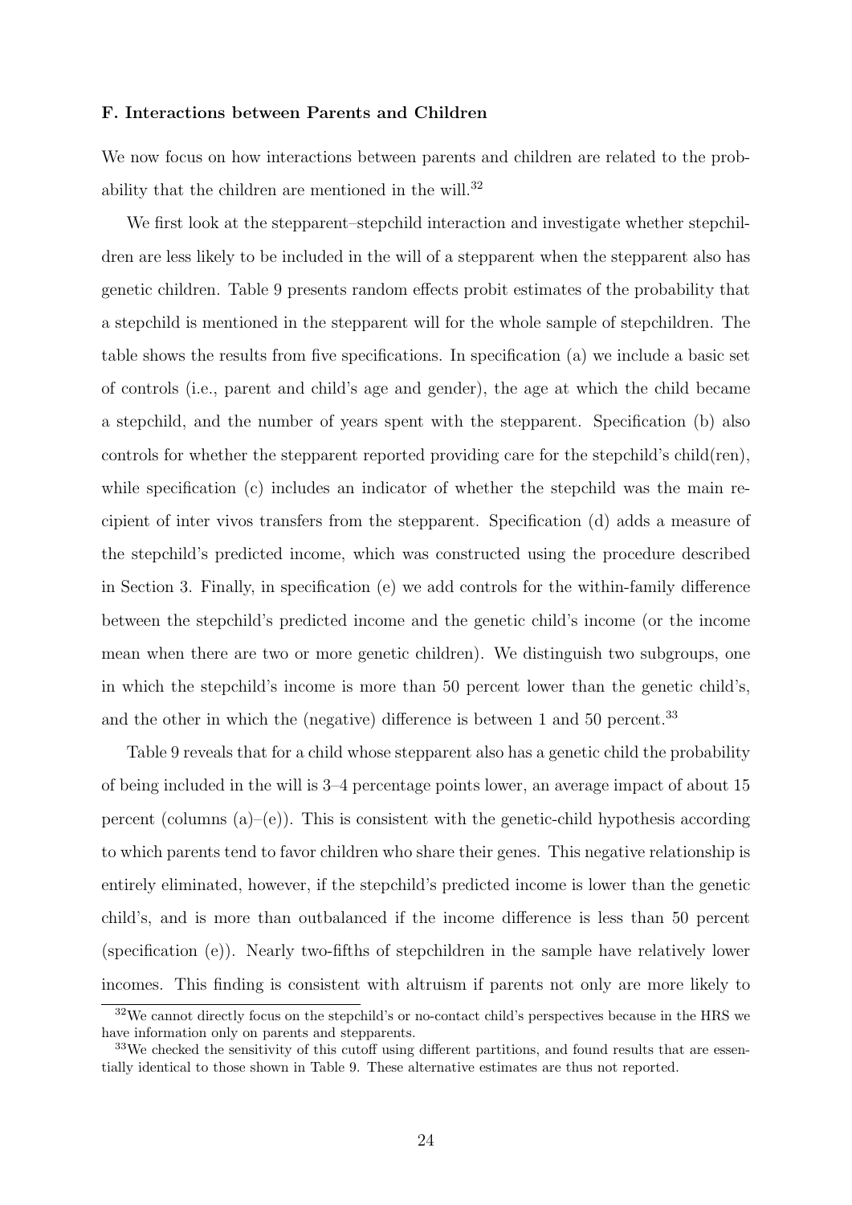**F. Interactions between Parents and Children**

We now focus on how interactions between parents and children are related to the probability that the children are mentioned in the will.[32]

We first look at the stepparent–stepchild interaction and investigate whether stepchildren are less likely to be included in the will of a stepparent when the stepparent also has genetic children. Table 9 presents random effects probit estimates of the probability that a stepchild is mentioned in the stepparent will for the whole sample of stepchildren. The table shows the results from five specifications. In specification (a) we include a basic set of controls (i.e., parent and child's age and gender), the age at which the child became a stepchild, and the number of years spent with the stepparent. Specification (b) also controls for whether the stepparent reported providing care for the stepchild's child(ren), while specification (c) includes an indicator of whether the stepchild was the main recipient of inter vivos transfers from the stepparent. Specification (d) adds a measure of the stepchild's predicted income, which was constructed using the procedure described in Section 3. Finally, in specification (e) we add controls for the within-family difference between the stepchild's predicted income and the genetic child's income (or the income mean when there are two or more genetic children). We distinguish two subgroups, one in which the stepchild's income is more than 50 percent lower than the genetic child's, and the other in which the (negative) difference is between 1 and 50 percent.[33]

Table 9 reveals that for a child whose stepparent also has a genetic child the probability of being included in the will is 3–4 percentage points lower, an average impact of about 15 percent (columns (a)–(e)). This is consistent with the genetic-child hypothesis according to which parents tend to favor children who share their genes. This negative relationship is entirely eliminated, however, if the stepchild's predicted income is lower than the genetic child's, and is more than outbalanced if the income difference is less than 50 percent (specification (e)). Nearly two-fifths of stepchildren in the sample have relatively lower incomes. This finding is consistent with altruism if parents not only are more likely to

[32]We cannot directly focus on the stepchild's or no-contact child's perspectives because in the HRS we have information only on parents and stepparents.

[33]We checked the sensitivity of this cutoff using different partitions, and found results that are essentially identical to those shown in Table 9. These alternative estimates are thus not reported.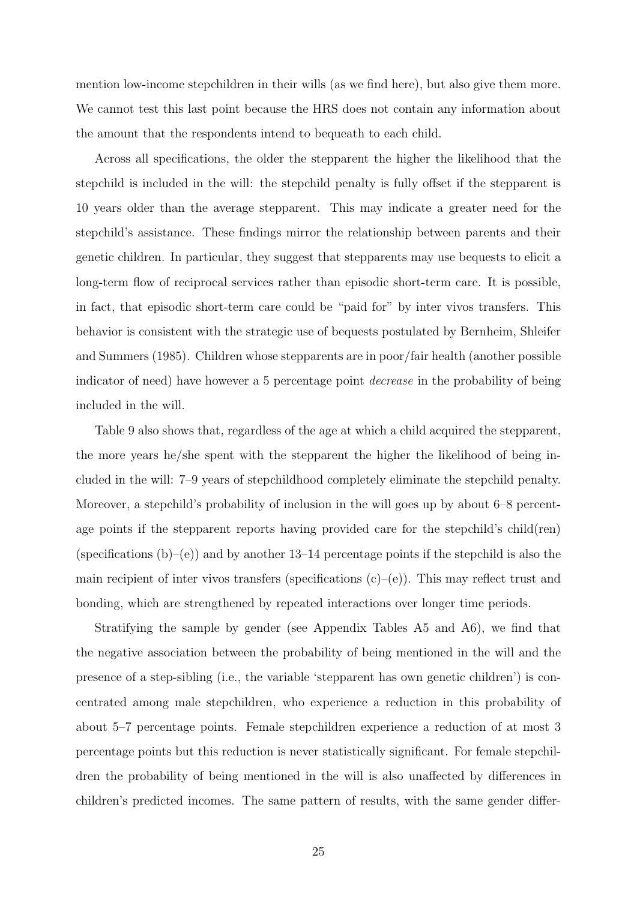mention low-income stepchildren in their wills (as we find here), but also give them more. We cannot test this last point because the HRS does not contain any information about the amount that the respondents intend to bequeath to each child.

Across all specifications, the older the stepparent the higher the likelihood that the stepchild is included in the will: the stepchild penalty is fully offset if the stepparent is 10 years older than the average stepparent. This may indicate a greater need for the stepchild's assistance. These findings mirror the relationship between parents and their genetic children. In particular, they suggest that stepparents may use bequests to elicit a long-term flow of reciprocal services rather than episodic short-term care. It is possible, in fact, that episodic short-term care could be "paid for" by inter vivos transfers. This behavior is consistent with the strategic use of bequests postulated by Bernheim, Shleifer and Summers (1985). Children whose stepparents are in poor/fair health (another possible indicator of need) have however a 5 percentage point *decrease* in the probability of being included in the will.

Table 9 also shows that, regardless of the age at which a child acquired the stepparent, the more years he/she spent with the stepparent the higher the likelihood of being included in the will: 7–9 years of stepchildhood completely eliminate the stepchild penalty. Moreover, a stepchild's probability of inclusion in the will goes up by about 6–8 percentage points if the stepparent reports having provided care for the stepchild's child(ren) (specifications (b)–(e)) and by another 13–14 percentage points if the stepchild is also the main recipient of inter vivos transfers (specifications (c)–(e)). This may reflect trust and bonding, which are strengthened by repeated interactions over longer time periods.

Stratifying the sample by gender (see Appendix Tables A5 and A6), we find that the negative association between the probability of being mentioned in the will and the presence of a step-sibling (i.e., the variable 'stepparent has own genetic children') is concentrated among male stepchildren, who experience a reduction in this probability of about 5–7 percentage points. Female stepchildren experience a reduction of at most 3 percentage points but this reduction is never statistically significant. For female stepchildren the probability of being mentioned in the will is also unaffected by differences in children's predicted incomes. The same pattern of results, with the same gender differ-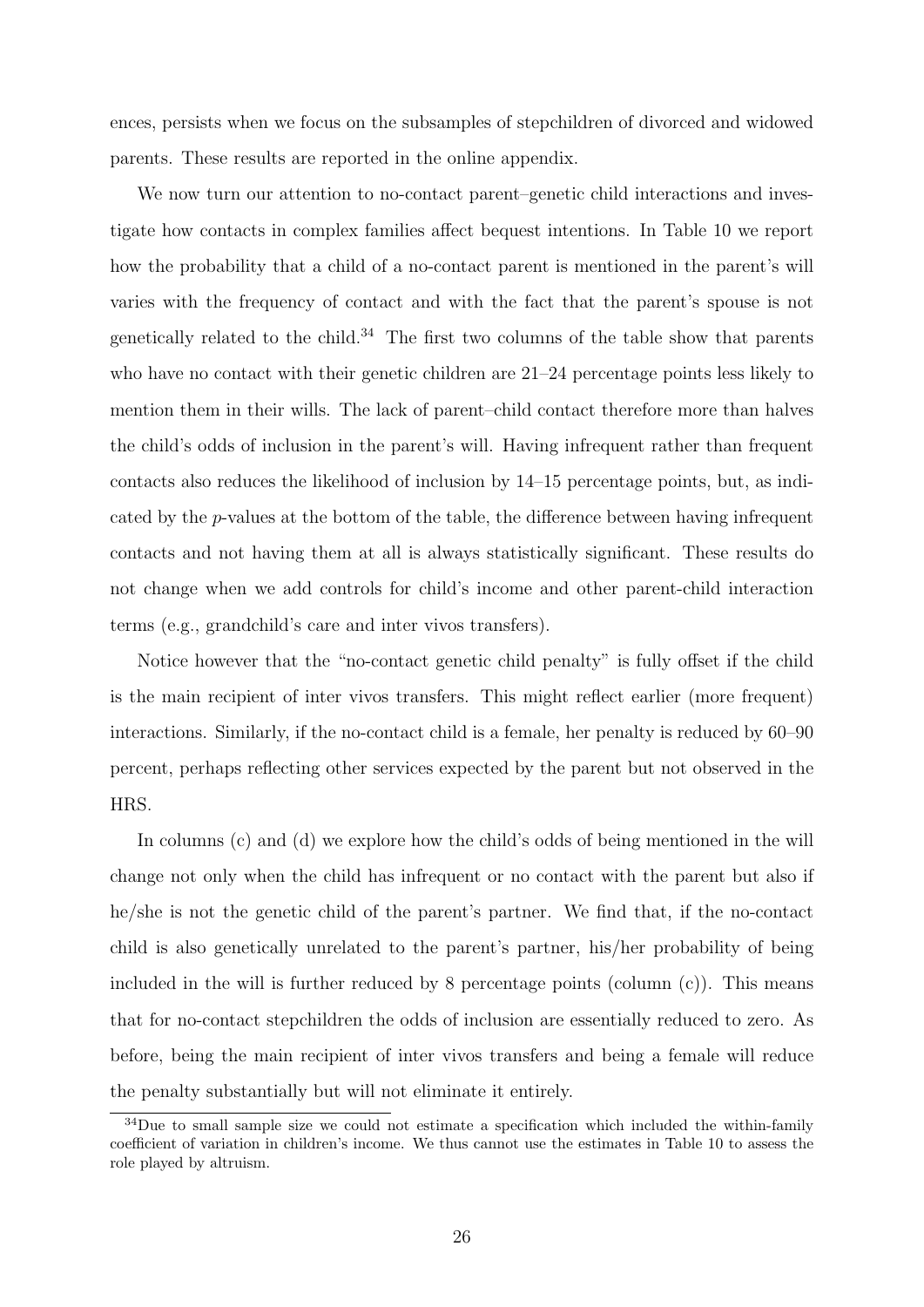ences, persists when we focus on the subsamples of stepchildren of divorced and widowed parents. These results are reported in the online appendix.

We now turn our attention to no-contact parent–genetic child interactions and investigate how contacts in complex families affect bequest intentions. In Table 10 we report how the probability that a child of a no-contact parent is mentioned in the parent's will varies with the frequency of contact and with the fact that the parent's spouse is not genetically related to the child.[34] The first two columns of the table show that parents who have no contact with their genetic children are 21–24 percentage points less likely to mention them in their wills. The lack of parent–child contact therefore more than halves the child's odds of inclusion in the parent's will. Having infrequent rather than frequent contacts also reduces the likelihood of inclusion by 14–15 percentage points, but, as indicated by the *p*-values at the bottom of the table, the difference between having infrequent contacts and not having them at all is always statistically significant. These results do not change when we add controls for child's income and other parent-child interaction terms (e.g., grandchild's care and inter vivos transfers).

Notice however that the "no-contact genetic child penalty" is fully offset if the child is the main recipient of inter vivos transfers. This might reflect earlier (more frequent) interactions. Similarly, if the no-contact child is a female, her penalty is reduced by 60–90 percent, perhaps reflecting other services expected by the parent but not observed in the HRS.

In columns (c) and (d) we explore how the child's odds of being mentioned in the will change not only when the child has infrequent or no contact with the parent but also if he/she is not the genetic child of the parent's partner. We find that, if the no-contact child is also genetically unrelated to the parent's partner, his/her probability of being included in the will is further reduced by 8 percentage points (column (c)). This means that for no-contact stepchildren the odds of inclusion are essentially reduced to zero. As before, being the main recipient of inter vivos transfers and being a female will reduce the penalty substantially but will not eliminate it entirely.

[34] Due to small sample size we could not estimate a specification which included the within-family coefficient of variation in children's income. We thus cannot use the estimates in Table 10 to assess the role played by altruism.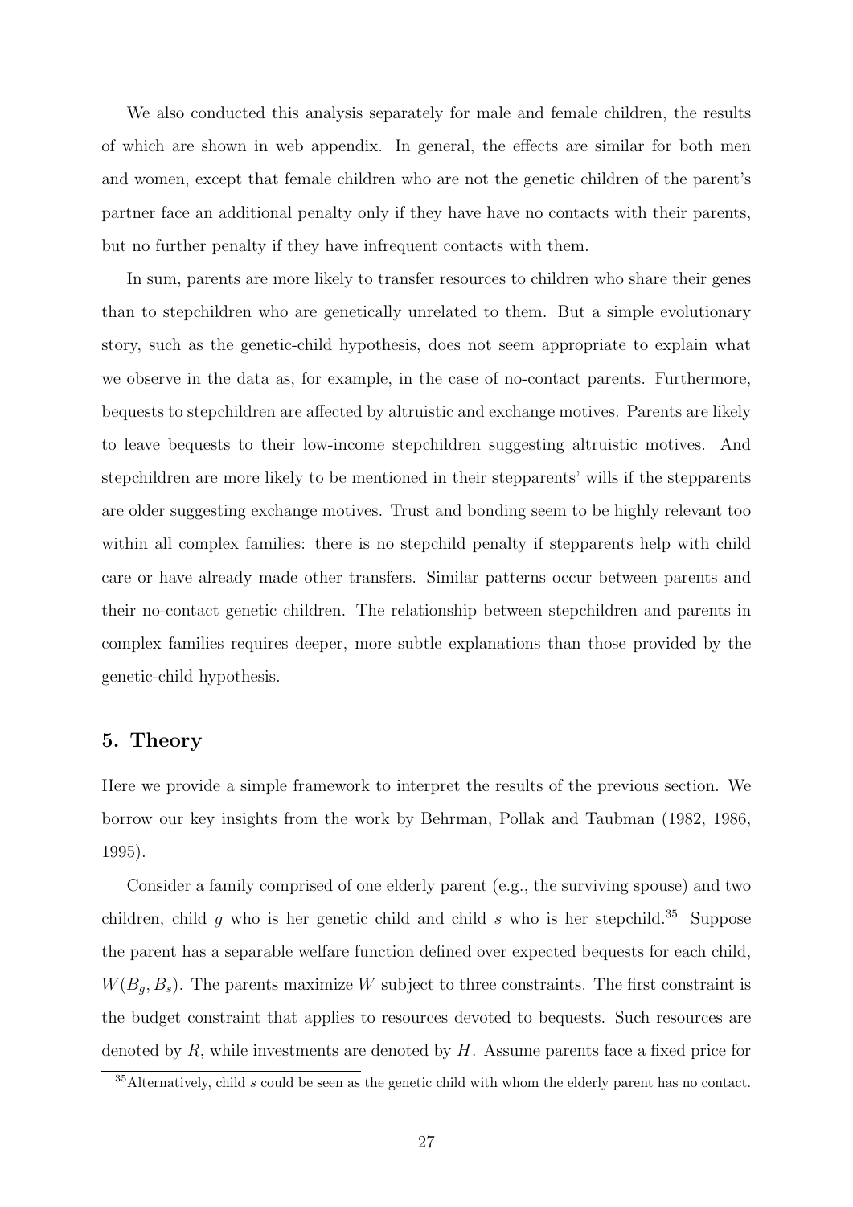We also conducted this analysis separately for male and female children, the results of which are shown in web appendix. In general, the effects are similar for both men and women, except that female children who are not the genetic children of the parent's partner face an additional penalty only if they have have no contacts with their parents, but no further penalty if they have infrequent contacts with them.

In sum, parents are more likely to transfer resources to children who share their genes than to stepchildren who are genetically unrelated to them. But a simple evolutionary story, such as the genetic-child hypothesis, does not seem appropriate to explain what we observe in the data as, for example, in the case of no-contact parents. Furthermore, bequests to stepchildren are affected by altruistic and exchange motives. Parents are likely to leave bequests to their low-income stepchildren suggesting altruistic motives. And stepchildren are more likely to be mentioned in their stepparents' wills if the stepparents are older suggesting exchange motives. Trust and bonding seem to be highly relevant too within all complex families: there is no stepchild penalty if stepparents help with child care or have already made other transfers. Similar patterns occur between parents and their no-contact genetic children. The relationship between stepchildren and parents in complex families requires deeper, more subtle explanations than those provided by the genetic-child hypothesis.

## 5. Theory

Here we provide a simple framework to interpret the results of the previous section. We borrow our key insights from the work by Behrman, Pollak and Taubman (1982, 1986, 1995).

Consider a family comprised of one elderly parent (e.g., the surviving spouse) and two children, child $g$ who is her genetic child and child $s$ who is her stepchild.[35] Suppose the parent has a separable welfare function defined over expected bequests for each child, $W(B_g, B_s)$. The parents maximize $W$ subject to three constraints. The first constraint is the budget constraint that applies to resources devoted to bequests. Such resources are denoted by $R$, while investments are denoted by $H$. Assume parents face a fixed price for

[35] Alternatively, child $s$ could be seen as the genetic child with whom the elderly parent has no contact.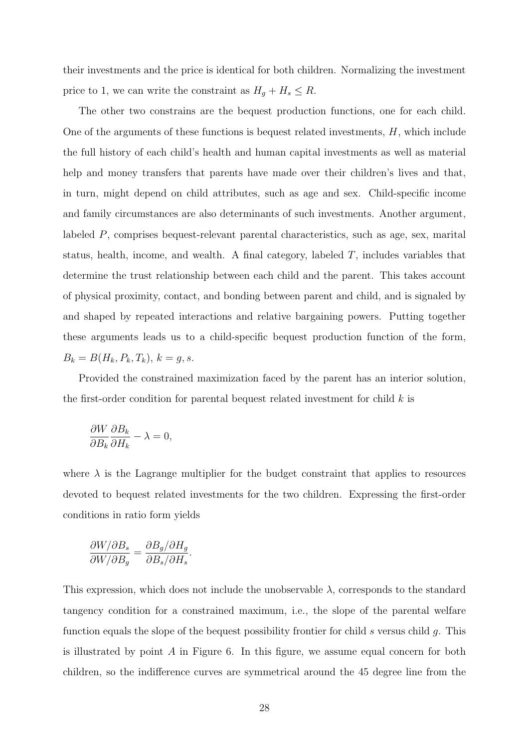their investments and the price is identical for both children. Normalizing the investment price to 1, we can write the constraint as $H_g + H_s \leq R$.

The other two constrains are the bequest production functions, one for each child. One of the arguments of these functions is bequest related investments, $H$, which include the full history of each child's health and human capital investments as well as material help and money transfers that parents have made over their children's lives and that, in turn, might depend on child attributes, such as age and sex. Child-specific income and family circumstances are also determinants of such investments. Another argument, labeled $P$, comprises bequest-relevant parental characteristics, such as age, sex, marital status, health, income, and wealth. A final category, labeled $T$, includes variables that determine the trust relationship between each child and the parent. This takes account of physical proximity, contact, and bonding between parent and child, and is signaled by and shaped by repeated interactions and relative bargaining powers. Putting together these arguments leads us to a child-specific bequest production function of the form, $B_k = B(H_k, P_k, T_k)$, $k = g, s$.

Provided the constrained maximization faced by the parent has an interior solution, the first-order condition for parental bequest related investment for child $k$ is

$$\frac{\partial W}{\partial B_k} \frac{\partial B_k}{\partial H_k} - \lambda = 0,$$

where $\lambda$ is the Lagrange multiplier for the budget constraint that applies to resources devoted to bequest related investments for the two children. Expressing the first-order conditions in ratio form yields

$$\frac{\partial W / \partial B_s}{\partial W / \partial B_g} = \frac{\partial B_g / \partial H_g}{\partial B_s / \partial H_s}.$$

This expression, which does not include the unobservable $\lambda$, corresponds to the standard tangency condition for a constrained maximum, i.e., the slope of the parental welfare function equals the slope of the bequest possibility frontier for child $s$ versus child $g$. This is illustrated by point $A$ in Figure 6. In this figure, we assume equal concern for both children, so the indifference curves are symmetrical around the 45 degree line from the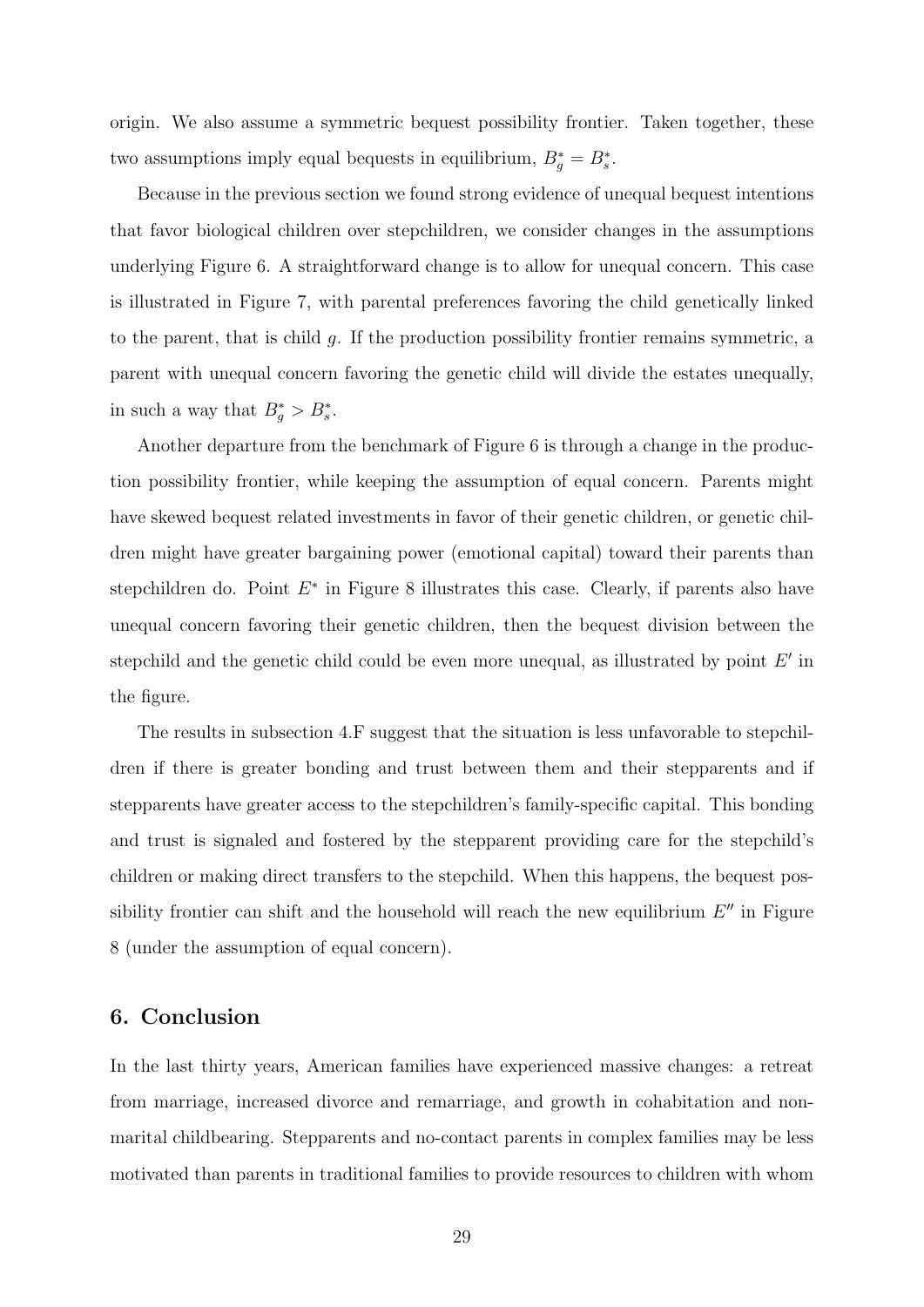origin. We also assume a symmetric bequest possibility frontier. Taken together, these two assumptions imply equal bequests in equilibrium, $B_g^* = B_s^*$.

Because in the previous section we found strong evidence of unequal bequest intentions that favor biological children over stepchildren, we consider changes in the assumptions underlying Figure 6. A straightforward change is to allow for unequal concern. This case is illustrated in Figure 7, with parental preferences favoring the child genetically linked to the parent, that is child $g$. If the production possibility frontier remains symmetric, a parent with unequal concern favoring the genetic child will divide the estates unequally, in such a way that $B_g^* > B_s^*$.

Another departure from the benchmark of Figure 6 is through a change in the production possibility frontier, while keeping the assumption of equal concern. Parents might have skewed bequest related investments in favor of their genetic children, or genetic children might have greater bargaining power (emotional capital) toward their parents than stepchildren do. Point $E^*$ in Figure 8 illustrates this case. Clearly, if parents also have unequal concern favoring their genetic children, then the bequest division between the stepchild and the genetic child could be even more unequal, as illustrated by point $E'$ in the figure.

The results in subsection 4.F suggest that the situation is less unfavorable to stepchildren if there is greater bonding and trust between them and their stepparents and if stepparents have greater access to the stepchildren's family-specific capital. This bonding and trust is signaled and fostered by the stepparent providing care for the stepchild's children or making direct transfers to the stepchild. When this happens, the bequest possibility frontier can shift and the household will reach the new equilibrium $E''$ in Figure 8 (under the assumption of equal concern).

## 6. Conclusion

In the last thirty years, American families have experienced massive changes: a retreat from marriage, increased divorce and remarriage, and growth in cohabitation and nonmarital childbearing. Stepparents and no-contact parents in complex families may be less motivated than parents in traditional families to provide resources to children with whom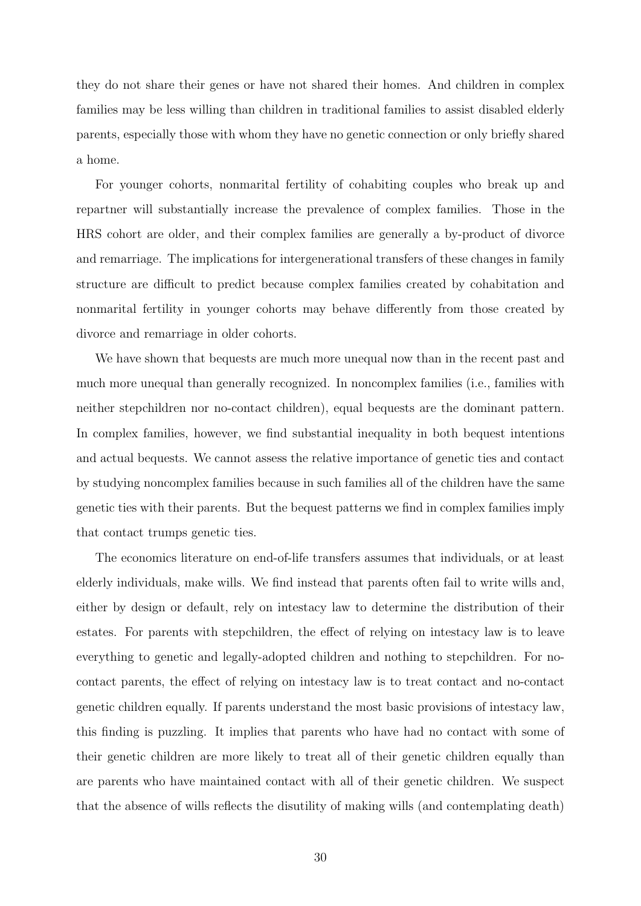they do not share their genes or have not shared their homes. And children in complex families may be less willing than children in traditional families to assist disabled elderly parents, especially those with whom they have no genetic connection or only briefly shared a home.

For younger cohorts, nonmarital fertility of cohabiting couples who break up and repartner will substantially increase the prevalence of complex families. Those in the HRS cohort are older, and their complex families are generally a by-product of divorce and remarriage. The implications for intergenerational transfers of these changes in family structure are difficult to predict because complex families created by cohabitation and nonmarital fertility in younger cohorts may behave differently from those created by divorce and remarriage in older cohorts.

We have shown that bequests are much more unequal now than in the recent past and much more unequal than generally recognized. In noncomplex families (i.e., families with neither stepchildren nor no-contact children), equal bequests are the dominant pattern. In complex families, however, we find substantial inequality in both bequest intentions and actual bequests. We cannot assess the relative importance of genetic ties and contact by studying noncomplex families because in such families all of the children have the same genetic ties with their parents. But the bequest patterns we find in complex families imply that contact trumps genetic ties.

The economics literature on end-of-life transfers assumes that individuals, or at least elderly individuals, make wills. We find instead that parents often fail to write wills and, either by design or default, rely on intestacy law to determine the distribution of their estates. For parents with stepchildren, the effect of relying on intestacy law is to leave everything to genetic and legally-adopted children and nothing to stepchildren. For no-contact parents, the effect of relying on intestacy law is to treat contact and no-contact genetic children equally. If parents understand the most basic provisions of intestacy law, this finding is puzzling. It implies that parents who have had no contact with some of their genetic children are more likely to treat all of their genetic children equally than are parents who have maintained contact with all of their genetic children. We suspect that the absence of wills reflects the disutility of making wills (and contemplating death)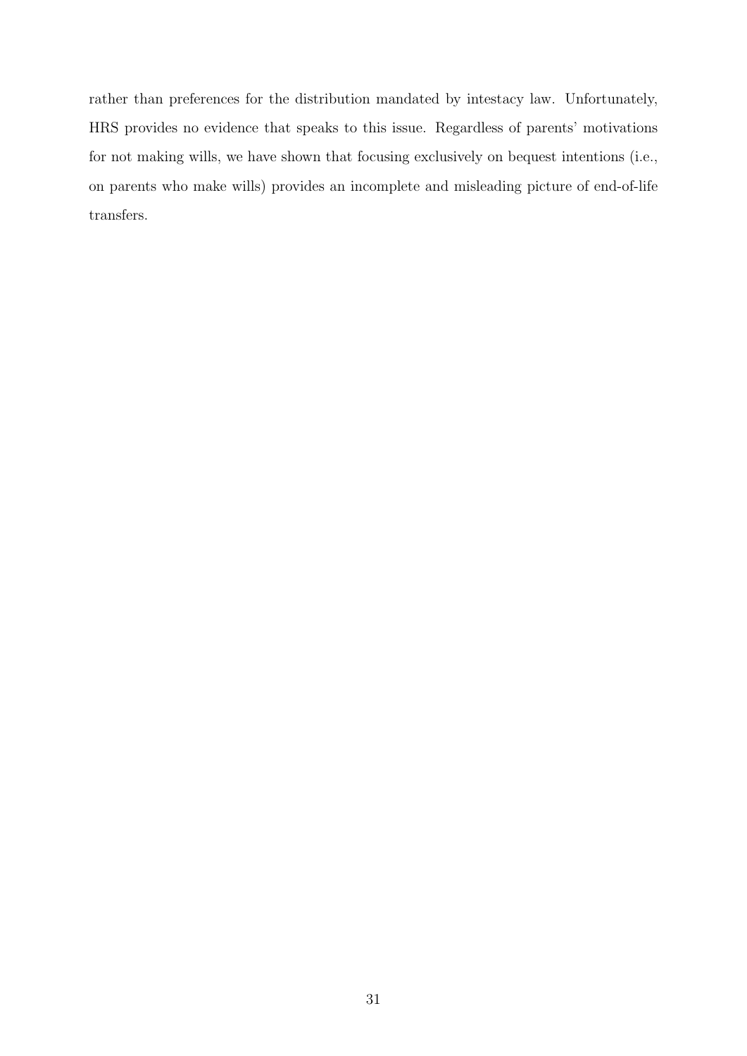rather than preferences for the distribution mandated by intestacy law. Unfortunately, HRS provides no evidence that speaks to this issue. Regardless of parents' motivations for not making wills, we have shown that focusing exclusively on bequest intentions (i.e., on parents who make wills) provides an incomplete and misleading picture of end-of-life transfers.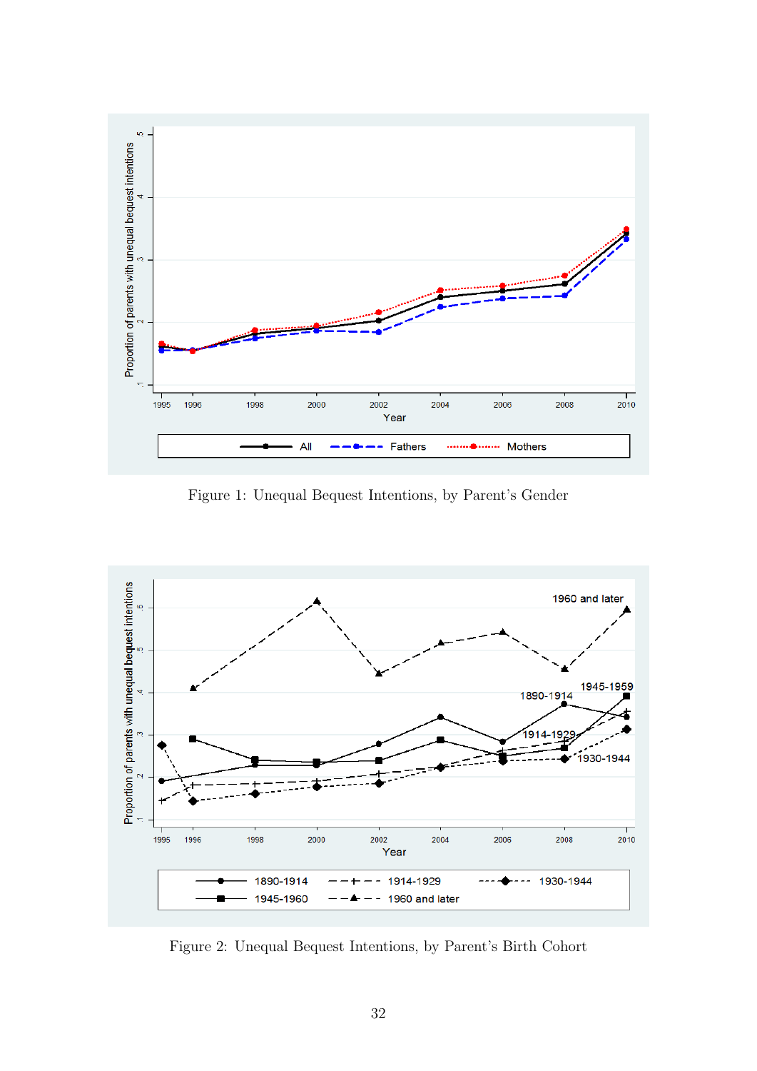Figure 1: Unequal Bequest Intentions, by Parent's Gender

Figure 2: Unequal Bequest Intentions, by Parent's Birth Cohort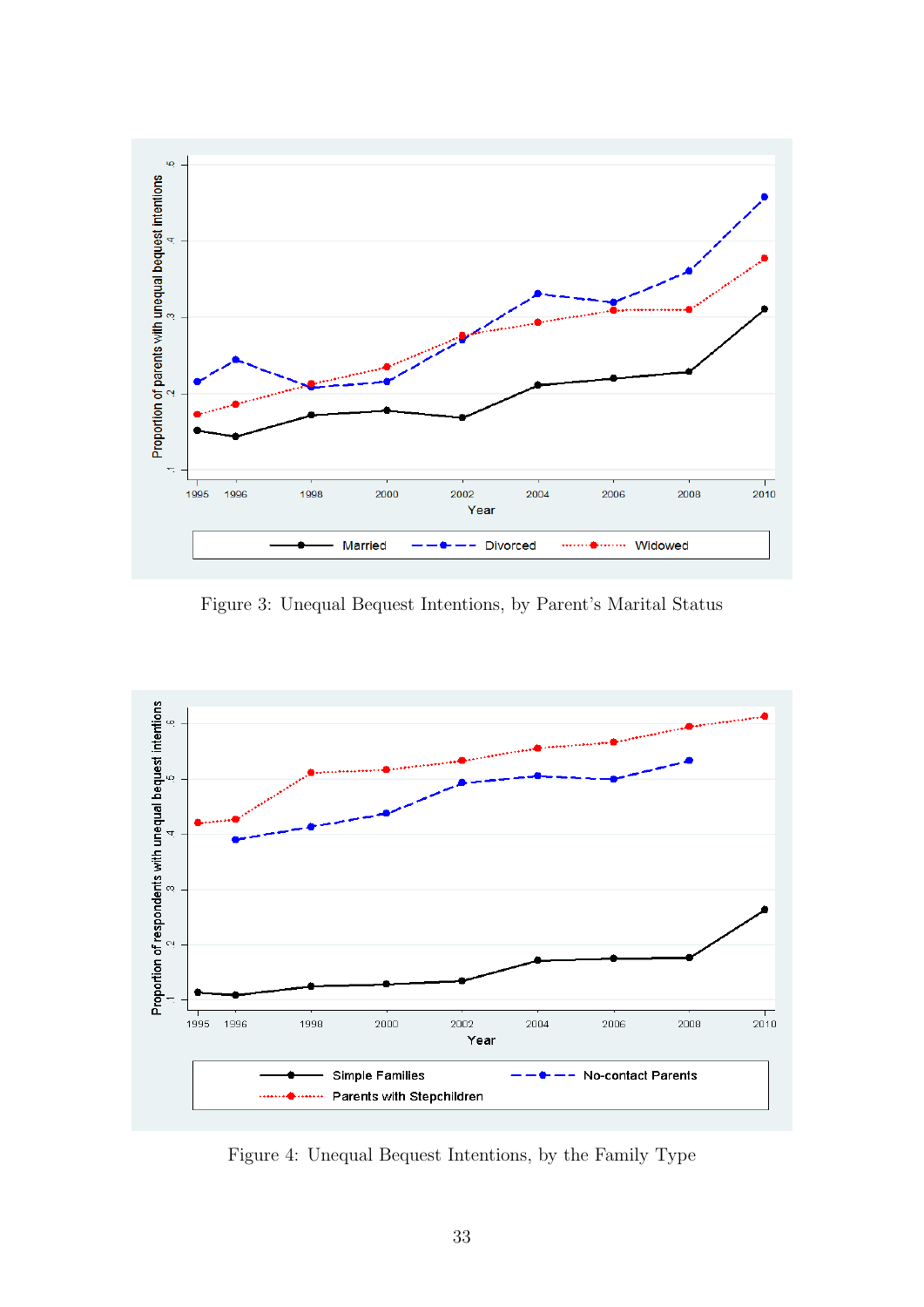Figure 3: Unequal Bequest Intentions, by Parent's Marital Status

Figure 4: Unequal Bequest Intentions, by the Family Type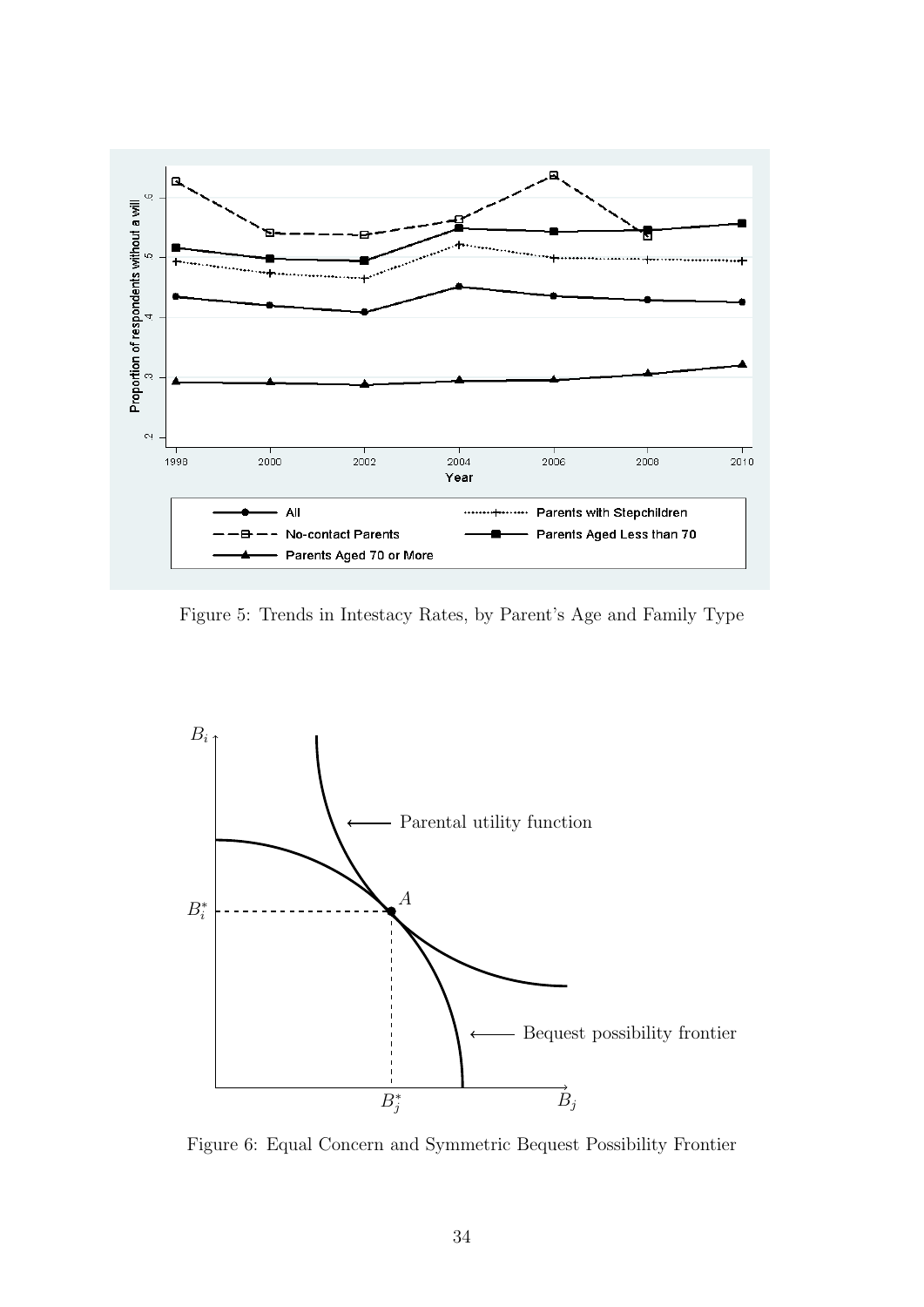Figure 5: Trends in Intestacy Rates, by Parent's Age and Family Type

Figure 6: Equal Concern and Symmetric Bequest Possibility Frontier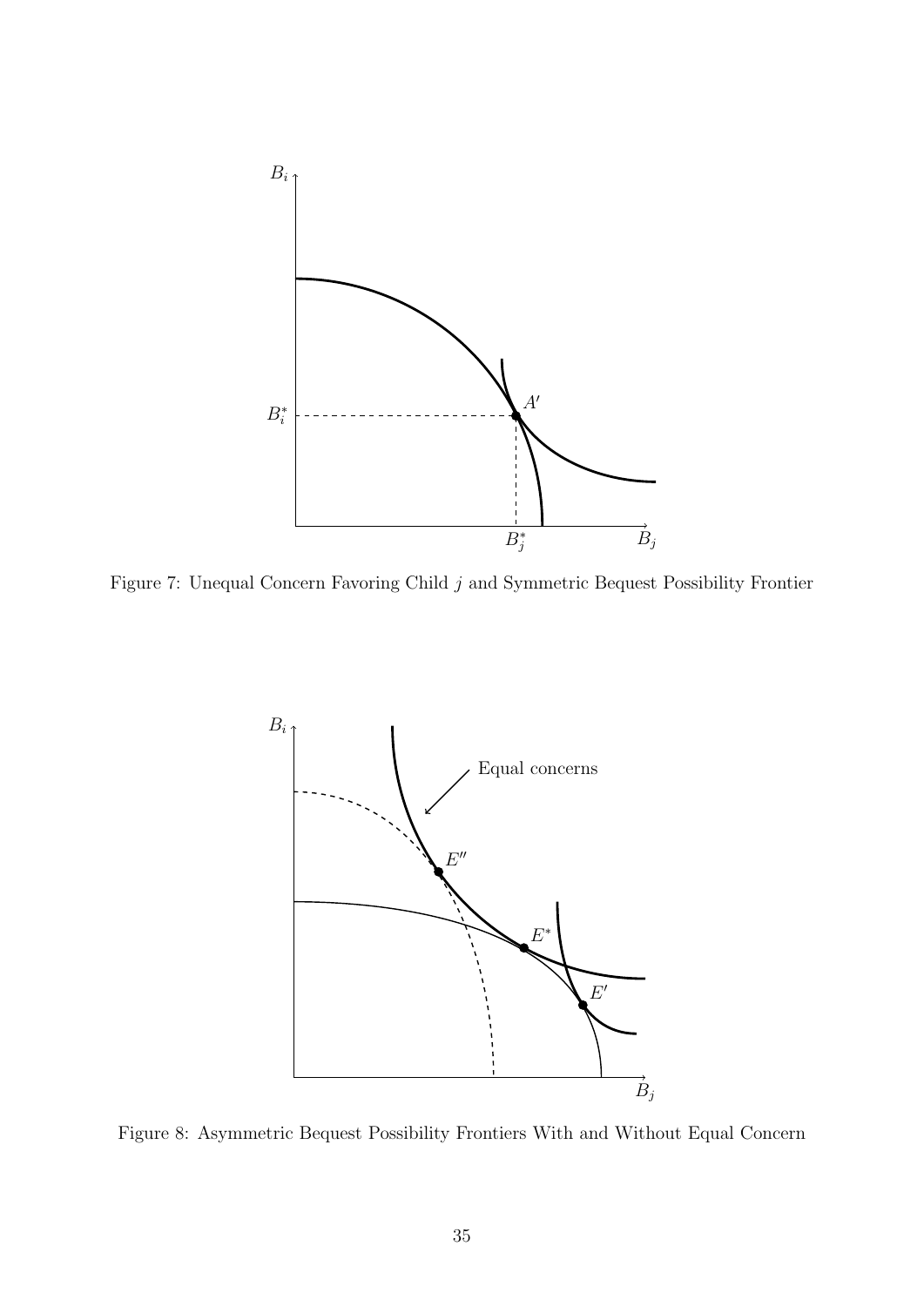Figure 7: Unequal Concern Favoring Child $j$ and Symmetric Bequest Possibility Frontier

Figure 8: Asymmetric Bequest Possibility Frontiers With and Without Equal Concern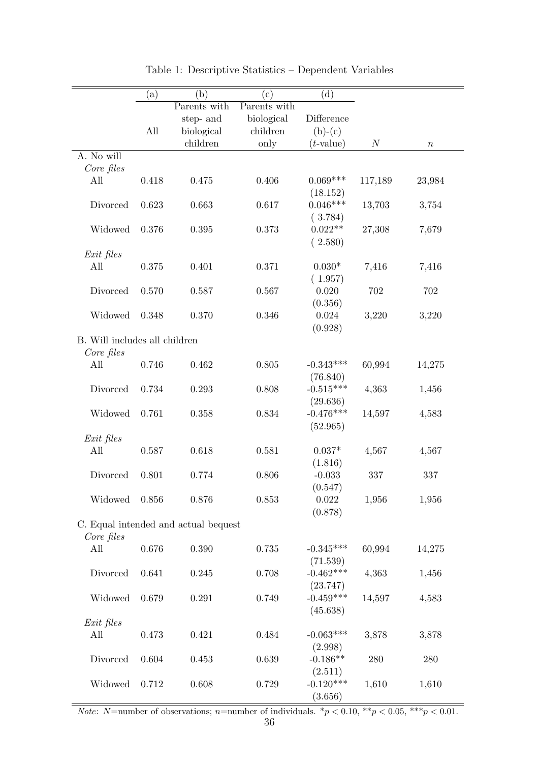Table 1: Descriptive Statistics – Dependent Variables

| | (a) | (b) | (c) | (d) | | |
|---|---|---|---|---|---|---|
| | All | Parents with step- and biological children | Parents with biological children only | Difference (b)-(c) ($t$-value) | $N$ | $n$ |
| A. No will | | | | | | |
| *Core files* | | | | | | |
| All | 0.418 | 0.475 | 0.406 | 0.069*** | 117,189 | 23,984 |
| | | | | (18.152) | | |
| Divorced | 0.623 | 0.663 | 0.617 | 0.046*** | 13,703 | 3,754 |
| | | | | ( 3.784) | | |
| Widowed | 0.376 | 0.395 | 0.373 | 0.022** | 27,308 | 7,679 |
| | | | | ( 2.580) | | |
| *Exit files* | | | | | | |
| All | 0.375 | 0.401 | 0.371 | 0.030* | 7,416 | 7,416 |
| | | | | ( 1.957) | | |
| Divorced | 0.570 | 0.587 | 0.567 | 0.020 | 702 | 702 |
| | | | | (0.356) | | |
| Widowed | 0.348 | 0.370 | 0.346 | 0.024 | 3,220 | 3,220 |
| | | | | (0.928) | | |
| B. Will includes all children | | | | | | |
| *Core files* | | | | | | |
| All | 0.746 | 0.462 | 0.805 | -0.343*** | 60,994 | 14,275 |
| | | | | (76.840) | | |
| Divorced | 0.734 | 0.293 | 0.808 | -0.515*** | 4,363 | 1,456 |
| | | | | (29.636) | | |
| Widowed | 0.761 | 0.358 | 0.834 | -0.476*** | 14,597 | 4,583 |
| | | | | (52.965) | | |
| *Exit files* | | | | | | |
| All | 0.587 | 0.618 | 0.581 | 0.037* | 4,567 | 4,567 |
| | | | | (1.816) | | |
| Divorced | 0.801 | 0.774 | 0.806 | -0.033 | 337 | 337 |
| | | | | (0.547) | | |
| Widowed | 0.856 | 0.876 | 0.853 | 0.022 | 1,956 | 1,956 |
| | | | | (0.878) | | |
| C. Equal intended and actual bequest | | | | | | |
| *Core files* | | | | | | |
| All | 0.676 | 0.390 | 0.735 | -0.345*** | 60,994 | 14,275 |
| | | | | (71.539) | | |
| Divorced | 0.641 | 0.245 | 0.708 | -0.462*** | 4,363 | 1,456 |
| | | | | (23.747) | | |
| Widowed | 0.679 | 0.291 | 0.749 | -0.459*** | 14,597 | 4,583 |
| | | | | (45.638) | | |
| *Exit files* | | | | | | |
| All | 0.473 | 0.421 | 0.484 | -0.063*** | 3,878 | 3,878 |
| | | | | (2.998) | | |
| Divorced | 0.604 | 0.453 | 0.639 | -0.186** | 280 | 280 |
| | | | | (2.511) | | |
| Widowed | 0.712 | 0.608 | 0.729 | -0.120*** | 1,610 | 1,610 |
| | | | | (3.656) | | |

*Note*: $N$=number of observations; $n$=number of individuals. *$p < 0.10$, **$p < 0.05$, ***$p < 0.01$.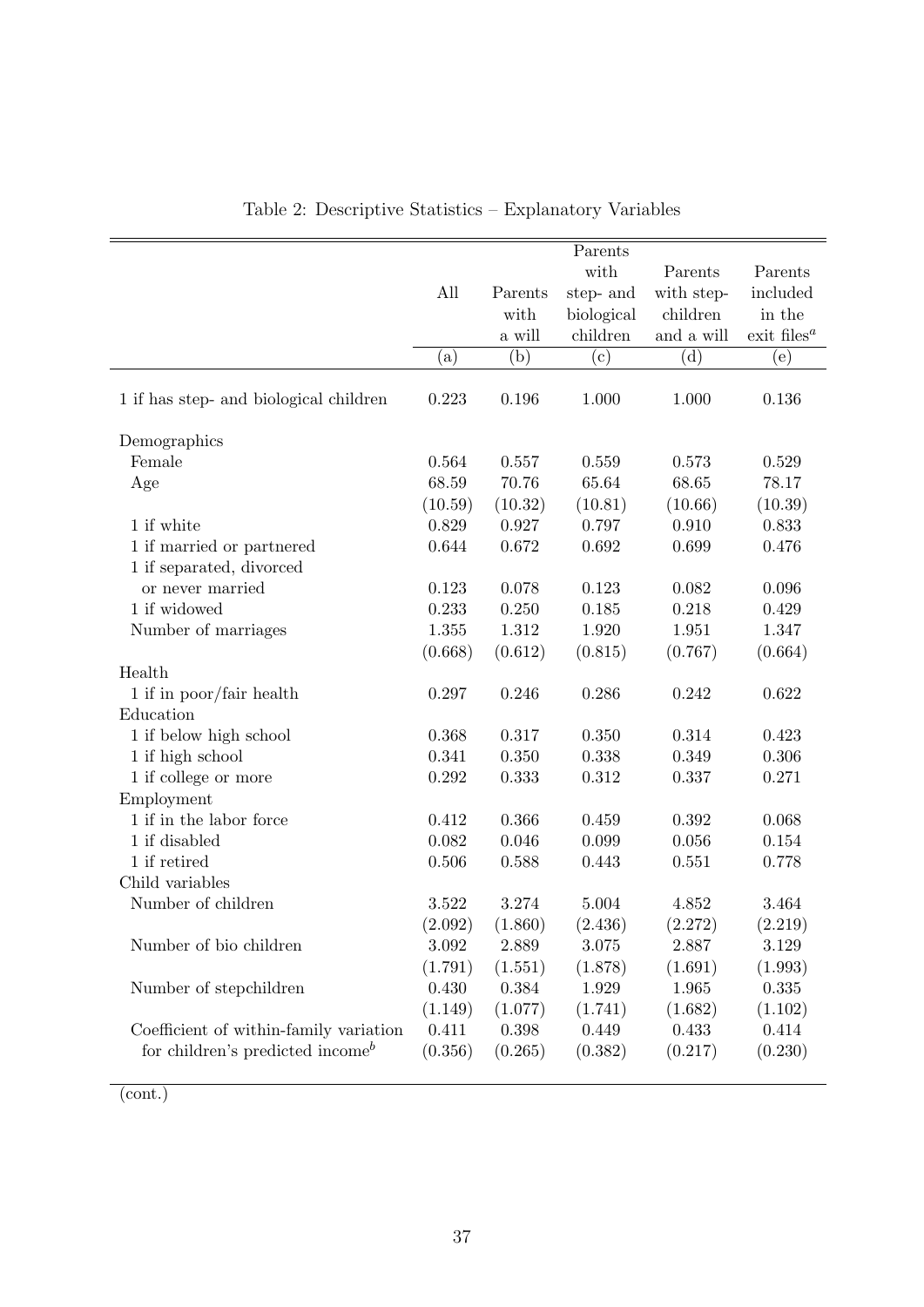Table 2: Descriptive Statistics – Explanatory Variables

| | All | Parents with a will | Parents with step- and biological children | Parents with step-children and a will | Parents included in the exit files[a] |
|---|---|---|---|---|---|
| | (a) | (b) | (c) | (d) | (e) |
| 1 if has step- and biological children | 0.223 | 0.196 | 1.000 | 1.000 | 0.136 |
| Demographics | | | | | |
| Female | 0.564 | 0.557 | 0.559 | 0.573 | 0.529 |
| Age | 68.59 | 70.76 | 65.64 | 68.65 | 78.17 |
| | (10.59) | (10.32) | (10.81) | (10.66) | (10.39) |
| 1 if white | 0.829 | 0.927 | 0.797 | 0.910 | 0.833 |
| 1 if married or partnered | 0.644 | 0.672 | 0.692 | 0.699 | 0.476 |
| 1 if separated, divorced or never married | 0.123 | 0.078 | 0.123 | 0.082 | 0.096 |
| 1 if widowed | 0.233 | 0.250 | 0.185 | 0.218 | 0.429 |
| Number of marriages | 1.355 | 1.312 | 1.920 | 1.951 | 1.347 |
| | (0.668) | (0.612) | (0.815) | (0.767) | (0.664) |
| Health | | | | | |
| 1 if in poor/fair health | 0.297 | 0.246 | 0.286 | 0.242 | 0.622 |
| Education | | | | | |
| 1 if below high school | 0.368 | 0.317 | 0.350 | 0.314 | 0.423 |
| 1 if high school | 0.341 | 0.350 | 0.338 | 0.349 | 0.306 |
| 1 if college or more | 0.292 | 0.333 | 0.312 | 0.337 | 0.271 |
| Employment | | | | | |
| 1 if in the labor force | 0.412 | 0.366 | 0.459 | 0.392 | 0.068 |
| 1 if disabled | 0.082 | 0.046 | 0.099 | 0.056 | 0.154 |
| 1 if retired | 0.506 | 0.588 | 0.443 | 0.551 | 0.778 |
| Child variables | | | | | |
| Number of children | 3.522 | 3.274 | 5.004 | 4.852 | 3.464 |
| | (2.092) | (1.860) | (2.436) | (2.272) | (2.219) |
| Number of bio children | 3.092 | 2.889 | 3.075 | 2.887 | 3.129 |
| | (1.791) | (1.551) | (1.878) | (1.691) | (1.993) |
| Number of stepchildren | 0.430 | 0.384 | 1.929 | 1.965 | 0.335 |
| | (1.149) | (1.077) | (1.741) | (1.682) | (1.102) |
| Coefficient of within-family variation for children's predicted income[b] | 0.411 | 0.398 | 0.449 | 0.433 | 0.414 |
| | (0.356) | (0.265) | (0.382) | (0.217) | (0.230) |

(cont.)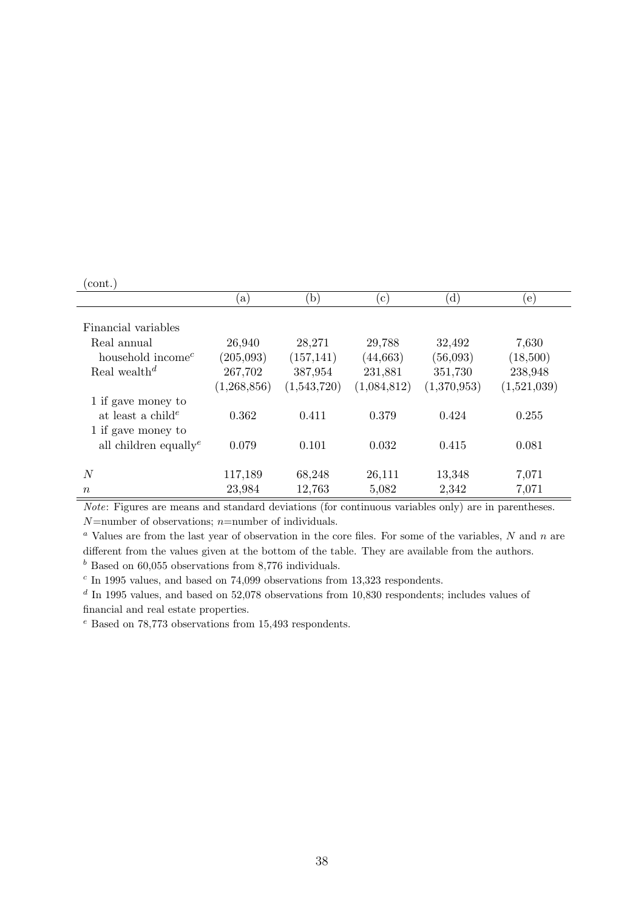(cont.)

| | (a) | (b) | (c) | (d) | (e) |
|---|---|---|---|---|---|
| Financial variables | | | | | |
| Real annual household income[c] | 26,940 | 28,271 | 29,788 | 32,492 | 7,630 |
| | (205,093) | (157,141) | (44,663) | (56,093) | (18,500) |
| Real wealth[d] | 267,702 | 387,954 | 231,881 | 351,730 | 238,948 |
| | (1,268,856) | (1,543,720) | (1,084,812) | (1,370,953) | (1,521,039) |
| 1 if gave money to at least a child[e] | 0.362 | 0.411 | 0.379 | 0.424 | 0.255 |
| 1 if gave money to all children equally[e] | 0.079 | 0.101 | 0.032 | 0.415 | 0.081 |
| $N$ | 117,189 | 68,248 | 26,111 | 13,348 | 7,071 |
| $n$ | 23,984 | 12,763 | 5,082 | 2,342 | 7,071 |

*Note*: Figures are means and standard deviations (for continuous variables only) are in parentheses. $N$=number of observations; $n$=number of individuals.

[a] Values are from the last year of observation in the core files. For some of the variables, $N$ and $n$ are different from the values given at the bottom of the table. They are available from the authors.

[b] Based on 60,055 observations from 8,776 individuals.

[c] In 1995 values, and based on 74,099 observations from 13,323 respondents.

[d] In 1995 values, and based on 52,078 observations from 10,830 respondents; includes values of financial and real estate properties.

[e] Based on 78,773 observations from 15,493 respondents.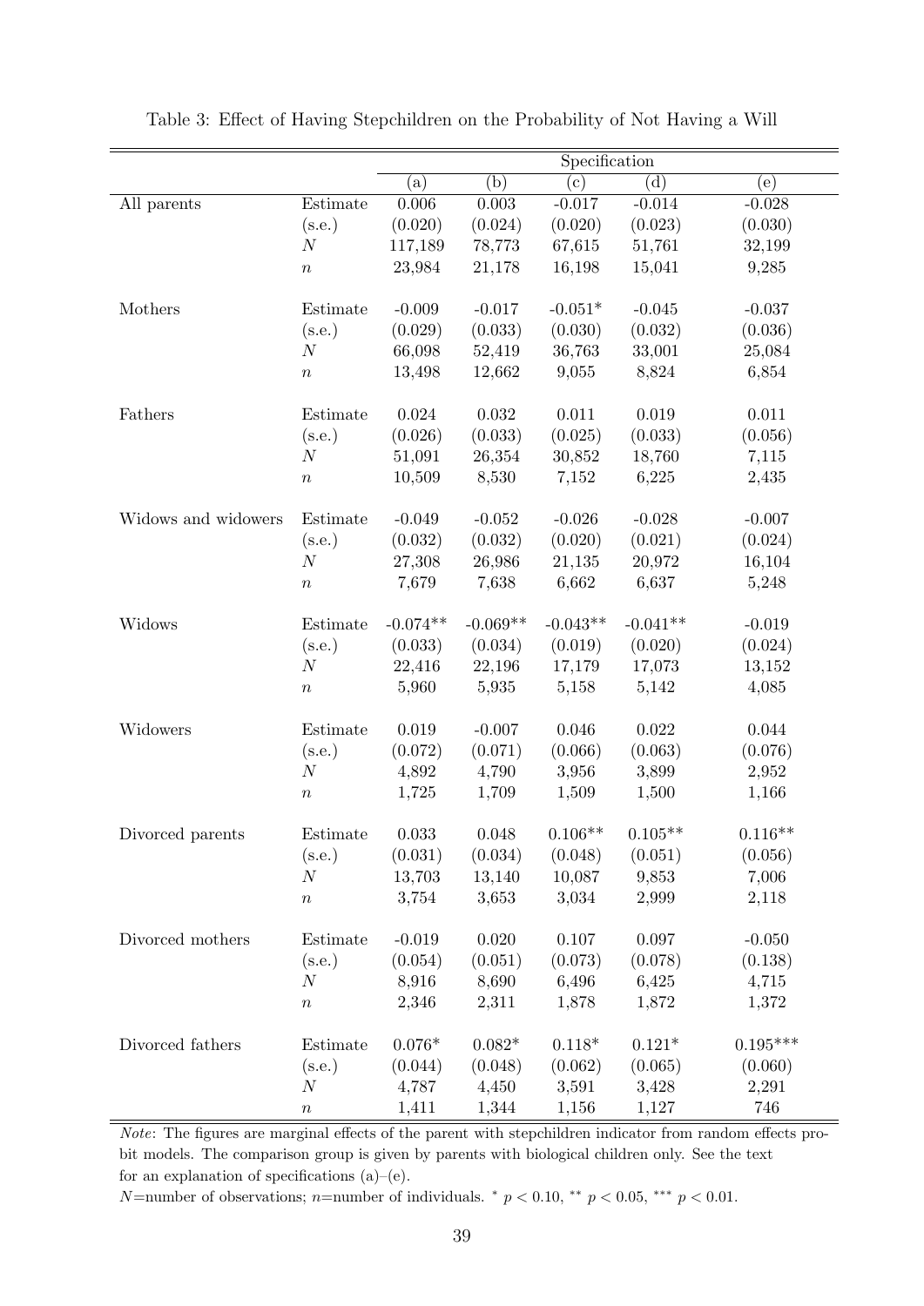Table 3: Effect of Having Stepchildren on the Probability of Not Having a Will

| | | Specification | | | | |
|---|---|---|---|---|---|---|
| | | (a) | (b) | (c) | (d) | (e) |
| All parents | Estimate | 0.006 | 0.003 | -0.017 | -0.014 | -0.028 |
| | (s.e.) | (0.020) | (0.024) | (0.020) | (0.023) | (0.030) |
| | $N$ | 117,189 | 78,773 | 67,615 | 51,761 | 32,199 |
| | $n$ | 23,984 | 21,178 | 16,198 | 15,041 | 9,285 |
| Mothers | Estimate | -0.009 | -0.017 | -0.051* | -0.045 | -0.037 |
| | (s.e.) | (0.029) | (0.033) | (0.030) | (0.032) | (0.036) |
| | $N$ | 66,098 | 52,419 | 36,763 | 33,001 | 25,084 |
| | $n$ | 13,498 | 12,662 | 9,055 | 8,824 | 6,854 |
| Fathers | Estimate | 0.024 | 0.032 | 0.011 | 0.019 | 0.011 |
| | (s.e.) | (0.026) | (0.033) | (0.025) | (0.033) | (0.056) |
| | $N$ | 51,091 | 26,354 | 30,852 | 18,760 | 7,115 |
| | $n$ | 10,509 | 8,530 | 7,152 | 6,225 | 2,435 |
| Widows and widowers | Estimate | -0.049 | -0.052 | -0.026 | -0.028 | -0.007 |
| | (s.e.) | (0.032) | (0.032) | (0.020) | (0.021) | (0.024) |
| | $N$ | 27,308 | 26,986 | 21,135 | 20,972 | 16,104 |
| | $n$ | 7,679 | 7,638 | 6,662 | 6,637 | 5,248 |
| Widows | Estimate | -0.074** | -0.069** | -0.043** | -0.041** | -0.019 |
| | (s.e.) | (0.033) | (0.034) | (0.019) | (0.020) | (0.024) |
| | $N$ | 22,416 | 22,196 | 17,179 | 17,073 | 13,152 |
| | $n$ | 5,960 | 5,935 | 5,158 | 5,142 | 4,085 |
| Widowers | Estimate | 0.019 | -0.007 | 0.046 | 0.022 | 0.044 |
| | (s.e.) | (0.072) | (0.071) | (0.066) | (0.063) | (0.076) |
| | $N$ | 4,892 | 4,790 | 3,956 | 3,899 | 2,952 |
| | $n$ | 1,725 | 1,709 | 1,509 | 1,500 | 1,166 |
| Divorced parents | Estimate | 0.033 | 0.048 | 0.106** | 0.105** | 0.116** |
| | (s.e.) | (0.031) | (0.034) | (0.048) | (0.051) | (0.056) |
| | $N$ | 13,703 | 13,140 | 10,087 | 9,853 | 7,006 |
| | $n$ | 3,754 | 3,653 | 3,034 | 2,999 | 2,118 |
| Divorced mothers | Estimate | -0.019 | 0.020 | 0.107 | 0.097 | -0.050 |
| | (s.e.) | (0.054) | (0.051) | (0.073) | (0.078) | (0.138) |
| | $N$ | 8,916 | 8,690 | 6,496 | 6,425 | 4,715 |
| | $n$ | 2,346 | 2,311 | 1,878 | 1,872 | 1,372 |
| Divorced fathers | Estimate | 0.076* | 0.082* | 0.118* | 0.121* | 0.195*** |
| | (s.e.) | (0.044) | (0.048) | (0.062) | (0.065) | (0.060) |
| | $N$ | 4,787 | 4,450 | 3,591 | 3,428 | 2,291 |
| | $n$ | 1,411 | 1,344 | 1,156 | 1,127 | 746 |

*Note*: The figures are marginal effects of the parent with stepchildren indicator from random effects probit models. The comparison group is given by parents with biological children only. See the text for an explanation of specifications (a)–(e).

$N$=number of observations; $n$=number of individuals. $^{*}$ $p < 0.10$, $^{**}$ $p < 0.05$, $^{***}$ $p < 0.01$.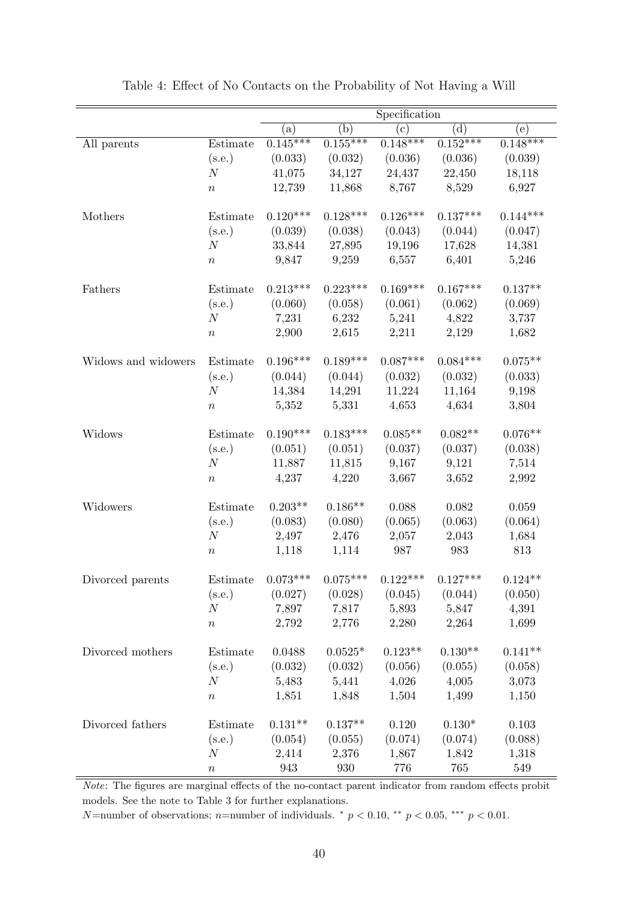Table 4: Effect of No Contacts on the Probability of Not Having a Will

| | | Specification | | | | |
|---|---|---|---|---|---|---|
| | | (a) | (b) | (c) | (d) | (e) |
| All parents | Estimate | 0.145*** | 0.155*** | 0.148*** | 0.152*** | 0.148*** |
| | (s.e.) | (0.033) | (0.032) | (0.036) | (0.036) | (0.039) |
| | $N$ | 41,075 | 34,127 | 24,437 | 22,450 | 18,118 |
| | $n$ | 12,739 | 11,868 | 8,767 | 8,529 | 6,927 |
| Mothers | Estimate | 0.120*** | 0.128*** | 0.126*** | 0.137*** | 0.144*** |
| | (s.e.) | (0.039) | (0.038) | (0.043) | (0.044) | (0.047) |
| | $N$ | 33,844 | 27,895 | 19,196 | 17,628 | 14,381 |
| | $n$ | 9,847 | 9,259 | 6,557 | 6,401 | 5,246 |
| Fathers | Estimate | 0.213*** | 0.223*** | 0.169*** | 0.167*** | 0.137** |
| | (s.e.) | (0.060) | (0.058) | (0.061) | (0.062) | (0.069) |
| | $N$ | 7,231 | 6,232 | 5,241 | 4,822 | 3,737 |
| | $n$ | 2,900 | 2,615 | 2,211 | 2,129 | 1,682 |
| Widows and widowers | Estimate | 0.196*** | 0.189*** | 0.087*** | 0.084*** | 0.075** |
| | (s.e.) | (0.044) | (0.044) | (0.032) | (0.032) | (0.033) |
| | $N$ | 14,384 | 14,291 | 11,224 | 11,164 | 9,198 |
| | $n$ | 5,352 | 5,331 | 4,653 | 4,634 | 3,804 |
| Widows | Estimate | 0.190*** | 0.183*** | 0.085** | 0.082** | 0.076** |
| | (s.e.) | (0.051) | (0.051) | (0.037) | (0.037) | (0.038) |
| | $N$ | 11,887 | 11,815 | 9,167 | 9,121 | 7,514 |
| | $n$ | 4,237 | 4,220 | 3,667 | 3,652 | 2,992 |
| Widowers | Estimate | 0.203** | 0.186** | 0.088 | 0.082 | 0.059 |
| | (s.e.) | (0.083) | (0.080) | (0.065) | (0.063) | (0.064) |
| | $N$ | 2,497 | 2,476 | 2,057 | 2,043 | 1,684 |
| | $n$ | 1,118 | 1,114 | 987 | 983 | 813 |
| Divorced parents | Estimate | 0.073*** | 0.075*** | 0.122*** | 0.127*** | 0.124** |
| | (s.e.) | (0.027) | (0.028) | (0.045) | (0.044) | (0.050) |
| | $N$ | 7,897 | 7,817 | 5,893 | 5,847 | 4,391 |
| | $n$ | 2,792 | 2,776 | 2,280 | 2,264 | 1,699 |
| Divorced mothers | Estimate | 0.0488 | 0.0525* | 0.123** | 0.130** | 0.141** |
| | (s.e.) | (0.032) | (0.032) | (0.056) | (0.055) | (0.058) |
| | $N$ | 5,483 | 5,441 | 4,026 | 4,005 | 3,073 |
| | $n$ | 1,851 | 1,848 | 1,504 | 1,499 | 1,150 |
| Divorced fathers | Estimate | 0.131** | 0.137** | 0.120 | 0.130* | 0.103 |
| | (s.e.) | (0.054) | (0.055) | (0.074) | (0.074) | (0.088) |
| | $N$ | 2,414 | 2,376 | 1,867 | 1,842 | 1,318 |
| | $n$ | 943 | 930 | 776 | 765 | 549 |

*Note*: The figures are marginal effects of the no-contact parent indicator from random effects probit models. See the note to Table 3 for further explanations.

$N$=number of observations; $n$=number of individuals. $^{*}$ $p < 0.10$, $^{**}$ $p < 0.05$, $^{***}$ $p < 0.01$.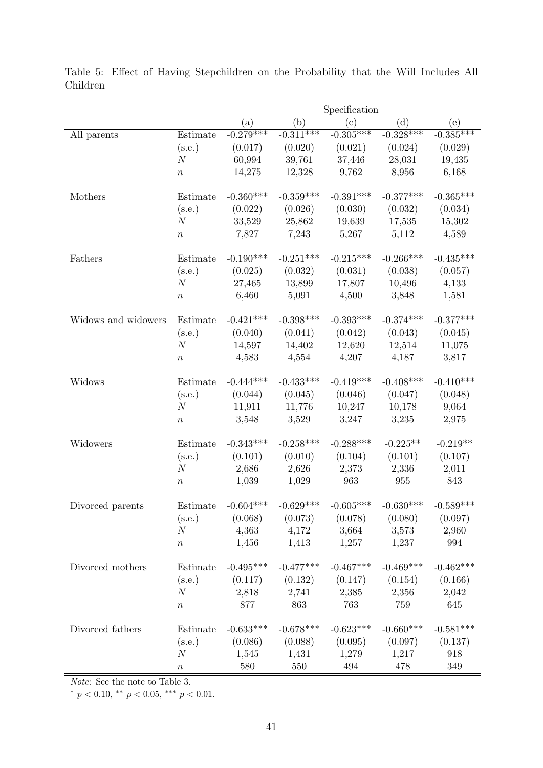Table 5: Effect of Having Stepchildren on the Probability that the Will Includes All Children

| | | Specification | | | | |
|---|---|---|---|---|---|---|
| | | (a) | (b) | (c) | (d) | (e) |
| All parents | Estimate | -0.279*** | -0.311*** | -0.305*** | -0.328*** | -0.385*** |
| | (s.e.) | (0.017) | (0.020) | (0.021) | (0.024) | (0.029) |
| | $N$ | 60,994 | 39,761 | 37,446 | 28,031 | 19,435 |
| | $n$ | 14,275 | 12,328 | 9,762 | 8,956 | 6,168 |
| Mothers | Estimate | -0.360*** | -0.359*** | -0.391*** | -0.377*** | -0.365*** |
| | (s.e.) | (0.022) | (0.026) | (0.030) | (0.032) | (0.034) |
| | $N$ | 33,529 | 25,862 | 19,639 | 17,535 | 15,302 |
| | $n$ | 7,827 | 7,243 | 5,267 | 5,112 | 4,589 |
| Fathers | Estimate | -0.190*** | -0.251*** | -0.215*** | -0.266*** | -0.435*** |
| | (s.e.) | (0.025) | (0.032) | (0.031) | (0.038) | (0.057) |
| | $N$ | 27,465 | 13,899 | 17,807 | 10,496 | 4,133 |
| | $n$ | 6,460 | 5,091 | 4,500 | 3,848 | 1,581 |
| Widows and widowers | Estimate | -0.421*** | -0.398*** | -0.393*** | -0.374*** | -0.377*** |
| | (s.e.) | (0.040) | (0.041) | (0.042) | (0.043) | (0.045) |
| | $N$ | 14,597 | 14,402 | 12,620 | 12,514 | 11,075 |
| | $n$ | 4,583 | 4,554 | 4,207 | 4,187 | 3,817 |
| Widows | Estimate | -0.444*** | -0.433*** | -0.419*** | -0.408*** | -0.410*** |
| | (s.e.) | (0.044) | (0.045) | (0.046) | (0.047) | (0.048) |
| | $N$ | 11,911 | 11,776 | 10,247 | 10,178 | 9,064 |
| | $n$ | 3,548 | 3,529 | 3,247 | 3,235 | 2,975 |
| Widowers | Estimate | -0.343*** | -0.258*** | -0.288*** | -0.225** | -0.219** |
| | (s.e.) | (0.101) | (0.010) | (0.104) | (0.101) | (0.107) |
| | $N$ | 2,686 | 2,626 | 2,373 | 2,336 | 2,011 |
| | $n$ | 1,039 | 1,029 | 963 | 955 | 843 |
| Divorced parents | Estimate | -0.604*** | -0.629*** | -0.605*** | -0.630*** | -0.589*** |
| | (s.e.) | (0.068) | (0.073) | (0.078) | (0.080) | (0.097) |
| | $N$ | 4,363 | 4,172 | 3,664 | 3,573 | 2,960 |
| | $n$ | 1,456 | 1,413 | 1,257 | 1,237 | 994 |
| Divorced mothers | Estimate | -0.495*** | -0.477*** | -0.467*** | -0.469*** | -0.462*** |
| | (s.e.) | (0.117) | (0.132) | (0.147) | (0.154) | (0.166) |
| | $N$ | 2,818 | 2,741 | 2,385 | 2,356 | 2,042 |
| | $n$ | 877 | 863 | 763 | 759 | 645 |
| Divorced fathers | Estimate | -0.633*** | -0.678*** | -0.623*** | -0.660*** | -0.581*** |
| | (s.e.) | (0.086) | (0.088) | (0.095) | (0.097) | (0.137) |
| | $N$ | 1,545 | 1,431 | 1,279 | 1,217 | 918 |
| | $n$ | 580 | 550 | 494 | 478 | 349 |

*Note*: See the note to Table 3.

$^{*}$ $p < 0.10$, $^{**}$ $p < 0.05$, $^{***}$ $p < 0.01$.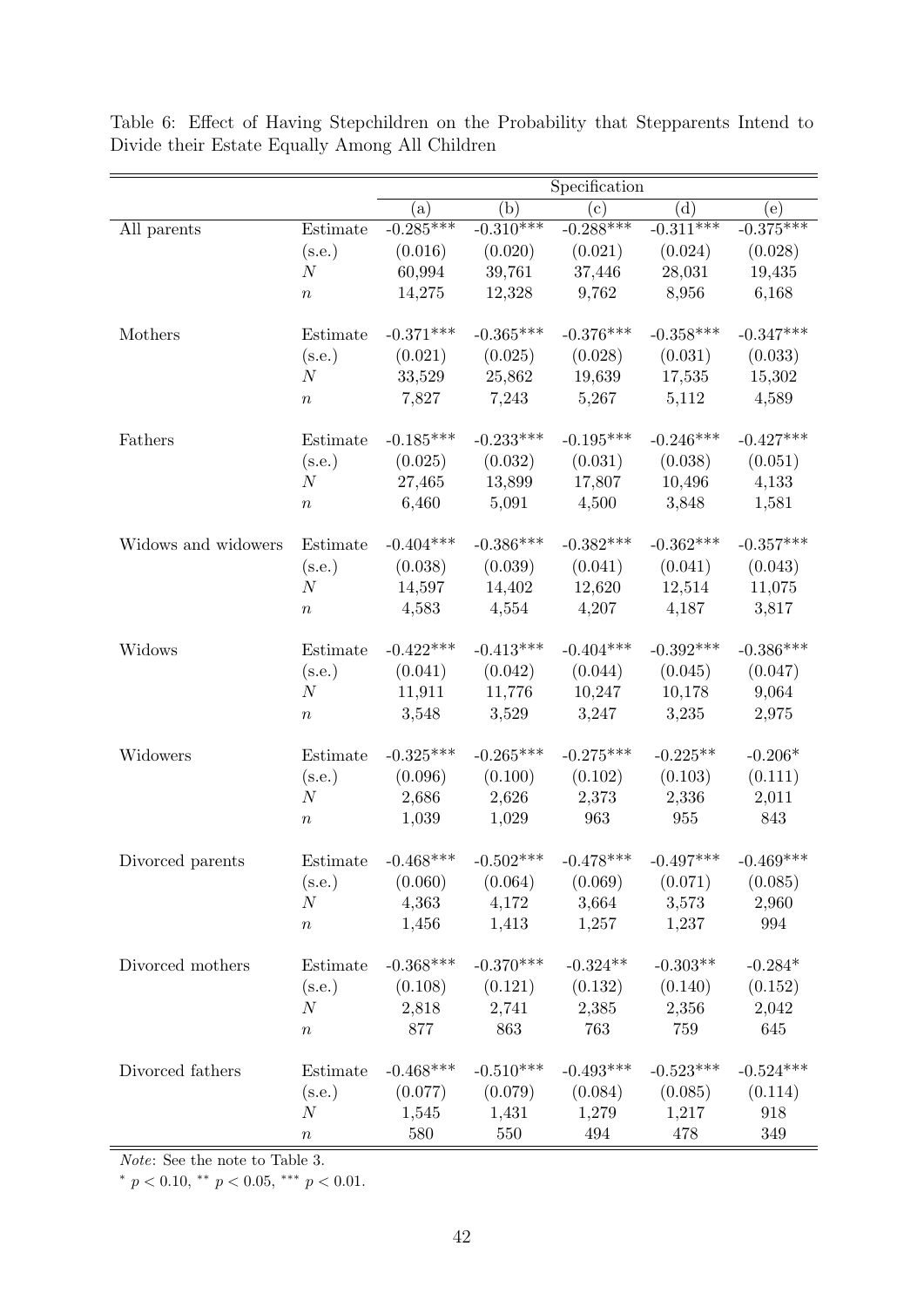Table 6: Effect of Having Stepchildren on the Probability that Stepparents Intend to Divide their Estate Equally Among All Children

| | | Specification | | | | |
|---|---|---|---|---|---|---|
| | | (a) | (b) | (c) | (d) | (e) |
| All parents | Estimate | -0.285*** | -0.310*** | -0.288*** | -0.311*** | -0.375*** |
| | (s.e.) | (0.016) | (0.020) | (0.021) | (0.024) | (0.028) |
| | $N$ | 60,994 | 39,761 | 37,446 | 28,031 | 19,435 |
| | $n$ | 14,275 | 12,328 | 9,762 | 8,956 | 6,168 |
| Mothers | Estimate | -0.371*** | -0.365*** | -0.376*** | -0.358*** | -0.347*** |
| | (s.e.) | (0.021) | (0.025) | (0.028) | (0.031) | (0.033) |
| | $N$ | 33,529 | 25,862 | 19,639 | 17,535 | 15,302 |
| | $n$ | 7,827 | 7,243 | 5,267 | 5,112 | 4,589 |
| Fathers | Estimate | -0.185*** | -0.233*** | -0.195*** | -0.246*** | -0.427*** |
| | (s.e.) | (0.025) | (0.032) | (0.031) | (0.038) | (0.051) |
| | $N$ | 27,465 | 13,899 | 17,807 | 10,496 | 4,133 |
| | $n$ | 6,460 | 5,091 | 4,500 | 3,848 | 1,581 |
| Widows and widowers | Estimate | -0.404*** | -0.386*** | -0.382*** | -0.362*** | -0.357*** |
| | (s.e.) | (0.038) | (0.039) | (0.041) | (0.041) | (0.043) |
| | $N$ | 14,597 | 14,402 | 12,620 | 12,514 | 11,075 |
| | $n$ | 4,583 | 4,554 | 4,207 | 4,187 | 3,817 |
| Widows | Estimate | -0.422*** | -0.413*** | -0.404*** | -0.392*** | -0.386*** |
| | (s.e.) | (0.041) | (0.042) | (0.044) | (0.045) | (0.047) |
| | $N$ | 11,911 | 11,776 | 10,247 | 10,178 | 9,064 |
| | $n$ | 3,548 | 3,529 | 3,247 | 3,235 | 2,975 |
| Widowers | Estimate | -0.325*** | -0.265*** | -0.275*** | -0.225** | -0.206* |
| | (s.e.) | (0.096) | (0.100) | (0.102) | (0.103) | (0.111) |
| | $N$ | 2,686 | 2,626 | 2,373 | 2,336 | 2,011 |
| | $n$ | 1,039 | 1,029 | 963 | 955 | 843 |
| Divorced parents | Estimate | -0.468*** | -0.502*** | -0.478*** | -0.497*** | -0.469*** |
| | (s.e.) | (0.060) | (0.064) | (0.069) | (0.071) | (0.085) |
| | $N$ | 4,363 | 4,172 | 3,664 | 3,573 | 2,960 |
| | $n$ | 1,456 | 1,413 | 1,257 | 1,237 | 994 |
| Divorced mothers | Estimate | -0.368*** | -0.370*** | -0.324** | -0.303** | -0.284* |
| | (s.e.) | (0.108) | (0.121) | (0.132) | (0.140) | (0.152) |
| | $N$ | 2,818 | 2,741 | 2,385 | 2,356 | 2,042 |
| | $n$ | 877 | 863 | 763 | 759 | 645 |
| Divorced fathers | Estimate | -0.468*** | -0.510*** | -0.493*** | -0.523*** | -0.524*** |
| | (s.e.) | (0.077) | (0.079) | (0.084) | (0.085) | (0.114) |
| | $N$ | 1,545 | 1,431 | 1,279 | 1,217 | 918 |
| | $n$ | 580 | 550 | 494 | 478 | 349 |

*Note*: See the note to Table 3.

* $p < 0.10$, ** $p < 0.05$, *** $p < 0.01$.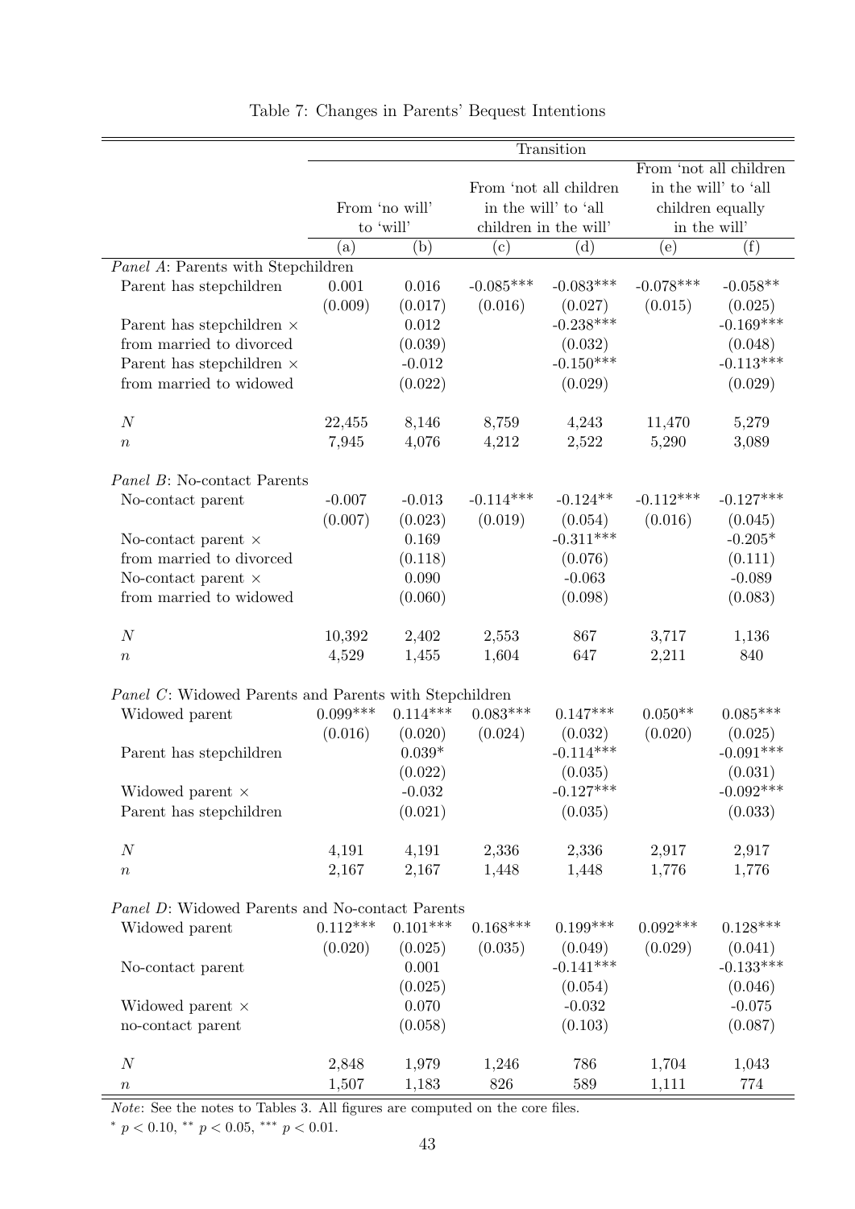Table 7: Changes in Parents' Bequest Intentions

| | Transition | | | | | |
|---|---|---|---|---|---|---|
| | From 'no will' to 'will' | | From 'not all children in the will' to 'all children in the will' | | From 'not all children in the will' to 'all children equally in the will' | |
| | (a) | (b) | (c) | (d) | (e) | (f) |
| *Panel A*: Parents with Stepchildren | | | | | | |
| Parent has stepchildren | 0.001 | 0.016 | -0.085*** | -0.083*** | -0.078*** | -0.058** |
| | (0.009) | (0.017) | (0.016) | (0.027) | (0.015) | (0.025) |
| Parent has stepchildren × from married to divorced | | 0.012 | | -0.238*** | | -0.169*** |
| | | (0.039) | | (0.032) | | (0.048) |
| Parent has stepchildren × from married to widowed | | -0.012 | | -0.150*** | | -0.113*** |
| | | (0.022) | | (0.029) | | (0.029) |
| $N$ | 22,455 | 8,146 | 8,759 | 4,243 | 11,470 | 5,279 |
| $n$ | 7,945 | 4,076 | 4,212 | 2,522 | 5,290 | 3,089 |
| *Panel B*: No-contact Parents | | | | | | |
| No-contact parent | -0.007 | -0.013 | -0.114*** | -0.124** | -0.112*** | -0.127*** |
| | (0.007) | (0.023) | (0.019) | (0.054) | (0.016) | (0.045) |
| No-contact parent × from married to divorced | | 0.169 | | -0.311*** | | -0.205* |
| | | (0.118) | | (0.076) | | (0.111) |
| No-contact parent × from married to widowed | | 0.090 | | -0.063 | | -0.089 |
| | | (0.060) | | (0.098) | | (0.083) |
| $N$ | 10,392 | 2,402 | 2,553 | 867 | 3,717 | 1,136 |
| $n$ | 4,529 | 1,455 | 1,604 | 647 | 2,211 | 840 |
| *Panel C*: Widowed Parents and Parents with Stepchildren | | | | | | |
| Widowed parent | 0.099*** | 0.114*** | 0.083*** | 0.147*** | 0.050** | 0.085*** |
| | (0.016) | (0.020) | (0.024) | (0.032) | (0.020) | (0.025) |
| Parent has stepchildren | | 0.039* | | -0.114*** | | -0.091*** |
| | | (0.022) | | (0.035) | | (0.031) |
| Widowed parent × Parent has stepchildren | | -0.032 | | -0.127*** | | -0.092*** |
| | | (0.021) | | (0.035) | | (0.033) |
| $N$ | 4,191 | 4,191 | 2,336 | 2,336 | 2,917 | 2,917 |
| $n$ | 2,167 | 2,167 | 1,448 | 1,448 | 1,776 | 1,776 |
| *Panel D*: Widowed Parents and No-contact Parents | | | | | | |
| Widowed parent | 0.112*** | 0.101*** | 0.168*** | 0.199*** | 0.092*** | 0.128*** |
| | (0.020) | (0.025) | (0.035) | (0.049) | (0.029) | (0.041) |
| No-contact parent | | 0.001 | | -0.141*** | | -0.133*** |
| | | (0.025) | | (0.054) | | (0.046) |
| Widowed parent × no-contact parent | | 0.070 | | -0.032 | | -0.075 |
| | | (0.058) | | (0.103) | | (0.087) |
| $N$ | 2,848 | 1,979 | 1,246 | 786 | 1,704 | 1,043 |
| $n$ | 1,507 | 1,183 | 826 | 589 | 1,111 | 774 |

*Note*: See the notes to Tables 3. All figures are computed on the core files.
$^{*}$ $p < 0.10$, $^{**}$ $p < 0.05$, $^{***}$ $p < 0.01$.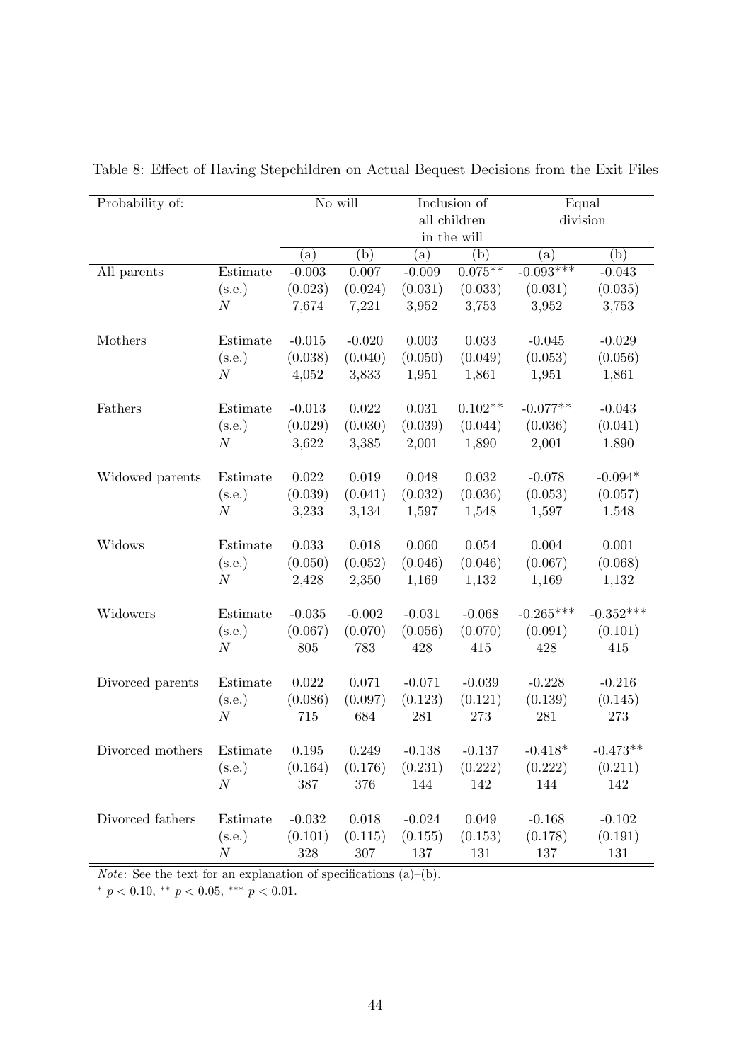Table 8: Effect of Having Stepchildren on Actual Bequest Decisions from the Exit Files

| Probability of: | | No will | | Inclusion of all children in the will | | Equal division | |
|---|---|---|---|---|---|---|---|
| | | (a) | (b) | (a) | (b) | (a) | (b) |
| All parents | Estimate | -0.003 | 0.007 | -0.009 | 0.075** | -0.093*** | -0.043 |
| | (s.e.) | (0.023) | (0.024) | (0.031) | (0.033) | (0.031) | (0.035) |
| | $N$ | 7,674 | 7,221 | 3,952 | 3,753 | 3,952 | 3,753 |
| Mothers | Estimate | -0.015 | -0.020 | 0.003 | 0.033 | -0.045 | -0.029 |
| | (s.e.) | (0.038) | (0.040) | (0.050) | (0.049) | (0.053) | (0.056) |
| | $N$ | 4,052 | 3,833 | 1,951 | 1,861 | 1,951 | 1,861 |
| Fathers | Estimate | -0.013 | 0.022 | 0.031 | 0.102** | -0.077** | -0.043 |
| | (s.e.) | (0.029) | (0.030) | (0.039) | (0.044) | (0.036) | (0.041) |
| | $N$ | 3,622 | 3,385 | 2,001 | 1,890 | 2,001 | 1,890 |
| Widowed parents | Estimate | 0.022 | 0.019 | 0.048 | 0.032 | -0.078 | -0.094* |
| | (s.e.) | (0.039) | (0.041) | (0.032) | (0.036) | (0.053) | (0.057) |
| | $N$ | 3,233 | 3,134 | 1,597 | 1,548 | 1,597 | 1,548 |
| Widows | Estimate | 0.033 | 0.018 | 0.060 | 0.054 | 0.004 | 0.001 |
| | (s.e.) | (0.050) | (0.052) | (0.046) | (0.046) | (0.067) | (0.068) |
| | $N$ | 2,428 | 2,350 | 1,169 | 1,132 | 1,169 | 1,132 |
| Widowers | Estimate | -0.035 | -0.002 | -0.031 | -0.068 | -0.265*** | -0.352*** |
| | (s.e.) | (0.067) | (0.070) | (0.056) | (0.070) | (0.091) | (0.101) |
| | $N$ | 805 | 783 | 428 | 415 | 428 | 415 |
| Divorced parents | Estimate | 0.022 | 0.071 | -0.071 | -0.039 | -0.228 | -0.216 |
| | (s.e.) | (0.086) | (0.097) | (0.123) | (0.121) | (0.139) | (0.145) |
| | $N$ | 715 | 684 | 281 | 273 | 281 | 273 |
| Divorced mothers | Estimate | 0.195 | 0.249 | -0.138 | -0.137 | -0.418* | -0.473** |
| | (s.e.) | (0.164) | (0.176) | (0.231) | (0.222) | (0.222) | (0.211) |
| | $N$ | 387 | 376 | 144 | 142 | 144 | 142 |
| Divorced fathers | Estimate | -0.032 | 0.018 | -0.024 | 0.049 | -0.168 | -0.102 |
| | (s.e.) | (0.101) | (0.115) | (0.155) | (0.153) | (0.178) | (0.191) |
| | $N$ | 328 | 307 | 137 | 131 | 137 | 131 |

*Note*: See the text for an explanation of specifications (a)–(b).

* $p < 0.10$, ** $p < 0.05$, *** $p < 0.01$.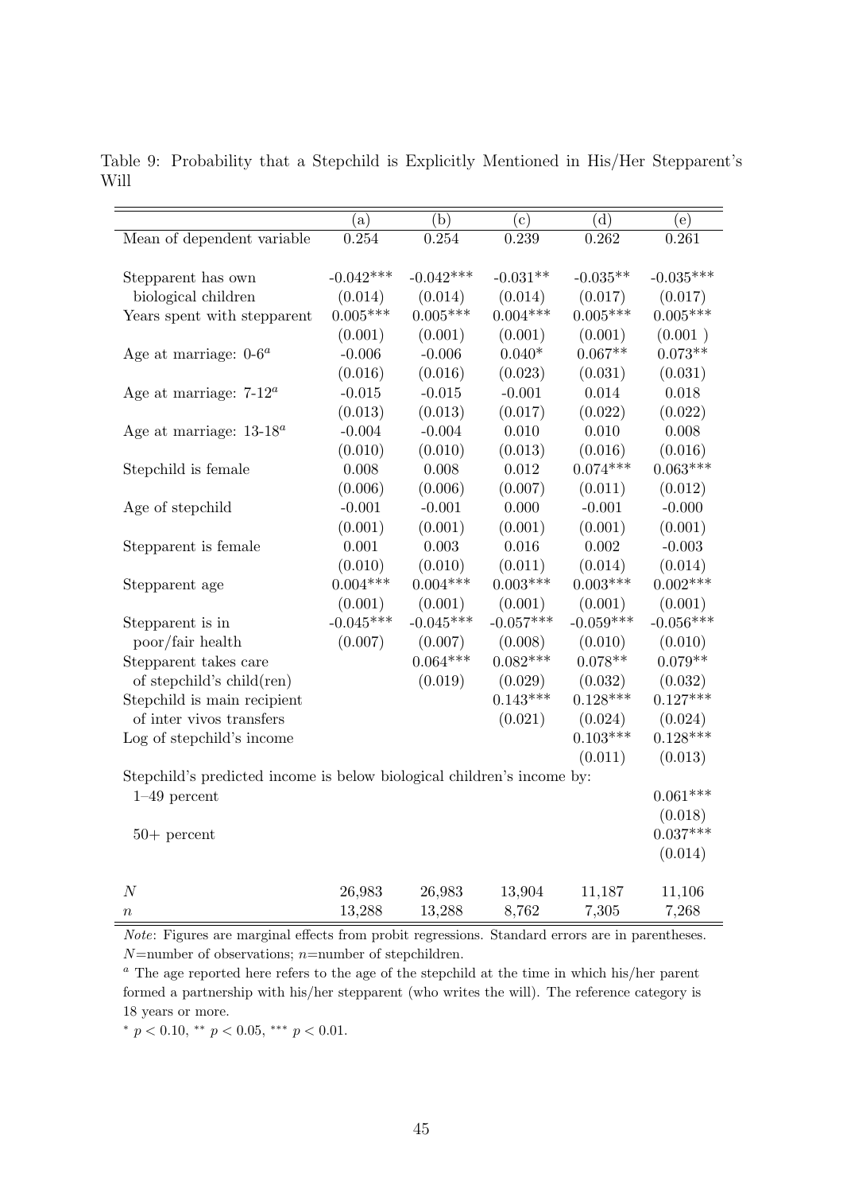Table 9: Probability that a Stepchild is Explicitly Mentioned in His/Her Stepparent's Will

| | (a) | (b) | (c) | (d) | (e) |
|---|---|---|---|---|---|
| Mean of dependent variable | 0.254 | 0.254 | 0.239 | 0.262 | 0.261 |
| Stepparent has own | -0.042*** | -0.042*** | -0.031** | -0.035** | -0.035*** |
| biological children | (0.014) | (0.014) | (0.014) | (0.017) | (0.017) |
| Years spent with stepparent | 0.005*** | 0.005*** | 0.004*** | 0.005*** | 0.005*** |
| | (0.001) | (0.001) | (0.001) | (0.001) | (0.001 ) |
| Age at marriage: 0-6[a] | -0.006 | -0.006 | 0.040* | 0.067** | 0.073** |
| | (0.016) | (0.016) | (0.023) | (0.031) | (0.031) |
| Age at marriage: 7-12[a] | -0.015 | -0.015 | -0.001 | 0.014 | 0.018 |
| | (0.013) | (0.013) | (0.017) | (0.022) | (0.022) |
| Age at marriage: 13-18[a] | -0.004 | -0.004 | 0.010 | 0.010 | 0.008 |
| | (0.010) | (0.010) | (0.013) | (0.016) | (0.016) |
| Stepchild is female | 0.008 | 0.008 | 0.012 | 0.074*** | 0.063*** |
| | (0.006) | (0.006) | (0.007) | (0.011) | (0.012) |
| Age of stepchild | -0.001 | -0.001 | 0.000 | -0.001 | -0.000 |
| | (0.001) | (0.001) | (0.001) | (0.001) | (0.001) |
| Stepparent is female | 0.001 | 0.003 | 0.016 | 0.002 | -0.003 |
| | (0.010) | (0.010) | (0.011) | (0.014) | (0.014) |
| Stepparent age | 0.004*** | 0.004*** | 0.003*** | 0.003*** | 0.002*** |
| | (0.001) | (0.001) | (0.001) | (0.001) | (0.001) |
| Stepparent is in | -0.045*** | -0.045*** | -0.057*** | -0.059*** | -0.056*** |
| poor/fair health | (0.007) | (0.007) | (0.008) | (0.010) | (0.010) |
| Stepparent takes care | | 0.064*** | 0.082*** | 0.078** | 0.079** |
| of stepchild's child(ren) | | (0.019) | (0.029) | (0.032) | (0.032) |
| Stepchild is main recipient | | | 0.143*** | 0.128*** | 0.127*** |
| of inter vivos transfers | | | (0.021) | (0.024) | (0.024) |
| Log of stepchild's income | | | | 0.103*** | 0.128*** |
| | | | | (0.011) | (0.013) |
| Stepchild's predicted income is below biological children's income by: | | | | | |
| 1–49 percent | | | | | 0.061*** |
| | | | | | (0.018) |
| 50+ percent | | | | | 0.037*** |
| | | | | | (0.014) |
| $N$ | 26,983 | 26,983 | 13,904 | 11,187 | 11,106 |
| $n$ | 13,288 | 13,288 | 8,762 | 7,305 | 7,268 |

*Note*: Figures are marginal effects from probit regressions. Standard errors are in parentheses. $N$=number of observations; $n$=number of stepchildren.

[a] The age reported here refers to the age of the stepchild at the time in which his/her parent formed a partnership with his/her stepparent (who writes the will). The reference category is 18 years or more.

$^{*}$ $p < 0.10$, $^{**}$ $p < 0.05$, $^{***}$ $p < 0.01$.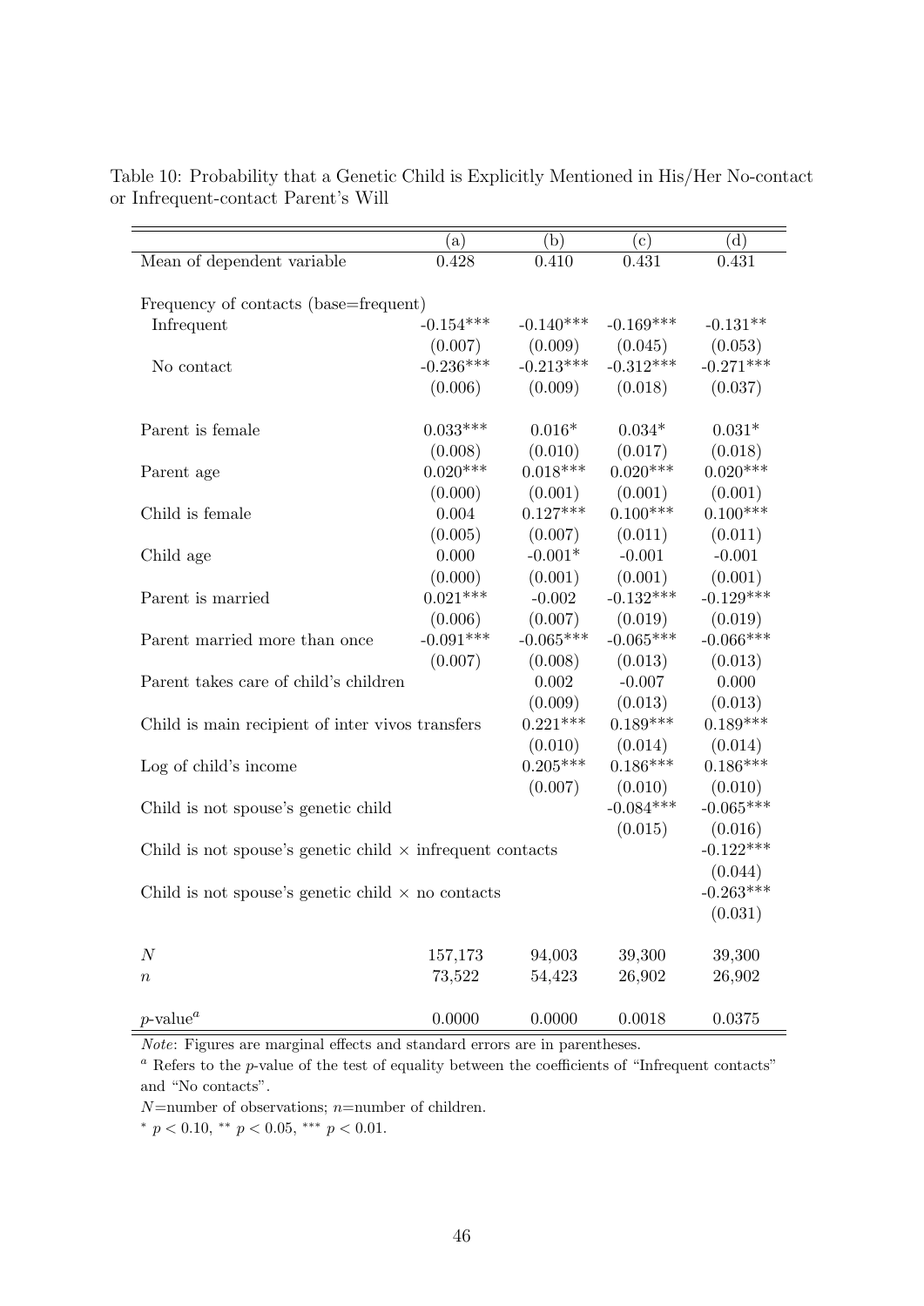Table 10: Probability that a Genetic Child is Explicitly Mentioned in His/Her No-contact or Infrequent-contact Parent's Will

| | (a) | (b) | (c) | (d) |
|---|---|---|---|---|
| Mean of dependent variable | 0.428 | 0.410 | 0.431 | 0.431 |
| Frequency of contacts (base=frequent) | | | | |
| Infrequent | -0.154*** | -0.140*** | -0.169*** | -0.131** |
| | (0.007) | (0.009) | (0.045) | (0.053) |
| No contact | -0.236*** | -0.213*** | -0.312*** | -0.271*** |
| | (0.006) | (0.009) | (0.018) | (0.037) |
| Parent is female | 0.033*** | 0.016* | 0.034* | 0.031* |
| | (0.008) | (0.010) | (0.017) | (0.018) |
| Parent age | 0.020*** | 0.018*** | 0.020*** | 0.020*** |
| | (0.000) | (0.001) | (0.001) | (0.001) |
| Child is female | 0.004 | 0.127*** | 0.100*** | 0.100*** |
| | (0.005) | (0.007) | (0.011) | (0.011) |
| Child age | 0.000 | -0.001* | -0.001 | -0.001 |
| | (0.000) | (0.001) | (0.001) | (0.001) |
| Parent is married | 0.021*** | -0.002 | -0.132*** | -0.129*** |
| | (0.006) | (0.007) | (0.019) | (0.019) |
| Parent married more than once | -0.091*** | -0.065*** | -0.065*** | -0.066*** |
| | (0.007) | (0.008) | (0.013) | (0.013) |
| Parent takes care of child's children | | 0.002 | -0.007 | 0.000 |
| | | (0.009) | (0.013) | (0.013) |
| Child is main recipient of inter vivos transfers | | 0.221*** | 0.189*** | 0.189*** |
| | | (0.010) | (0.014) | (0.014) |
| Log of child's income | | 0.205*** | 0.186*** | 0.186*** |
| | | (0.007) | (0.010) | (0.010) |
| Child is not spouse's genetic child | | | -0.084*** | -0.065*** |
| | | | (0.015) | (0.016) |
| Child is not spouse's genetic child × infrequent contacts | | | | -0.122*** |
| | | | | (0.044) |
| Child is not spouse's genetic child × no contacts | | | | -0.263*** |
| | | | | (0.031) |
| $N$ | 157,173 | 94,003 | 39,300 | 39,300 |
| $n$ | 73,522 | 54,423 | 26,902 | 26,902 |
| $p$-value[a] | 0.0000 | 0.0000 | 0.0018 | 0.0375 |

*Note*: Figures are marginal effects and standard errors are in parentheses.

[a] Refers to the $p$-value of the test of equality between the coefficients of "Infrequent contacts" and "No contacts".

$N$=number of observations; $n$=number of children.

* $p < 0.10$, ** $p < 0.05$, *** $p < 0.01$.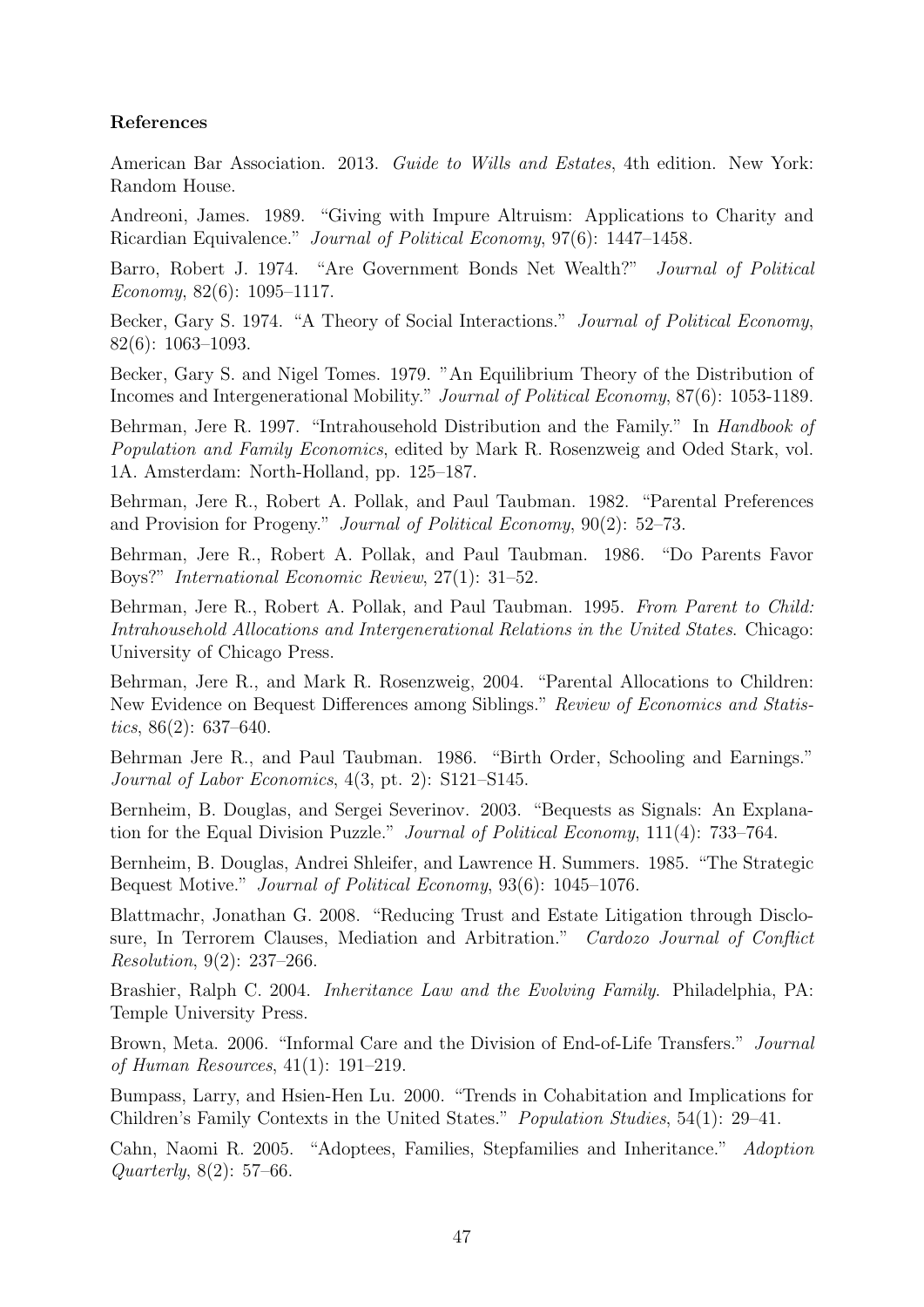**References**

American Bar Association. 2013. *Guide to Wills and Estates*, 4th edition. New York: Random House.

Andreoni, James. 1989. "Giving with Impure Altruism: Applications to Charity and Ricardian Equivalence." *Journal of Political Economy*, 97(6): 1447–1458.

Barro, Robert J. 1974. "Are Government Bonds Net Wealth?" *Journal of Political Economy*, 82(6): 1095–1117.

Becker, Gary S. 1974. "A Theory of Social Interactions." *Journal of Political Economy*, 82(6): 1063–1093.

Becker, Gary S. and Nigel Tomes. 1979. "An Equilibrium Theory of the Distribution of Incomes and Intergenerational Mobility." *Journal of Political Economy*, 87(6): 1053-1189.

Behrman, Jere R. 1997. "Intrahousehold Distribution and the Family." In *Handbook of Population and Family Economics*, edited by Mark R. Rosenzweig and Oded Stark, vol. 1A. Amsterdam: North-Holland, pp. 125–187.

Behrman, Jere R., Robert A. Pollak, and Paul Taubman. 1982. "Parental Preferences and Provision for Progeny." *Journal of Political Economy*, 90(2): 52–73.

Behrman, Jere R., Robert A. Pollak, and Paul Taubman. 1986. "Do Parents Favor Boys?" *International Economic Review*, 27(1): 31–52.

Behrman, Jere R., Robert A. Pollak, and Paul Taubman. 1995. *From Parent to Child: Intrahousehold Allocations and Intergenerational Relations in the United States*. Chicago: University of Chicago Press.

Behrman, Jere R., and Mark R. Rosenzweig, 2004. "Parental Allocations to Children: New Evidence on Bequest Differences among Siblings." *Review of Economics and Statistics*, 86(2): 637–640.

Behrman Jere R., and Paul Taubman. 1986. "Birth Order, Schooling and Earnings." *Journal of Labor Economics*, 4(3, pt. 2): S121–S145.

Bernheim, B. Douglas, and Sergei Severinov. 2003. "Bequests as Signals: An Explanation for the Equal Division Puzzle." *Journal of Political Economy*, 111(4): 733–764.

Bernheim, B. Douglas, Andrei Shleifer, and Lawrence H. Summers. 1985. "The Strategic Bequest Motive." *Journal of Political Economy*, 93(6): 1045–1076.

Blattmachr, Jonathan G. 2008. "Reducing Trust and Estate Litigation through Disclosure, In Terrorem Clauses, Mediation and Arbitration." *Cardozo Journal of Conflict Resolution*, 9(2): 237–266.

Brashier, Ralph C. 2004. *Inheritance Law and the Evolving Family*. Philadelphia, PA: Temple University Press.

Brown, Meta. 2006. "Informal Care and the Division of End-of-Life Transfers." *Journal of Human Resources*, 41(1): 191–219.

Bumpass, Larry, and Hsien-Hen Lu. 2000. "Trends in Cohabitation and Implications for Children's Family Contexts in the United States." *Population Studies*, 54(1): 29–41.

Cahn, Naomi R. 2005. "Adoptees, Families, Stepfamilies and Inheritance." *Adoption Quarterly*, 8(2): 57–66.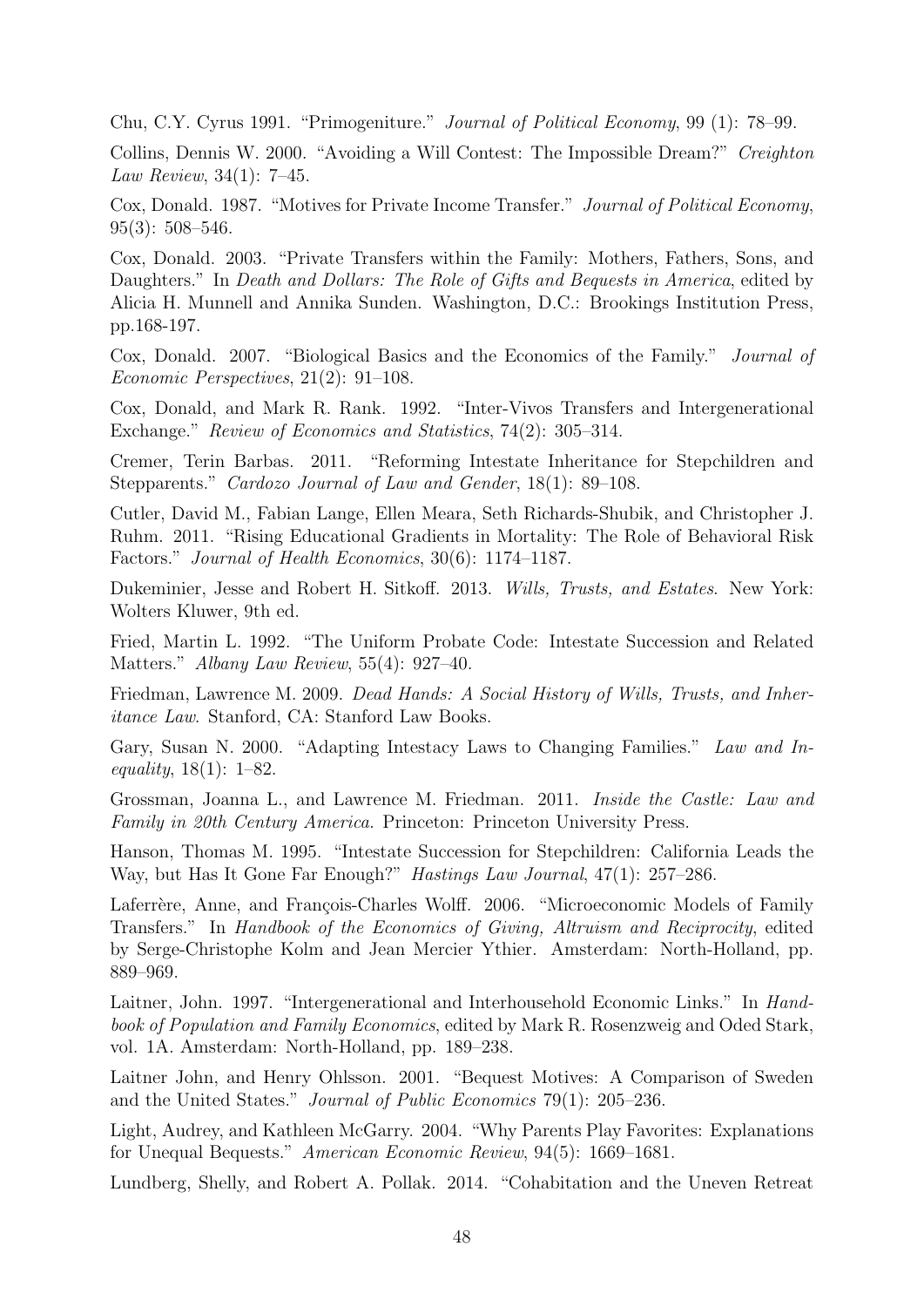Chu, C.Y. Cyrus 1991. "Primogeniture." *Journal of Political Economy*, 99 (1): 78–99.

Collins, Dennis W. 2000. "Avoiding a Will Contest: The Impossible Dream?" *Creighton Law Review*, 34(1): 7–45.

Cox, Donald. 1987. "Motives for Private Income Transfer." *Journal of Political Economy*, 95(3): 508–546.

Cox, Donald. 2003. "Private Transfers within the Family: Mothers, Fathers, Sons, and Daughters." In *Death and Dollars: The Role of Gifts and Bequests in America*, edited by Alicia H. Munnell and Annika Sunden. Washington, D.C.: Brookings Institution Press, pp.168-197.

Cox, Donald. 2007. "Biological Basics and the Economics of the Family." *Journal of Economic Perspectives*, 21(2): 91–108.

Cox, Donald, and Mark R. Rank. 1992. "Inter-Vivos Transfers and Intergenerational Exchange." *Review of Economics and Statistics*, 74(2): 305–314.

Cremer, Terin Barbas. 2011. "Reforming Intestate Inheritance for Stepchildren and Stepparents." *Cardozo Journal of Law and Gender*, 18(1): 89–108.

Cutler, David M., Fabian Lange, Ellen Meara, Seth Richards-Shubik, and Christopher J. Ruhm. 2011. "Rising Educational Gradients in Mortality: The Role of Behavioral Risk Factors." *Journal of Health Economics*, 30(6): 1174–1187.

Dukeminier, Jesse and Robert H. Sitkoff. 2013. *Wills, Trusts, and Estates.* New York: Wolters Kluwer, 9th ed.

Fried, Martin L. 1992. "The Uniform Probate Code: Intestate Succession and Related Matters." *Albany Law Review*, 55(4): 927–40.

Friedman, Lawrence M. 2009. *Dead Hands: A Social History of Wills, Trusts, and Inheritance Law.* Stanford, CA: Stanford Law Books.

Gary, Susan N. 2000. "Adapting Intestacy Laws to Changing Families." *Law and Inequality*, 18(1): 1–82.

Grossman, Joanna L., and Lawrence M. Friedman. 2011. *Inside the Castle: Law and Family in 20th Century America.* Princeton: Princeton University Press.

Hanson, Thomas M. 1995. "Intestate Succession for Stepchildren: California Leads the Way, but Has It Gone Far Enough?" *Hastings Law Journal*, 47(1): 257–286.

Laferrère, Anne, and François-Charles Wolff. 2006. "Microeconomic Models of Family Transfers." In *Handbook of the Economics of Giving, Altruism and Reciprocity*, edited by Serge-Christophe Kolm and Jean Mercier Ythier. Amsterdam: North-Holland, pp. 889–969.

Laitner, John. 1997. "Intergenerational and Interhousehold Economic Links." In *Handbook of Population and Family Economics*, edited by Mark R. Rosenzweig and Oded Stark, vol. 1A. Amsterdam: North-Holland, pp. 189–238.

Laitner John, and Henry Ohlsson. 2001. "Bequest Motives: A Comparison of Sweden and the United States." *Journal of Public Economics* 79(1): 205–236.

Light, Audrey, and Kathleen McGarry. 2004. "Why Parents Play Favorites: Explanations for Unequal Bequests." *American Economic Review*, 94(5): 1669–1681.

Lundberg, Shelly, and Robert A. Pollak. 2014. "Cohabitation and the Uneven Retreat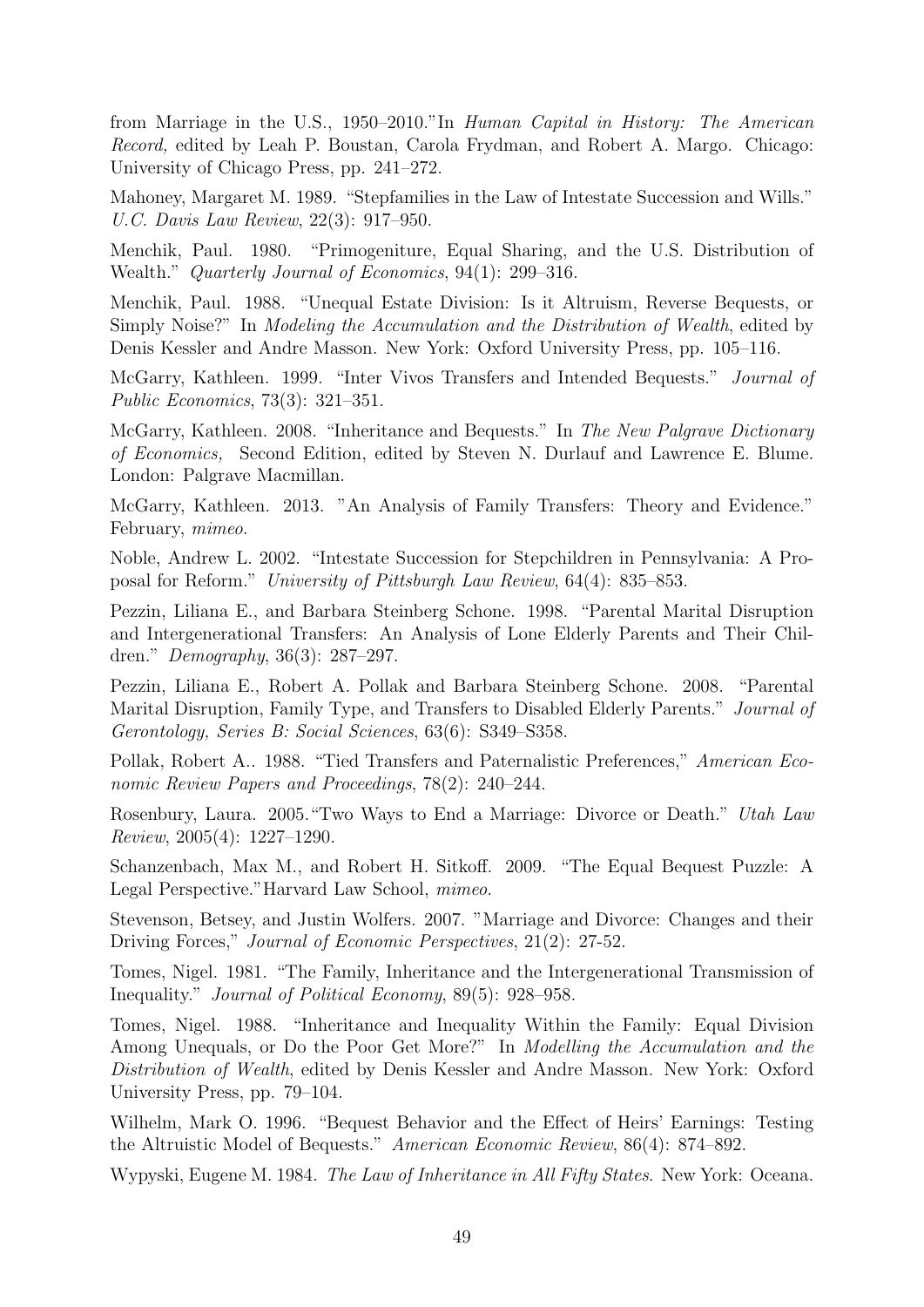from Marriage in the U.S., 1950–2010."In *Human Capital in History: The American Record,* edited by Leah P. Boustan, Carola Frydman, and Robert A. Margo. Chicago: University of Chicago Press, pp. 241–272.

Mahoney, Margaret M. 1989. "Stepfamilies in the Law of Intestate Succession and Wills." *U.C. Davis Law Review*, 22(3): 917–950.

Menchik, Paul. 1980. "Primogeniture, Equal Sharing, and the U.S. Distribution of Wealth." *Quarterly Journal of Economics*, 94(1): 299–316.

Menchik, Paul. 1988. "Unequal Estate Division: Is it Altruism, Reverse Bequests, or Simply Noise?" In *Modeling the Accumulation and the Distribution of Wealth*, edited by Denis Kessler and Andre Masson. New York: Oxford University Press, pp. 105–116.

McGarry, Kathleen. 1999. "Inter Vivos Transfers and Intended Bequests." *Journal of Public Economics*, 73(3): 321–351.

McGarry, Kathleen. 2008. "Inheritance and Bequests." In *The New Palgrave Dictionary of Economics,* Second Edition, edited by Steven N. Durlauf and Lawrence E. Blume. London: Palgrave Macmillan.

McGarry, Kathleen. 2013. "An Analysis of Family Transfers: Theory and Evidence." February, *mimeo*.

Noble, Andrew L. 2002. "Intestate Succession for Stepchildren in Pennsylvania: A Proposal for Reform." *University of Pittsburgh Law Review*, 64(4): 835–853.

Pezzin, Liliana E., and Barbara Steinberg Schone. 1998. "Parental Marital Disruption and Intergenerational Transfers: An Analysis of Lone Elderly Parents and Their Children." *Demography*, 36(3): 287–297.

Pezzin, Liliana E., Robert A. Pollak and Barbara Steinberg Schone. 2008. "Parental Marital Disruption, Family Type, and Transfers to Disabled Elderly Parents." *Journal of Gerontology, Series B: Social Sciences*, 63(6): S349–S358.

Pollak, Robert A.. 1988. "Tied Transfers and Paternalistic Preferences," *American Economic Review Papers and Proceedings*, 78(2): 240–244.

Rosenbury, Laura. 2005."Two Ways to End a Marriage: Divorce or Death." *Utah Law Review*, 2005(4): 1227–1290.

Schanzenbach, Max M., and Robert H. Sitkoff. 2009. "The Equal Bequest Puzzle: A Legal Perspective."Harvard Law School, *mimeo*.

Stevenson, Betsey, and Justin Wolfers. 2007. "Marriage and Divorce: Changes and their Driving Forces," *Journal of Economic Perspectives*, 21(2): 27-52.

Tomes, Nigel. 1981. "The Family, Inheritance and the Intergenerational Transmission of Inequality." *Journal of Political Economy*, 89(5): 928–958.

Tomes, Nigel. 1988. "Inheritance and Inequality Within the Family: Equal Division Among Unequals, or Do the Poor Get More?" In *Modelling the Accumulation and the Distribution of Wealth*, edited by Denis Kessler and Andre Masson. New York: Oxford University Press, pp. 79–104.

Wilhelm, Mark O. 1996. "Bequest Behavior and the Effect of Heirs' Earnings: Testing the Altruistic Model of Bequests." *American Economic Review*, 86(4): 874–892.

Wypyski, Eugene M. 1984. *The Law of Inheritance in All Fifty States*. New York: Oceana.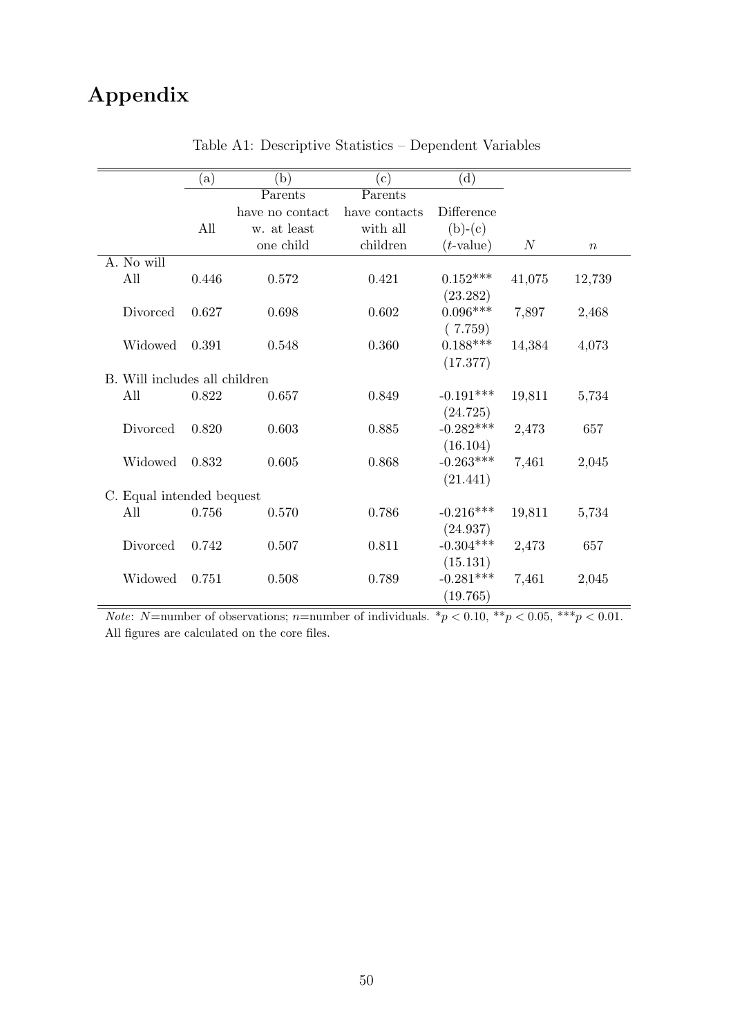# Appendix

Table A1: Descriptive Statistics – Dependent Variables

| | (a) | (b) | (c) | (d) | | |
|---|---|---|---|---|---|---|
| | All | Parents have no contact w. at least one child | Parents have contacts with all children | Difference (b)-(c) ($t$-value) | $N$ | $n$ |
| A. No will | | | | | | |
| All | 0.446 | 0.572 | 0.421 | 0.152*** | 41,075 | 12,739 |
| | | | | (23.282) | | |
| Divorced | 0.627 | 0.698 | 0.602 | 0.096*** | 7,897 | 2,468 |
| | | | | ( 7.759) | | |
| Widowed | 0.391 | 0.548 | 0.360 | 0.188*** | 14,384 | 4,073 |
| | | | | (17.377) | | |
| B. Will includes all children | | | | | | |
| All | 0.822 | 0.657 | 0.849 | -0.191*** | 19,811 | 5,734 |
| | | | | (24.725) | | |
| Divorced | 0.820 | 0.603 | 0.885 | -0.282*** | 2,473 | 657 |
| | | | | (16.104) | | |
| Widowed | 0.832 | 0.605 | 0.868 | -0.263*** | 7,461 | 2,045 |
| | | | | (21.441) | | |
| C. Equal intended bequest | | | | | | |
| All | 0.756 | 0.570 | 0.786 | -0.216*** | 19,811 | 5,734 |
| | | | | (24.937) | | |
| Divorced | 0.742 | 0.507 | 0.811 | -0.304*** | 2,473 | 657 |
| | | | | (15.131) | | |
| Widowed | 0.751 | 0.508 | 0.789 | -0.281*** | 7,461 | 2,045 |
| | | | | (19.765) | | |

*Note*: $N$=number of observations; $n$=number of individuals. $^{*}p < 0.10$, $^{**}p < 0.05$, $^{***}p < 0.01$. All figures are calculated on the core files.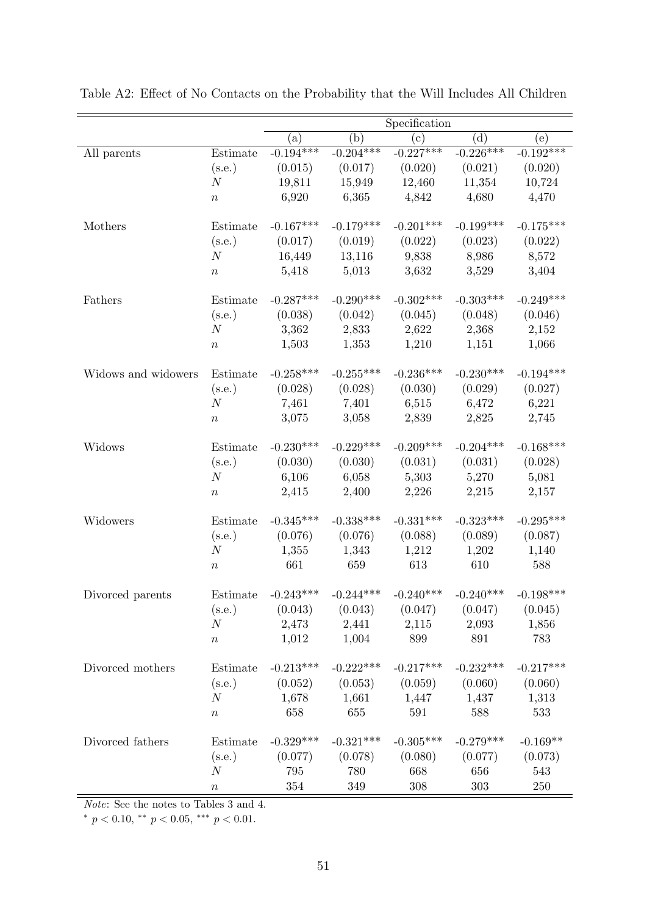Table A2: Effect of No Contacts on the Probability that the Will Includes All Children

| | | Specification | | | | |
|---|---|---|---|---|---|---|
| | | (a) | (b) | (c) | (d) | (e) |
| All parents | Estimate | -0.194*** | -0.204*** | -0.227*** | -0.226*** | -0.192*** |
| | (s.e.) | (0.015) | (0.017) | (0.020) | (0.021) | (0.020) |
| | $N$ | 19,811 | 15,949 | 12,460 | 11,354 | 10,724 |
| | $n$ | 6,920 | 6,365 | 4,842 | 4,680 | 4,470 |
| Mothers | Estimate | -0.167*** | -0.179*** | -0.201*** | -0.199*** | -0.175*** |
| | (s.e.) | (0.017) | (0.019) | (0.022) | (0.023) | (0.022) |
| | $N$ | 16,449 | 13,116 | 9,838 | 8,986 | 8,572 |
| | $n$ | 5,418 | 5,013 | 3,632 | 3,529 | 3,404 |
| Fathers | Estimate | -0.287*** | -0.290*** | -0.302*** | -0.303*** | -0.249*** |
| | (s.e.) | (0.038) | (0.042) | (0.045) | (0.048) | (0.046) |
| | $N$ | 3,362 | 2,833 | 2,622 | 2,368 | 2,152 |
| | $n$ | 1,503 | 1,353 | 1,210 | 1,151 | 1,066 |
| Widows and widowers | Estimate | -0.258*** | -0.255*** | -0.236*** | -0.230*** | -0.194*** |
| | (s.e.) | (0.028) | (0.028) | (0.030) | (0.029) | (0.027) |
| | $N$ | 7,461 | 7,401 | 6,515 | 6,472 | 6,221 |
| | $n$ | 3,075 | 3,058 | 2,839 | 2,825 | 2,745 |
| Widows | Estimate | -0.230*** | -0.229*** | -0.209*** | -0.204*** | -0.168*** |
| | (s.e.) | (0.030) | (0.030) | (0.031) | (0.031) | (0.028) |
| | $N$ | 6,106 | 6,058 | 5,303 | 5,270 | 5,081 |
| | $n$ | 2,415 | 2,400 | 2,226 | 2,215 | 2,157 |
| Widowers | Estimate | -0.345*** | -0.338*** | -0.331*** | -0.323*** | -0.295*** |
| | (s.e.) | (0.076) | (0.076) | (0.088) | (0.089) | (0.087) |
| | $N$ | 1,355 | 1,343 | 1,212 | 1,202 | 1,140 |
| | $n$ | 661 | 659 | 613 | 610 | 588 |
| Divorced parents | Estimate | -0.243*** | -0.244*** | -0.240*** | -0.240*** | -0.198*** |
| | (s.e.) | (0.043) | (0.043) | (0.047) | (0.047) | (0.045) |
| | $N$ | 2,473 | 2,441 | 2,115 | 2,093 | 1,856 |
| | $n$ | 1,012 | 1,004 | 899 | 891 | 783 |
| Divorced mothers | Estimate | -0.213*** | -0.222*** | -0.217*** | -0.232*** | -0.217*** |
| | (s.e.) | (0.052) | (0.053) | (0.059) | (0.060) | (0.060) |
| | $N$ | 1,678 | 1,661 | 1,447 | 1,437 | 1,313 |
| | $n$ | 658 | 655 | 591 | 588 | 533 |
| Divorced fathers | Estimate | -0.329*** | -0.321*** | -0.305*** | -0.279*** | -0.169** |
| | (s.e.) | (0.077) | (0.078) | (0.080) | (0.077) | (0.073) |
| | $N$ | 795 | 780 | 668 | 656 | 543 |
| | $n$ | 354 | 349 | 308 | 303 | 250 |

*Note*: See the notes to Tables 3 and 4.

$^{*}$ $p < 0.10$, $^{**}$ $p < 0.05$, $^{***}$ $p < 0.01$.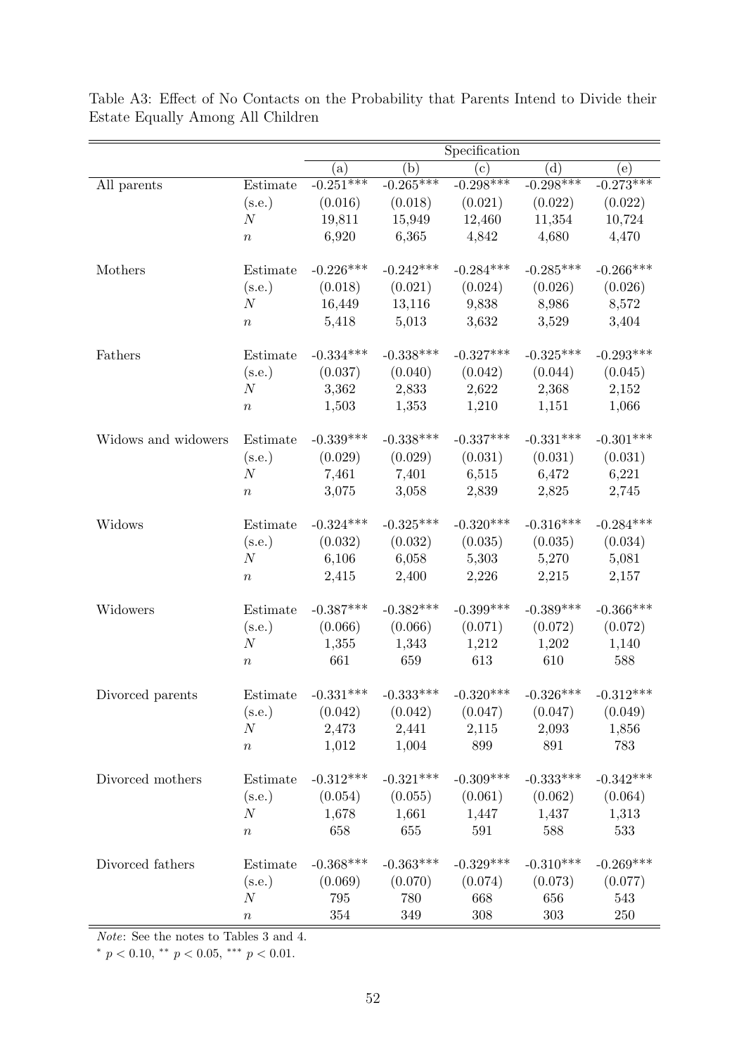Table A3: Effect of No Contacts on the Probability that Parents Intend to Divide their Estate Equally Among All Children

| | | Specification | | | | |
|---|---|---|---|---|---|---|
| | | (a) | (b) | (c) | (d) | (e) |
| All parents | Estimate | -0.251*** | -0.265*** | -0.298*** | -0.298*** | -0.273*** |
| | (s.e.) | (0.016) | (0.018) | (0.021) | (0.022) | (0.022) |
| | $N$ | 19,811 | 15,949 | 12,460 | 11,354 | 10,724 |
| | $n$ | 6,920 | 6,365 | 4,842 | 4,680 | 4,470 |
| Mothers | Estimate | -0.226*** | -0.242*** | -0.284*** | -0.285*** | -0.266*** |
| | (s.e.) | (0.018) | (0.021) | (0.024) | (0.026) | (0.026) |
| | $N$ | 16,449 | 13,116 | 9,838 | 8,986 | 8,572 |
| | $n$ | 5,418 | 5,013 | 3,632 | 3,529 | 3,404 |
| Fathers | Estimate | -0.334*** | -0.338*** | -0.327*** | -0.325*** | -0.293*** |
| | (s.e.) | (0.037) | (0.040) | (0.042) | (0.044) | (0.045) |
| | $N$ | 3,362 | 2,833 | 2,622 | 2,368 | 2,152 |
| | $n$ | 1,503 | 1,353 | 1,210 | 1,151 | 1,066 |
| Widows and widowers | Estimate | -0.339*** | -0.338*** | -0.337*** | -0.331*** | -0.301*** |
| | (s.e.) | (0.029) | (0.029) | (0.031) | (0.031) | (0.031) |
| | $N$ | 7,461 | 7,401 | 6,515 | 6,472 | 6,221 |
| | $n$ | 3,075 | 3,058 | 2,839 | 2,825 | 2,745 |
| Widows | Estimate | -0.324*** | -0.325*** | -0.320*** | -0.316*** | -0.284*** |
| | (s.e.) | (0.032) | (0.032) | (0.035) | (0.035) | (0.034) |
| | $N$ | 6,106 | 6,058 | 5,303 | 5,270 | 5,081 |
| | $n$ | 2,415 | 2,400 | 2,226 | 2,215 | 2,157 |
| Widowers | Estimate | -0.387*** | -0.382*** | -0.399*** | -0.389*** | -0.366*** |
| | (s.e.) | (0.066) | (0.066) | (0.071) | (0.072) | (0.072) |
| | $N$ | 1,355 | 1,343 | 1,212 | 1,202 | 1,140 |
| | $n$ | 661 | 659 | 613 | 610 | 588 |
| Divorced parents | Estimate | -0.331*** | -0.333*** | -0.320*** | -0.326*** | -0.312*** |
| | (s.e.) | (0.042) | (0.042) | (0.047) | (0.047) | (0.049) |
| | $N$ | 2,473 | 2,441 | 2,115 | 2,093 | 1,856 |
| | $n$ | 1,012 | 1,004 | 899 | 891 | 783 |
| Divorced mothers | Estimate | -0.312*** | -0.321*** | -0.309*** | -0.333*** | -0.342*** |
| | (s.e.) | (0.054) | (0.055) | (0.061) | (0.062) | (0.064) |
| | $N$ | 1,678 | 1,661 | 1,447 | 1,437 | 1,313 |
| | $n$ | 658 | 655 | 591 | 588 | 533 |
| Divorced fathers | Estimate | -0.368*** | -0.363*** | -0.329*** | -0.310*** | -0.269*** |
| | (s.e.) | (0.069) | (0.070) | (0.074) | (0.073) | (0.077) |
| | $N$ | 795 | 780 | 668 | 656 | 543 |
| | $n$ | 354 | 349 | 308 | 303 | 250 |

*Note*: See the notes to Tables 3 and 4.

$^{*}$ $p < 0.10$, $^{**}$ $p < 0.05$, $^{***}$ $p < 0.01$.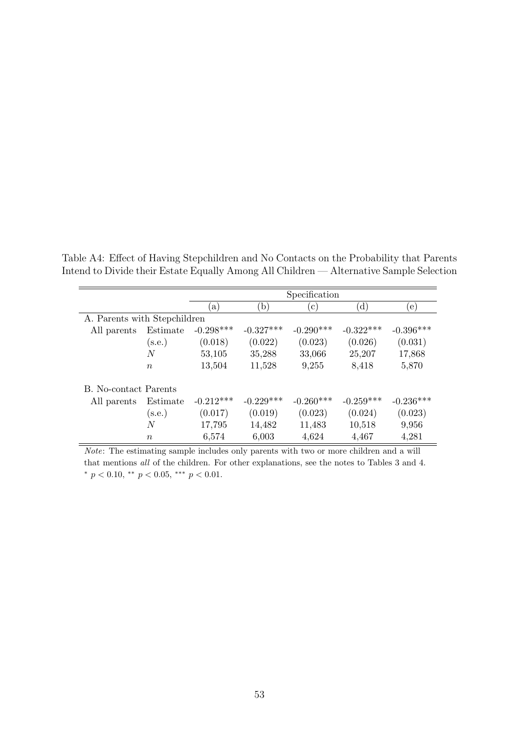Table A4: Effect of Having Stepchildren and No Contacts on the Probability that Parents Intend to Divide their Estate Equally Among All Children — Alternative Sample Selection

| | | Specification | | | | |
|---|---|---|---|---|---|---|
| | | (a) | (b) | (c) | (d) | (e) |
| A. Parents with Stepchildren | | | | | | |
| All parents | Estimate | -0.298*** | -0.327*** | -0.290*** | -0.322*** | -0.396*** |
| | (s.e.) | (0.018) | (0.022) | (0.023) | (0.026) | (0.031) |
| | $N$ | 53,105 | 35,288 | 33,066 | 25,207 | 17,868 |
| | $n$ | 13,504 | 11,528 | 9,255 | 8,418 | 5,870 |
| B. No-contact Parents | | | | | | |
| All parents | Estimate | -0.212*** | -0.229*** | -0.260*** | -0.259*** | -0.236*** |
| | (s.e.) | (0.017) | (0.019) | (0.023) | (0.024) | (0.023) |
| | $N$ | 17,795 | 14,482 | 11,483 | 10,518 | 9,956 |
| | $n$ | 6,574 | 6,003 | 4,624 | 4,467 | 4,281 |

*Note*: The estimating sample includes only parents with two or more children and a will that mentions *all* of the children. For other explanations, see the notes to Tables 3 and 4.
$^{*}$ $p < 0.10$, $^{**}$ $p < 0.05$, $^{***}$ $p < 0.01$.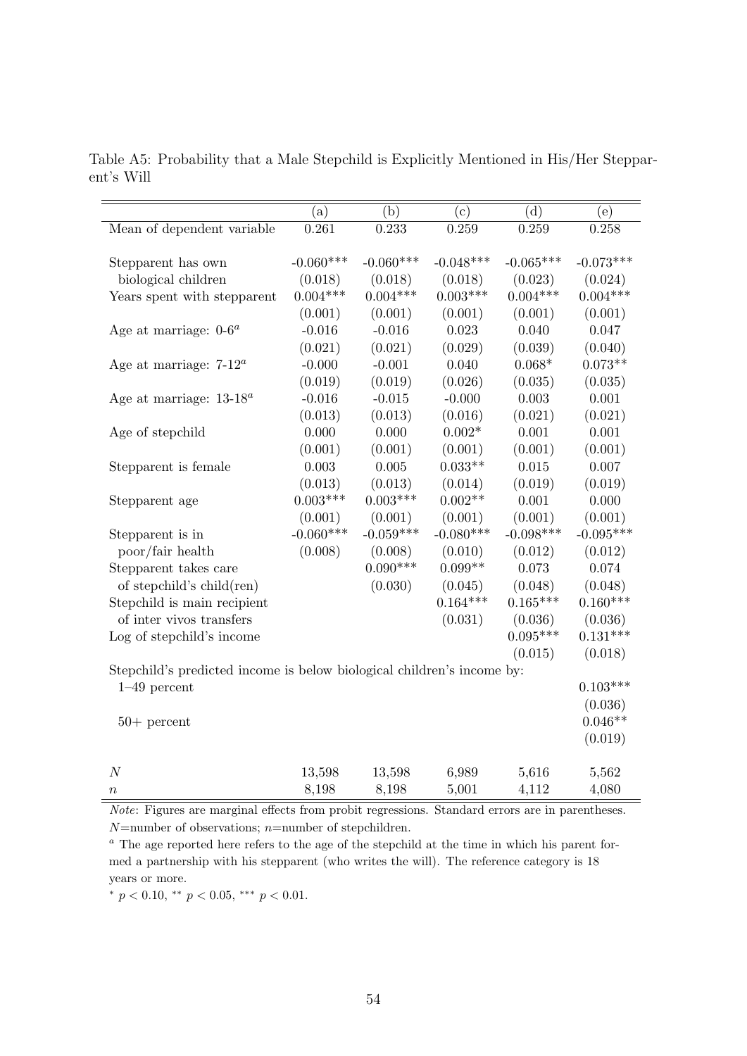Table A5: Probability that a Male Stepchild is Explicitly Mentioned in His/Her Stepparent's Will

| | (a) | (b) | (c) | (d) | (e) |
|---|---|---|---|---|---|
| Mean of dependent variable | 0.261 | 0.233 | 0.259 | 0.259 | 0.258 |
| | | | | | |
| Stepparent has own biological children | -0.060*** | -0.060*** | -0.048*** | -0.065*** | -0.073*** |
| | (0.018) | (0.018) | (0.018) | (0.023) | (0.024) |
| Years spent with stepparent | 0.004*** | 0.004*** | 0.003*** | 0.004*** | 0.004*** |
| | (0.001) | (0.001) | (0.001) | (0.001) | (0.001) |
| Age at marriage: 0-6[a] | -0.016 | -0.016 | 0.023 | 0.040 | 0.047 |
| | (0.021) | (0.021) | (0.029) | (0.039) | (0.040) |
| Age at marriage: 7-12[a] | -0.000 | -0.001 | 0.040 | 0.068* | 0.073** |
| | (0.019) | (0.019) | (0.026) | (0.035) | (0.035) |
| Age at marriage: 13-18[a] | -0.016 | -0.015 | -0.000 | 0.003 | 0.001 |
| | (0.013) | (0.013) | (0.016) | (0.021) | (0.021) |
| Age of stepchild | 0.000 | 0.000 | 0.002* | 0.001 | 0.001 |
| | (0.001) | (0.001) | (0.001) | (0.001) | (0.001) |
| Stepparent is female | 0.003 | 0.005 | 0.033** | 0.015 | 0.007 |
| | (0.013) | (0.013) | (0.014) | (0.019) | (0.019) |
| Stepparent age | 0.003*** | 0.003*** | 0.002** | 0.001 | 0.000 |
| | (0.001) | (0.001) | (0.001) | (0.001) | (0.001) |
| Stepparent is in poor/fair health | -0.060*** | -0.059*** | -0.080*** | -0.098*** | -0.095*** |
| | (0.008) | (0.008) | (0.010) | (0.012) | (0.012) |
| Stepparent takes care of stepchild's child(ren) | | 0.090*** | 0.099** | 0.073 | 0.074 |
| | | (0.030) | (0.045) | (0.048) | (0.048) |
| Stepchild is main recipient of inter vivos transfers | | | 0.164*** | 0.165*** | 0.160*** |
| | | | (0.031) | (0.036) | (0.036) |
| Log of stepchild's income | | | | 0.095*** | 0.131*** |
| | | | | (0.015) | (0.018) |
| Stepchild's predicted income is below biological children's income by: | | | | | |
| 1–49 percent | | | | | 0.103*** |
| | | | | | (0.036) |
| 50+ percent | | | | | 0.046** |
| | | | | | (0.019) |
| | | | | | |
| $N$ | 13,598 | 13,598 | 6,989 | 5,616 | 5,562 |
| $n$ | 8,198 | 8,198 | 5,001 | 4,112 | 4,080 |

*Note*: Figures are marginal effects from probit regressions. Standard errors are in parentheses. $N$=number of observations; $n$=number of stepchildren.

[a] The age reported here refers to the age of the stepchild at the time in which his parent formed a partnership with his stepparent (who writes the will). The reference category is 18 years or more.

* $p < 0.10$, ** $p < 0.05$, *** $p < 0.01$.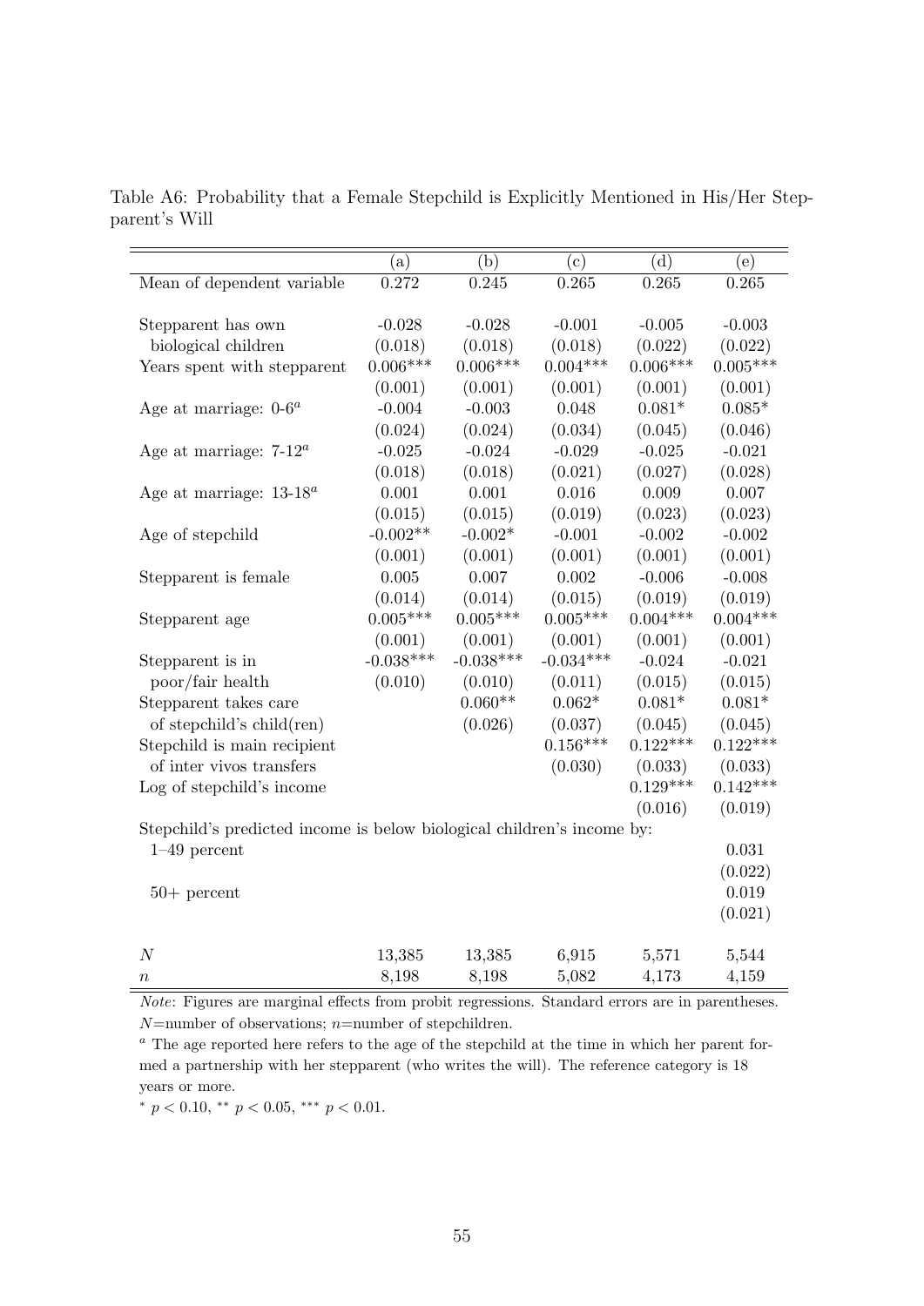Table A6: Probability that a Female Stepchild is Explicitly Mentioned in His/Her Stepparent's Will

| | (a) | (b) | (c) | (d) | (e) |
|---|---|---|---|---|---|
| Mean of dependent variable | 0.272 | 0.245 | 0.265 | 0.265 | 0.265 |
| Stepparent has own biological children | -0.028 | -0.028 | -0.001 | -0.005 | -0.003 |
| | (0.018) | (0.018) | (0.018) | (0.022) | (0.022) |
| Years spent with stepparent | 0.006*** | 0.006*** | 0.004*** | 0.006*** | 0.005*** |
| | (0.001) | (0.001) | (0.001) | (0.001) | (0.001) |
| Age at marriage: 0-6[a] | -0.004 | -0.003 | 0.048 | 0.081* | 0.085* |
| | (0.024) | (0.024) | (0.034) | (0.045) | (0.046) |
| Age at marriage: 7-12[a] | -0.025 | -0.024 | -0.029 | -0.025 | -0.021 |
| | (0.018) | (0.018) | (0.021) | (0.027) | (0.028) |
| Age at marriage: 13-18[a] | 0.001 | 0.001 | 0.016 | 0.009 | 0.007 |
| | (0.015) | (0.015) | (0.019) | (0.023) | (0.023) |
| Age of stepchild | -0.002** | -0.002* | -0.001 | -0.002 | -0.002 |
| | (0.001) | (0.001) | (0.001) | (0.001) | (0.001) |
| Stepparent is female | 0.005 | 0.007 | 0.002 | -0.006 | -0.008 |
| | (0.014) | (0.014) | (0.015) | (0.019) | (0.019) |
| Stepparent age | 0.005*** | 0.005*** | 0.005*** | 0.004*** | 0.004*** |
| | (0.001) | (0.001) | (0.001) | (0.001) | (0.001) |
| Stepparent is in poor/fair health | -0.038*** | -0.038*** | -0.034*** | -0.024 | -0.021 |
| | (0.010) | (0.010) | (0.011) | (0.015) | (0.015) |
| Stepparent takes care of stepchild's child(ren) | | 0.060** | 0.062* | 0.081* | 0.081* |
| | | (0.026) | (0.037) | (0.045) | (0.045) |
| Stepchild is main recipient of inter vivos transfers | | | 0.156*** | 0.122*** | 0.122*** |
| | | | (0.030) | (0.033) | (0.033) |
| Log of stepchild's income | | | | 0.129*** | 0.142*** |
| | | | | (0.016) | (0.019) |
| Stepchild's predicted income is below biological children's income by: | | | | | |
| 1–49 percent | | | | | 0.031 |
| | | | | | (0.022) |
| 50+ percent | | | | | 0.019 |
| | | | | | (0.021) |
| $N$ | 13,385 | 13,385 | 6,915 | 5,571 | 5,544 |
| $n$ | 8,198 | 8,198 | 5,082 | 4,173 | 4,159 |

*Note*: Figures are marginal effects from probit regressions. Standard errors are in parentheses. $N$=number of observations; $n$=number of stepchildren.

[a] The age reported here refers to the age of the stepchild at the time in which her parent formed a partnership with her stepparent (who writes the will). The reference category is 18 years or more.

* $p < 0.10$, ** $p < 0.05$, *** $p < 0.01$.